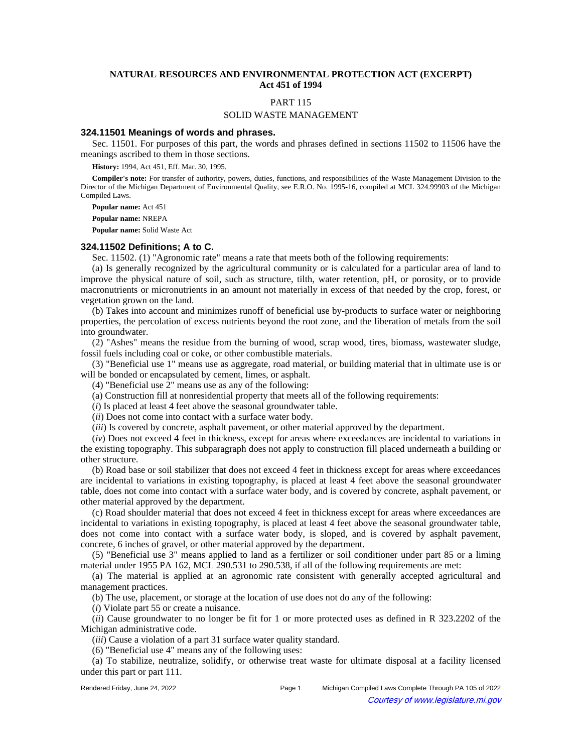# NATURAL RESOURCES AND ENVIRONMENTAL PROTECTION ACT (EXCERPT)
# Act 451 of 1994

## PART 115

## SOLID WASTE MANAGEMENT

### 324.11501 Meanings of words and phrases.

Sec. 11501. For purposes of this part, the words and phrases defined in sections 11502 to 11506 have the meanings ascribed to them in those sections.

**History:** 1994, Act 451, Eff. Mar. 30, 1995.

**Compiler's note:** For transfer of authority, powers, duties, functions, and responsibilities of the Waste Management Division to the Director of the Michigan Department of Environmental Quality, see E.R.O. No. 1995-16, compiled at MCL 324.99903 of the Michigan Compiled Laws.

**Popular name:** Act 451

**Popular name:** NREPA

**Popular name:** Solid Waste Act

### 324.11502 Definitions; A to C.

Sec. 11502. (1) "Agronomic rate" means a rate that meets both of the following requirements:

(a) Is generally recognized by the agricultural community or is calculated for a particular area of land to improve the physical nature of soil, such as structure, tilth, water retention, pH, or porosity, or to provide macronutrients or micronutrients in an amount not materially in excess of that needed by the crop, forest, or vegetation grown on the land.

(b) Takes into account and minimizes runoff of beneficial use by-products to surface water or neighboring properties, the percolation of excess nutrients beyond the root zone, and the liberation of metals from the soil into groundwater.

(2) "Ashes" means the residue from the burning of wood, scrap wood, tires, biomass, wastewater sludge, fossil fuels including coal or coke, or other combustible materials.

(3) "Beneficial use 1" means use as aggregate, road material, or building material that in ultimate use is or will be bonded or encapsulated by cement, limes, or asphalt.

(4) "Beneficial use 2" means use as any of the following:

(a) Construction fill at nonresidential property that meets all of the following requirements:

(*i*) Is placed at least 4 feet above the seasonal groundwater table.

(*ii*) Does not come into contact with a surface water body.

(*iii*) Is covered by concrete, asphalt pavement, or other material approved by the department.

(*iv*) Does not exceed 4 feet in thickness, except for areas where exceedances are incidental to variations in the existing topography. This subparagraph does not apply to construction fill placed underneath a building or other structure.

(b) Road base or soil stabilizer that does not exceed 4 feet in thickness except for areas where exceedances are incidental to variations in existing topography, is placed at least 4 feet above the seasonal groundwater table, does not come into contact with a surface water body, and is covered by concrete, asphalt pavement, or other material approved by the department.

(c) Road shoulder material that does not exceed 4 feet in thickness except for areas where exceedances are incidental to variations in existing topography, is placed at least 4 feet above the seasonal groundwater table, does not come into contact with a surface water body, is sloped, and is covered by asphalt pavement, concrete, 6 inches of gravel, or other material approved by the department.

(5) "Beneficial use 3" means applied to land as a fertilizer or soil conditioner under part 85 or a liming material under 1955 PA 162, MCL 290.531 to 290.538, if all of the following requirements are met:

(a) The material is applied at an agronomic rate consistent with generally accepted agricultural and management practices.

(b) The use, placement, or storage at the location of use does not do any of the following:

(*i*) Violate part 55 or create a nuisance.

(*ii*) Cause groundwater to no longer be fit for 1 or more protected uses as defined in R 323.2202 of the Michigan administrative code.

(*iii*) Cause a violation of a part 31 surface water quality standard.

(6) "Beneficial use 4" means any of the following uses:

(a) To stabilize, neutralize, solidify, or otherwise treat waste for ultimate disposal at a facility licensed under this part or part 111.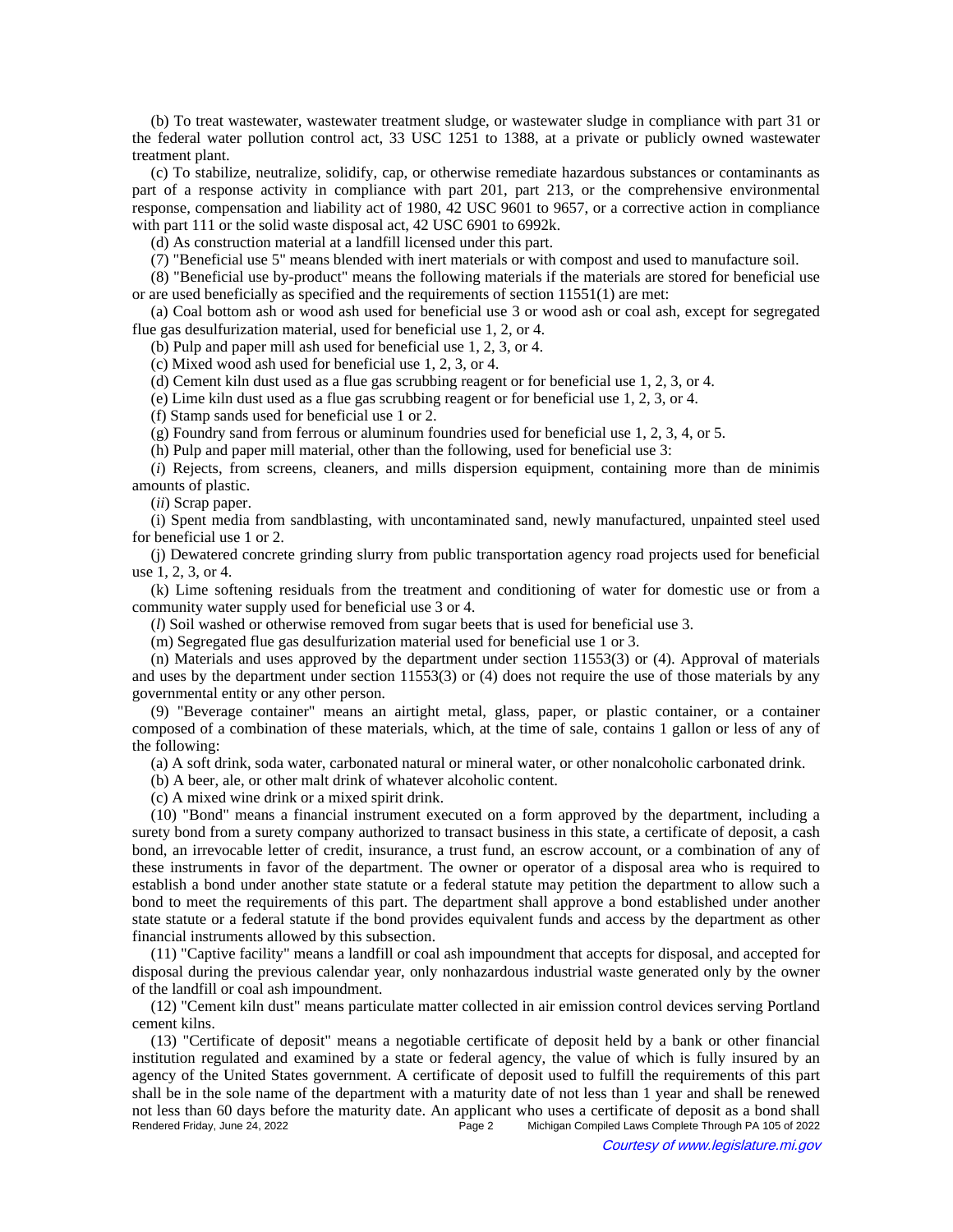(b) To treat wastewater, wastewater treatment sludge, or wastewater sludge in compliance with part 31 or the federal water pollution control act, 33 USC 1251 to 1388, at a private or publicly owned wastewater treatment plant.

(c) To stabilize, neutralize, solidify, cap, or otherwise remediate hazardous substances or contaminants as part of a response activity in compliance with part 201, part 213, or the comprehensive environmental response, compensation and liability act of 1980, 42 USC 9601 to 9657, or a corrective action in compliance with part 111 or the solid waste disposal act, 42 USC 6901 to 6992k.

(d) As construction material at a landfill licensed under this part.

(7) "Beneficial use 5" means blended with inert materials or with compost and used to manufacture soil.

(8) "Beneficial use by-product" means the following materials if the materials are stored for beneficial use or are used beneficially as specified and the requirements of section 11551(1) are met:

(a) Coal bottom ash or wood ash used for beneficial use 3 or wood ash or coal ash, except for segregated flue gas desulfurization material, used for beneficial use 1, 2, or 4.

(b) Pulp and paper mill ash used for beneficial use 1, 2, 3, or 4.

(c) Mixed wood ash used for beneficial use 1, 2, 3, or 4.

(d) Cement kiln dust used as a flue gas scrubbing reagent or for beneficial use 1, 2, 3, or 4.

(e) Lime kiln dust used as a flue gas scrubbing reagent or for beneficial use 1, 2, 3, or 4.

(f) Stamp sands used for beneficial use 1 or 2.

(g) Foundry sand from ferrous or aluminum foundries used for beneficial use 1, 2, 3, 4, or 5.

(h) Pulp and paper mill material, other than the following, used for beneficial use 3:

(*i*) Rejects, from screens, cleaners, and mills dispersion equipment, containing more than de minimis amounts of plastic.

(*ii*) Scrap paper.

(i) Spent media from sandblasting, with uncontaminated sand, newly manufactured, unpainted steel used for beneficial use 1 or 2.

(j) Dewatered concrete grinding slurry from public transportation agency road projects used for beneficial use 1, 2, 3, or 4.

(k) Lime softening residuals from the treatment and conditioning of water for domestic use or from a community water supply used for beneficial use 3 or 4.

(*l*) Soil washed or otherwise removed from sugar beets that is used for beneficial use 3.

(m) Segregated flue gas desulfurization material used for beneficial use 1 or 3.

(n) Materials and uses approved by the department under section 11553(3) or (4). Approval of materials and uses by the department under section 11553(3) or (4) does not require the use of those materials by any governmental entity or any other person.

(9) "Beverage container" means an airtight metal, glass, paper, or plastic container, or a container composed of a combination of these materials, which, at the time of sale, contains 1 gallon or less of any of the following:

(a) A soft drink, soda water, carbonated natural or mineral water, or other nonalcoholic carbonated drink.

(b) A beer, ale, or other malt drink of whatever alcoholic content.

(c) A mixed wine drink or a mixed spirit drink.

(10) "Bond" means a financial instrument executed on a form approved by the department, including a surety bond from a surety company authorized to transact business in this state, a certificate of deposit, a cash bond, an irrevocable letter of credit, insurance, a trust fund, an escrow account, or a combination of any of these instruments in favor of the department. The owner or operator of a disposal area who is required to establish a bond under another state statute or a federal statute may petition the department to allow such a bond to meet the requirements of this part. The department shall approve a bond established under another state statute or a federal statute if the bond provides equivalent funds and access by the department as other financial instruments allowed by this subsection.

(11) "Captive facility" means a landfill or coal ash impoundment that accepts for disposal, and accepted for disposal during the previous calendar year, only nonhazardous industrial waste generated only by the owner of the landfill or coal ash impoundment.

(12) "Cement kiln dust" means particulate matter collected in air emission control devices serving Portland cement kilns.

(13) "Certificate of deposit" means a negotiable certificate of deposit held by a bank or other financial institution regulated and examined by a state or federal agency, the value of which is fully insured by an agency of the United States government. A certificate of deposit used to fulfill the requirements of this part shall be in the sole name of the department with a maturity date of not less than 1 year and shall be renewed not less than 60 days before the maturity date. An applicant who uses a certificate of deposit as a bond shall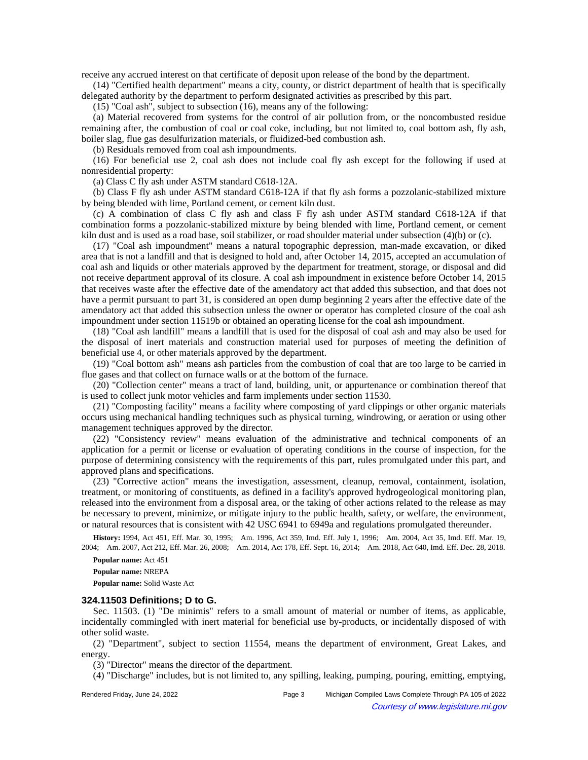receive any accrued interest on that certificate of deposit upon release of the bond by the department.

(14) "Certified health department" means a city, county, or district department of health that is specifically delegated authority by the department to perform designated activities as prescribed by this part.

(15) "Coal ash", subject to subsection (16), means any of the following:

(a) Material recovered from systems for the control of air pollution from, or the noncombusted residue remaining after, the combustion of coal or coal coke, including, but not limited to, coal bottom ash, fly ash, boiler slag, flue gas desulfurization materials, or fluidized-bed combustion ash.

(b) Residuals removed from coal ash impoundments.

(16) For beneficial use 2, coal ash does not include coal fly ash except for the following if used at nonresidential property:

(a) Class C fly ash under ASTM standard C618-12A.

(b) Class F fly ash under ASTM standard C618-12A if that fly ash forms a pozzolanic-stabilized mixture by being blended with lime, Portland cement, or cement kiln dust.

(c) A combination of class C fly ash and class F fly ash under ASTM standard C618-12A if that combination forms a pozzolanic-stabilized mixture by being blended with lime, Portland cement, or cement kiln dust and is used as a road base, soil stabilizer, or road shoulder material under subsection (4)(b) or (c).

(17) "Coal ash impoundment" means a natural topographic depression, man-made excavation, or diked area that is not a landfill and that is designed to hold and, after October 14, 2015, accepted an accumulation of coal ash and liquids or other materials approved by the department for treatment, storage, or disposal and did not receive department approval of its closure. A coal ash impoundment in existence before October 14, 2015 that receives waste after the effective date of the amendatory act that added this subsection, and that does not have a permit pursuant to part 31, is considered an open dump beginning 2 years after the effective date of the amendatory act that added this subsection unless the owner or operator has completed closure of the coal ash impoundment under section 11519b or obtained an operating license for the coal ash impoundment.

(18) "Coal ash landfill" means a landfill that is used for the disposal of coal ash and may also be used for the disposal of inert materials and construction material used for purposes of meeting the definition of beneficial use 4, or other materials approved by the department.

(19) "Coal bottom ash" means ash particles from the combustion of coal that are too large to be carried in flue gases and that collect on furnace walls or at the bottom of the furnace.

(20) "Collection center" means a tract of land, building, unit, or appurtenance or combination thereof that is used to collect junk motor vehicles and farm implements under section 11530.

(21) "Composting facility" means a facility where composting of yard clippings or other organic materials occurs using mechanical handling techniques such as physical turning, windrowing, or aeration or using other management techniques approved by the director.

(22) "Consistency review" means evaluation of the administrative and technical components of an application for a permit or license or evaluation of operating conditions in the course of inspection, for the purpose of determining consistency with the requirements of this part, rules promulgated under this part, and approved plans and specifications.

(23) "Corrective action" means the investigation, assessment, cleanup, removal, containment, isolation, treatment, or monitoring of constituents, as defined in a facility's approved hydrogeological monitoring plan, released into the environment from a disposal area, or the taking of other actions related to the release as may be necessary to prevent, minimize, or mitigate injury to the public health, safety, or welfare, the environment, or natural resources that is consistent with 42 USC 6941 to 6949a and regulations promulgated thereunder.

**History:** 1994, Act 451, Eff. Mar. 30, 1995; Am. 1996, Act 359, Imd. Eff. July 1, 1996; Am. 2004, Act 35, Imd. Eff. Mar. 19, 2004; Am. 2007, Act 212, Eff. Mar. 26, 2008; Am. 2014, Act 178, Eff. Sept. 16, 2014; Am. 2018, Act 640, Imd. Eff. Dec. 28, 2018.

**Popular name:** Act 451

**Popular name:** NREPA

**Popular name:** Solid Waste Act

### 324.11503 Definitions; D to G.

Sec. 11503. (1) "De minimis" refers to a small amount of material or number of items, as applicable, incidentally commingled with inert material for beneficial use by-products, or incidentally disposed of with other solid waste.

(2) "Department", subject to section 11554, means the department of environment, Great Lakes, and energy.

(3) "Director" means the director of the department.

(4) "Discharge" includes, but is not limited to, any spilling, leaking, pumping, pouring, emitting, emptying,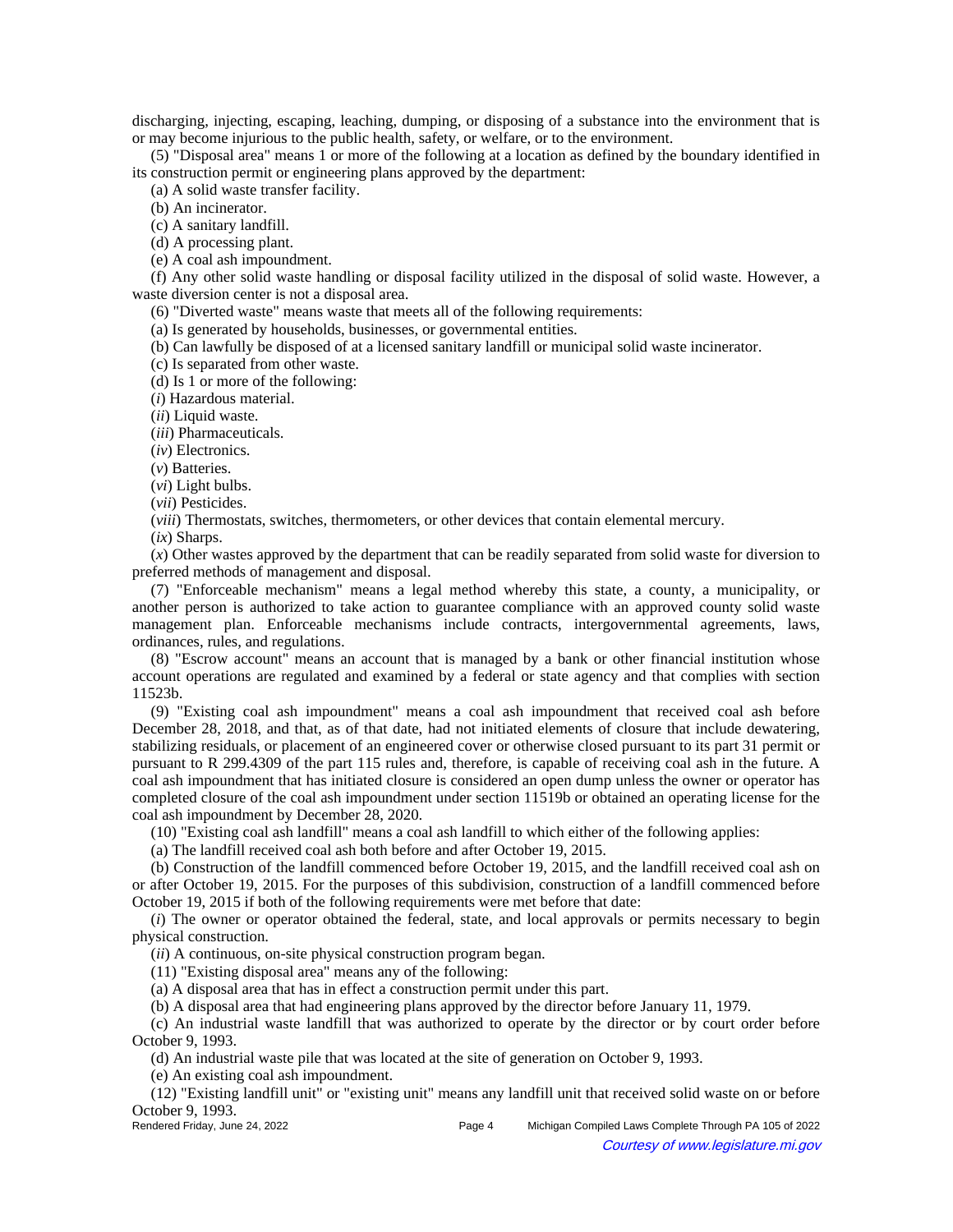discharging, injecting, escaping, leaching, dumping, or disposing of a substance into the environment that is or may become injurious to the public health, safety, or welfare, or to the environment.

(5) "Disposal area" means 1 or more of the following at a location as defined by the boundary identified in its construction permit or engineering plans approved by the department:

(a) A solid waste transfer facility.

(b) An incinerator.

(c) A sanitary landfill.

(d) A processing plant.

(e) A coal ash impoundment.

(f) Any other solid waste handling or disposal facility utilized in the disposal of solid waste. However, a waste diversion center is not a disposal area.

(6) "Diverted waste" means waste that meets all of the following requirements:

(a) Is generated by households, businesses, or governmental entities.

(b) Can lawfully be disposed of at a licensed sanitary landfill or municipal solid waste incinerator.

(c) Is separated from other waste.

(d) Is 1 or more of the following:

(*i*) Hazardous material.

(*ii*) Liquid waste.

(*iii*) Pharmaceuticals.

(*iv*) Electronics.

(*v*) Batteries.

(*vi*) Light bulbs.

(*vii*) Pesticides.

(*viii*) Thermostats, switches, thermometers, or other devices that contain elemental mercury.

(*ix*) Sharps.

(*x*) Other wastes approved by the department that can be readily separated from solid waste for diversion to preferred methods of management and disposal.

(7) "Enforceable mechanism" means a legal method whereby this state, a county, a municipality, or another person is authorized to take action to guarantee compliance with an approved county solid waste management plan. Enforceable mechanisms include contracts, intergovernmental agreements, laws, ordinances, rules, and regulations.

(8) "Escrow account" means an account that is managed by a bank or other financial institution whose account operations are regulated and examined by a federal or state agency and that complies with section 11523b.

(9) "Existing coal ash impoundment" means a coal ash impoundment that received coal ash before December 28, 2018, and that, as of that date, had not initiated elements of closure that include dewatering, stabilizing residuals, or placement of an engineered cover or otherwise closed pursuant to its part 31 permit or pursuant to R 299.4309 of the part 115 rules and, therefore, is capable of receiving coal ash in the future. A coal ash impoundment that has initiated closure is considered an open dump unless the owner or operator has completed closure of the coal ash impoundment under section 11519b or obtained an operating license for the coal ash impoundment by December 28, 2020.

(10) "Existing coal ash landfill" means a coal ash landfill to which either of the following applies:

(a) The landfill received coal ash both before and after October 19, 2015.

(b) Construction of the landfill commenced before October 19, 2015, and the landfill received coal ash on or after October 19, 2015. For the purposes of this subdivision, construction of a landfill commenced before October 19, 2015 if both of the following requirements were met before that date:

(*i*) The owner or operator obtained the federal, state, and local approvals or permits necessary to begin physical construction.

(*ii*) A continuous, on-site physical construction program began.

(11) "Existing disposal area" means any of the following:

(a) A disposal area that has in effect a construction permit under this part.

(b) A disposal area that had engineering plans approved by the director before January 11, 1979.

(c) An industrial waste landfill that was authorized to operate by the director or by court order before October 9, 1993.

(d) An industrial waste pile that was located at the site of generation on October 9, 1993.

(e) An existing coal ash impoundment.

(12) "Existing landfill unit" or "existing unit" means any landfill unit that received solid waste on or before October 9, 1993.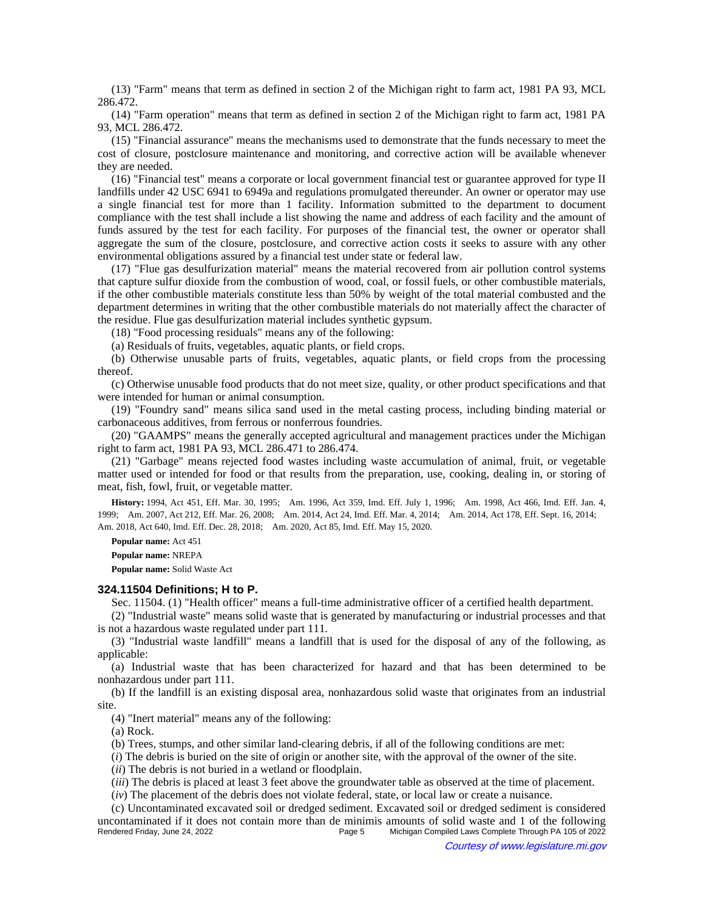(13) "Farm" means that term as defined in section 2 of the Michigan right to farm act, 1981 PA 93, MCL 286.472.

(14) "Farm operation" means that term as defined in section 2 of the Michigan right to farm act, 1981 PA 93, MCL 286.472.

(15) "Financial assurance" means the mechanisms used to demonstrate that the funds necessary to meet the cost of closure, postclosure maintenance and monitoring, and corrective action will be available whenever they are needed.

(16) "Financial test" means a corporate or local government financial test or guarantee approved for type II landfills under 42 USC 6941 to 6949a and regulations promulgated thereunder. An owner or operator may use a single financial test for more than 1 facility. Information submitted to the department to document compliance with the test shall include a list showing the name and address of each facility and the amount of funds assured by the test for each facility. For purposes of the financial test, the owner or operator shall aggregate the sum of the closure, postclosure, and corrective action costs it seeks to assure with any other environmental obligations assured by a financial test under state or federal law.

(17) "Flue gas desulfurization material" means the material recovered from air pollution control systems that capture sulfur dioxide from the combustion of wood, coal, or fossil fuels, or other combustible materials, if the other combustible materials constitute less than 50% by weight of the total material combusted and the department determines in writing that the other combustible materials do not materially affect the character of the residue. Flue gas desulfurization material includes synthetic gypsum.

(18) "Food processing residuals" means any of the following:

(a) Residuals of fruits, vegetables, aquatic plants, or field crops.

(b) Otherwise unusable parts of fruits, vegetables, aquatic plants, or field crops from the processing thereof.

(c) Otherwise unusable food products that do not meet size, quality, or other product specifications and that were intended for human or animal consumption.

(19) "Foundry sand" means silica sand used in the metal casting process, including binding material or carbonaceous additives, from ferrous or nonferrous foundries.

(20) "GAAMPS" means the generally accepted agricultural and management practices under the Michigan right to farm act, 1981 PA 93, MCL 286.471 to 286.474.

(21) "Garbage" means rejected food wastes including waste accumulation of animal, fruit, or vegetable matter used or intended for food or that results from the preparation, use, cooking, dealing in, or storing of meat, fish, fowl, fruit, or vegetable matter.

**History:** 1994, Act 451, Eff. Mar. 30, 1995; Am. 1996, Act 359, Imd. Eff. July 1, 1996; Am. 1998, Act 466, Imd. Eff. Jan. 4, 1999; Am. 2007, Act 212, Eff. Mar. 26, 2008; Am. 2014, Act 24, Imd. Eff. Mar. 4, 2014; Am. 2014, Act 178, Eff. Sept. 16, 2014; Am. 2018, Act 640, Imd. Eff. Dec. 28, 2018; Am. 2020, Act 85, Imd. Eff. May 15, 2020.

**Popular name:** Act 451

**Popular name:** NREPA

**Popular name:** Solid Waste Act

### 324.11504 Definitions; H to P.

Sec. 11504. (1) "Health officer" means a full-time administrative officer of a certified health department.

(2) "Industrial waste" means solid waste that is generated by manufacturing or industrial processes and that is not a hazardous waste regulated under part 111.

(3) "Industrial waste landfill" means a landfill that is used for the disposal of any of the following, as applicable:

(a) Industrial waste that has been characterized for hazard and that has been determined to be nonhazardous under part 111.

(b) If the landfill is an existing disposal area, nonhazardous solid waste that originates from an industrial site.

(4) "Inert material" means any of the following:

(a) Rock.

(b) Trees, stumps, and other similar land-clearing debris, if all of the following conditions are met:

(*i*) The debris is buried on the site of origin or another site, with the approval of the owner of the site.

(*ii*) The debris is not buried in a wetland or floodplain.

(*iii*) The debris is placed at least 3 feet above the groundwater table as observed at the time of placement.

(*iv*) The placement of the debris does not violate federal, state, or local law or create a nuisance.

(c) Uncontaminated excavated soil or dredged sediment. Excavated soil or dredged sediment is considered uncontaminated if it does not contain more than de minimis amounts of solid waste and 1 of the following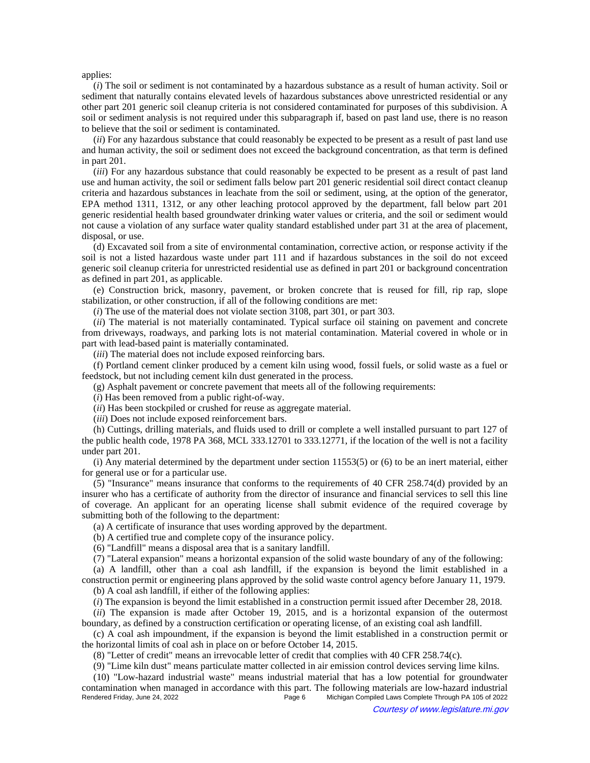applies:

(*i*) The soil or sediment is not contaminated by a hazardous substance as a result of human activity. Soil or sediment that naturally contains elevated levels of hazardous substances above unrestricted residential or any other part 201 generic soil cleanup criteria is not considered contaminated for purposes of this subdivision. A soil or sediment analysis is not required under this subparagraph if, based on past land use, there is no reason to believe that the soil or sediment is contaminated.

(*ii*) For any hazardous substance that could reasonably be expected to be present as a result of past land use and human activity, the soil or sediment does not exceed the background concentration, as that term is defined in part 201.

(*iii*) For any hazardous substance that could reasonably be expected to be present as a result of past land use and human activity, the soil or sediment falls below part 201 generic residential soil direct contact cleanup criteria and hazardous substances in leachate from the soil or sediment, using, at the option of the generator, EPA method 1311, 1312, or any other leaching protocol approved by the department, fall below part 201 generic residential health based groundwater drinking water values or criteria, and the soil or sediment would not cause a violation of any surface water quality standard established under part 31 at the area of placement, disposal, or use.

(d) Excavated soil from a site of environmental contamination, corrective action, or response activity if the soil is not a listed hazardous waste under part 111 and if hazardous substances in the soil do not exceed generic soil cleanup criteria for unrestricted residential use as defined in part 201 or background concentration as defined in part 201, as applicable.

(e) Construction brick, masonry, pavement, or broken concrete that is reused for fill, rip rap, slope stabilization, or other construction, if all of the following conditions are met:

(*i*) The use of the material does not violate section 3108, part 301, or part 303.

(*ii*) The material is not materially contaminated. Typical surface oil staining on pavement and concrete from driveways, roadways, and parking lots is not material contamination. Material covered in whole or in part with lead-based paint is materially contaminated.

(*iii*) The material does not include exposed reinforcing bars.

(f) Portland cement clinker produced by a cement kiln using wood, fossil fuels, or solid waste as a fuel or feedstock, but not including cement kiln dust generated in the process.

(g) Asphalt pavement or concrete pavement that meets all of the following requirements:

(*i*) Has been removed from a public right-of-way.

(*ii*) Has been stockpiled or crushed for reuse as aggregate material.

(*iii*) Does not include exposed reinforcement bars.

(h) Cuttings, drilling materials, and fluids used to drill or complete a well installed pursuant to part 127 of the public health code, 1978 PA 368, MCL 333.12701 to 333.12771, if the location of the well is not a facility under part 201.

(i) Any material determined by the department under section 11553(5) or (6) to be an inert material, either for general use or for a particular use.

(5) "Insurance" means insurance that conforms to the requirements of 40 CFR 258.74(d) provided by an insurer who has a certificate of authority from the director of insurance and financial services to sell this line of coverage. An applicant for an operating license shall submit evidence of the required coverage by submitting both of the following to the department:

(a) A certificate of insurance that uses wording approved by the department.

(b) A certified true and complete copy of the insurance policy.

(6) "Landfill" means a disposal area that is a sanitary landfill.

(7) "Lateral expansion" means a horizontal expansion of the solid waste boundary of any of the following:

(a) A landfill, other than a coal ash landfill, if the expansion is beyond the limit established in a construction permit or engineering plans approved by the solid waste control agency before January 11, 1979.

(b) A coal ash landfill, if either of the following applies:

(*i*) The expansion is beyond the limit established in a construction permit issued after December 28, 2018.

(*ii*) The expansion is made after October 19, 2015, and is a horizontal expansion of the outermost boundary, as defined by a construction certification or operating license, of an existing coal ash landfill.

(c) A coal ash impoundment, if the expansion is beyond the limit established in a construction permit or the horizontal limits of coal ash in place on or before October 14, 2015.

(8) "Letter of credit" means an irrevocable letter of credit that complies with 40 CFR 258.74(c).

(9) "Lime kiln dust" means particulate matter collected in air emission control devices serving lime kilns.

(10) "Low-hazard industrial waste" means industrial material that has a low potential for groundwater contamination when managed in accordance with this part. The following materials are low-hazard industrial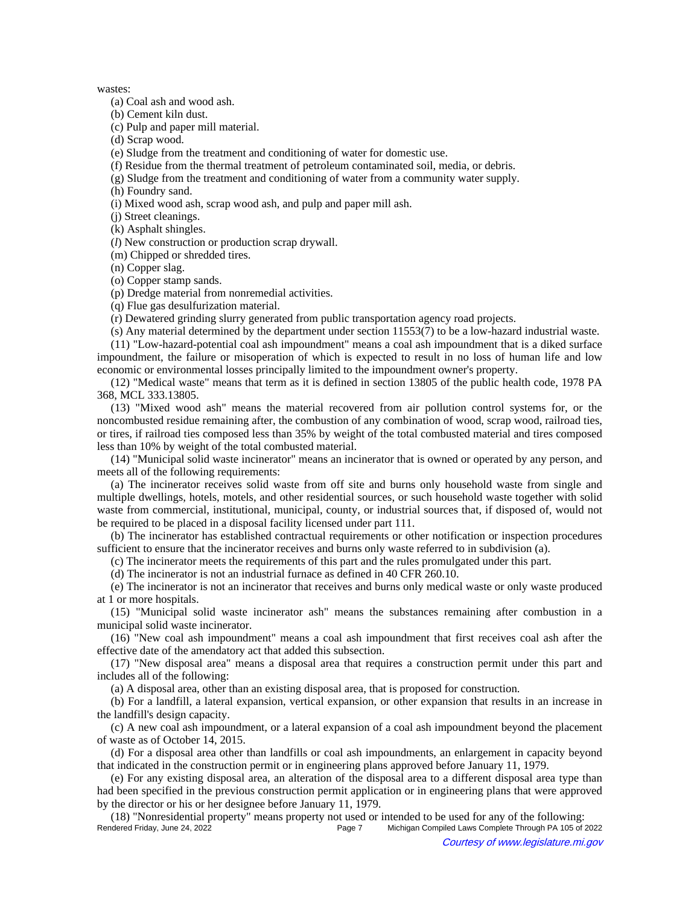wastes:

(a) Coal ash and wood ash.

(b) Cement kiln dust.

(c) Pulp and paper mill material.

(d) Scrap wood.

(e) Sludge from the treatment and conditioning of water for domestic use.

(f) Residue from the thermal treatment of petroleum contaminated soil, media, or debris.

(g) Sludge from the treatment and conditioning of water from a community water supply.

(h) Foundry sand.

(i) Mixed wood ash, scrap wood ash, and pulp and paper mill ash.

(j) Street cleanings.

(k) Asphalt shingles.

(*l*) New construction or production scrap drywall.

(m) Chipped or shredded tires.

(n) Copper slag.

(o) Copper stamp sands.

(p) Dredge material from nonremedial activities.

(q) Flue gas desulfurization material.

(r) Dewatered grinding slurry generated from public transportation agency road projects.

(s) Any material determined by the department under section 11553(7) to be a low-hazard industrial waste.

(11) "Low-hazard-potential coal ash impoundment" means a coal ash impoundment that is a diked surface impoundment, the failure or misoperation of which is expected to result in no loss of human life and low economic or environmental losses principally limited to the impoundment owner's property.

(12) "Medical waste" means that term as it is defined in section 13805 of the public health code, 1978 PA 368, MCL 333.13805.

(13) "Mixed wood ash" means the material recovered from air pollution control systems for, or the noncombusted residue remaining after, the combustion of any combination of wood, scrap wood, railroad ties, or tires, if railroad ties composed less than 35% by weight of the total combusted material and tires composed less than 10% by weight of the total combusted material.

(14) "Municipal solid waste incinerator" means an incinerator that is owned or operated by any person, and meets all of the following requirements:

(a) The incinerator receives solid waste from off site and burns only household waste from single and multiple dwellings, hotels, motels, and other residential sources, or such household waste together with solid waste from commercial, institutional, municipal, county, or industrial sources that, if disposed of, would not be required to be placed in a disposal facility licensed under part 111.

(b) The incinerator has established contractual requirements or other notification or inspection procedures sufficient to ensure that the incinerator receives and burns only waste referred to in subdivision (a).

(c) The incinerator meets the requirements of this part and the rules promulgated under this part.

(d) The incinerator is not an industrial furnace as defined in 40 CFR 260.10.

(e) The incinerator is not an incinerator that receives and burns only medical waste or only waste produced at 1 or more hospitals.

(15) "Municipal solid waste incinerator ash" means the substances remaining after combustion in a municipal solid waste incinerator.

(16) "New coal ash impoundment" means a coal ash impoundment that first receives coal ash after the effective date of the amendatory act that added this subsection.

(17) "New disposal area" means a disposal area that requires a construction permit under this part and includes all of the following:

(a) A disposal area, other than an existing disposal area, that is proposed for construction.

(b) For a landfill, a lateral expansion, vertical expansion, or other expansion that results in an increase in the landfill's design capacity.

(c) A new coal ash impoundment, or a lateral expansion of a coal ash impoundment beyond the placement of waste as of October 14, 2015.

(d) For a disposal area other than landfills or coal ash impoundments, an enlargement in capacity beyond that indicated in the construction permit or in engineering plans approved before January 11, 1979.

(e) For any existing disposal area, an alteration of the disposal area to a different disposal area type than had been specified in the previous construction permit application or in engineering plans that were approved by the director or his or her designee before January 11, 1979.

(18) "Nonresidential property" means property not used or intended to be used for any of the following: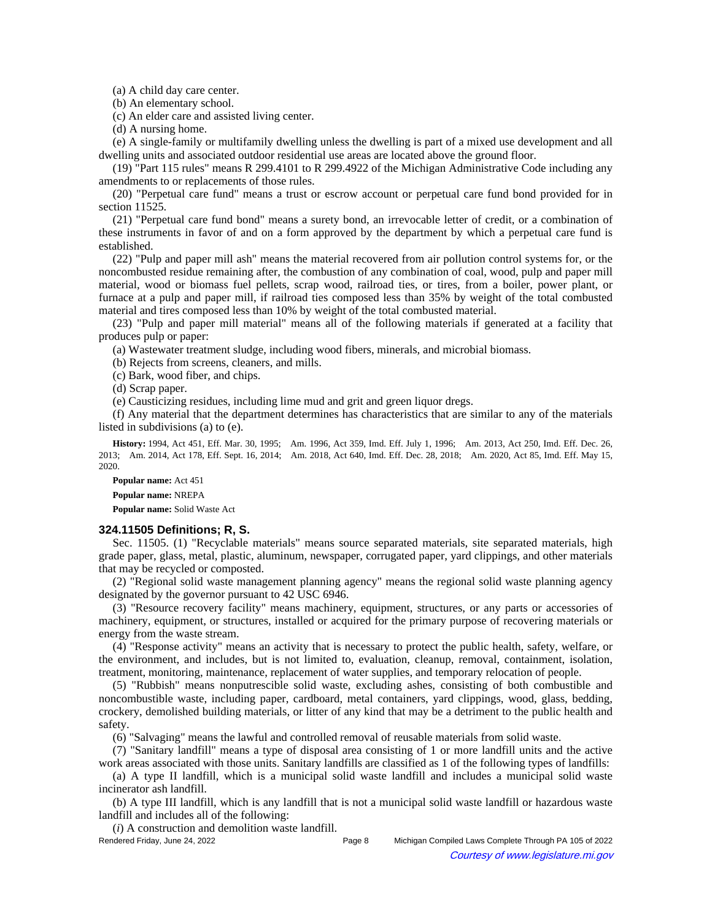(a) A child day care center.

(b) An elementary school.

(c) An elder care and assisted living center.

(d) A nursing home.

(e) A single-family or multifamily dwelling unless the dwelling is part of a mixed use development and all dwelling units and associated outdoor residential use areas are located above the ground floor.

(19) "Part 115 rules" means R 299.4101 to R 299.4922 of the Michigan Administrative Code including any amendments to or replacements of those rules.

(20) "Perpetual care fund" means a trust or escrow account or perpetual care fund bond provided for in section 11525.

(21) "Perpetual care fund bond" means a surety bond, an irrevocable letter of credit, or a combination of these instruments in favor of and on a form approved by the department by which a perpetual care fund is established.

(22) "Pulp and paper mill ash" means the material recovered from air pollution control systems for, or the noncombusted residue remaining after, the combustion of any combination of coal, wood, pulp and paper mill material, wood or biomass fuel pellets, scrap wood, railroad ties, or tires, from a boiler, power plant, or furnace at a pulp and paper mill, if railroad ties composed less than 35% by weight of the total combusted material and tires composed less than 10% by weight of the total combusted material.

(23) "Pulp and paper mill material" means all of the following materials if generated at a facility that produces pulp or paper:

(a) Wastewater treatment sludge, including wood fibers, minerals, and microbial biomass.

(b) Rejects from screens, cleaners, and mills.

(c) Bark, wood fiber, and chips.

(d) Scrap paper.

(e) Causticizing residues, including lime mud and grit and green liquor dregs.

(f) Any material that the department determines has characteristics that are similar to any of the materials listed in subdivisions (a) to (e).

**History:** 1994, Act 451, Eff. Mar. 30, 1995; Am. 1996, Act 359, Imd. Eff. July 1, 1996; Am. 2013, Act 250, Imd. Eff. Dec. 26, 2013; Am. 2014, Act 178, Eff. Sept. 16, 2014; Am. 2018, Act 640, Imd. Eff. Dec. 28, 2018; Am. 2020, Act 85, Imd. Eff. May 15, 2020.

**Popular name:** Act 451

**Popular name:** NREPA

**Popular name:** Solid Waste Act

### 324.11505 Definitions; R, S.

Sec. 11505. (1) "Recyclable materials" means source separated materials, site separated materials, high grade paper, glass, metal, plastic, aluminum, newspaper, corrugated paper, yard clippings, and other materials that may be recycled or composted.

(2) "Regional solid waste management planning agency" means the regional solid waste planning agency designated by the governor pursuant to 42 USC 6946.

(3) "Resource recovery facility" means machinery, equipment, structures, or any parts or accessories of machinery, equipment, or structures, installed or acquired for the primary purpose of recovering materials or energy from the waste stream.

(4) "Response activity" means an activity that is necessary to protect the public health, safety, welfare, or the environment, and includes, but is not limited to, evaluation, cleanup, removal, containment, isolation, treatment, monitoring, maintenance, replacement of water supplies, and temporary relocation of people.

(5) "Rubbish" means nonputrescible solid waste, excluding ashes, consisting of both combustible and noncombustible waste, including paper, cardboard, metal containers, yard clippings, wood, glass, bedding, crockery, demolished building materials, or litter of any kind that may be a detriment to the public health and safety.

(6) "Salvaging" means the lawful and controlled removal of reusable materials from solid waste.

(7) "Sanitary landfill" means a type of disposal area consisting of 1 or more landfill units and the active work areas associated with those units. Sanitary landfills are classified as 1 of the following types of landfills:

(a) A type II landfill, which is a municipal solid waste landfill and includes a municipal solid waste incinerator ash landfill.

(b) A type III landfill, which is any landfill that is not a municipal solid waste landfill or hazardous waste landfill and includes all of the following:

(*i*) A construction and demolition waste landfill.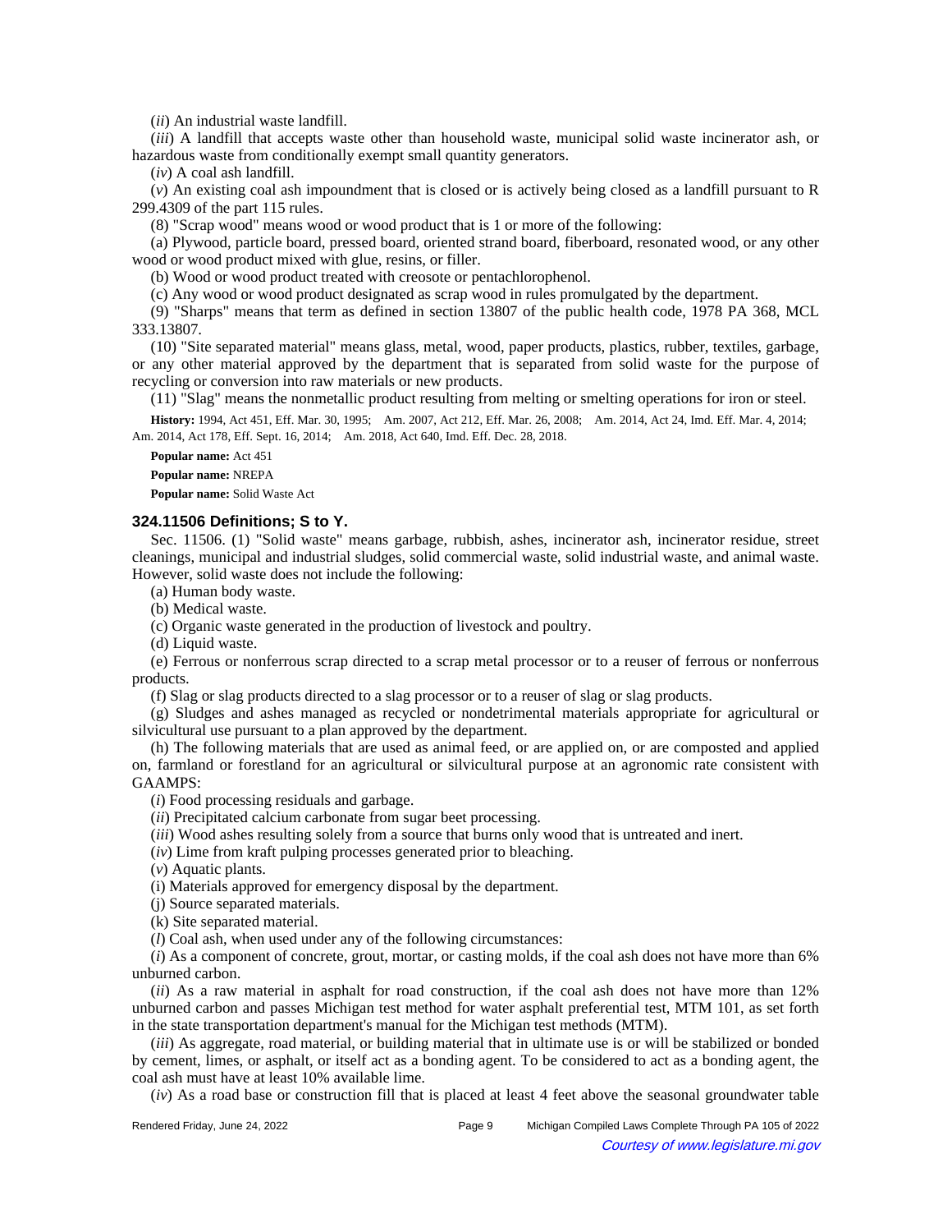(*ii*) An industrial waste landfill.

(*iii*) A landfill that accepts waste other than household waste, municipal solid waste incinerator ash, or hazardous waste from conditionally exempt small quantity generators.

(*iv*) A coal ash landfill.

(*v*) An existing coal ash impoundment that is closed or is actively being closed as a landfill pursuant to R 299.4309 of the part 115 rules.

(8) "Scrap wood" means wood or wood product that is 1 or more of the following:

(a) Plywood, particle board, pressed board, oriented strand board, fiberboard, resonated wood, or any other wood or wood product mixed with glue, resins, or filler.

(b) Wood or wood product treated with creosote or pentachlorophenol.

(c) Any wood or wood product designated as scrap wood in rules promulgated by the department.

(9) "Sharps" means that term as defined in section 13807 of the public health code, 1978 PA 368, MCL 333.13807.

(10) "Site separated material" means glass, metal, wood, paper products, plastics, rubber, textiles, garbage, or any other material approved by the department that is separated from solid waste for the purpose of recycling or conversion into raw materials or new products.

(11) "Slag" means the nonmetallic product resulting from melting or smelting operations for iron or steel.

**History:** 1994, Act 451, Eff. Mar. 30, 1995; Am. 2007, Act 212, Eff. Mar. 26, 2008; Am. 2014, Act 24, Imd. Eff. Mar. 4, 2014; Am. 2014, Act 178, Eff. Sept. 16, 2014; Am. 2018, Act 640, Imd. Eff. Dec. 28, 2018.

**Popular name:** Act 451

**Popular name:** NREPA

**Popular name:** Solid Waste Act

### 324.11506 Definitions; S to Y.

Sec. 11506. (1) "Solid waste" means garbage, rubbish, ashes, incinerator ash, incinerator residue, street cleanings, municipal and industrial sludges, solid commercial waste, solid industrial waste, and animal waste. However, solid waste does not include the following:

(a) Human body waste.

(b) Medical waste.

(c) Organic waste generated in the production of livestock and poultry.

(d) Liquid waste.

(e) Ferrous or nonferrous scrap directed to a scrap metal processor or to a reuser of ferrous or nonferrous products.

(f) Slag or slag products directed to a slag processor or to a reuser of slag or slag products.

(g) Sludges and ashes managed as recycled or nondetrimental materials appropriate for agricultural or silvicultural use pursuant to a plan approved by the department.

(h) The following materials that are used as animal feed, or are applied on, or are composted and applied on, farmland or forestland for an agricultural or silvicultural purpose at an agronomic rate consistent with GAAMPS:

(*i*) Food processing residuals and garbage.

(*ii*) Precipitated calcium carbonate from sugar beet processing.

(*iii*) Wood ashes resulting solely from a source that burns only wood that is untreated and inert.

(*iv*) Lime from kraft pulping processes generated prior to bleaching.

(*v*) Aquatic plants.

(i) Materials approved for emergency disposal by the department.

(j) Source separated materials.

(k) Site separated material.

(*l*) Coal ash, when used under any of the following circumstances:

(*i*) As a component of concrete, grout, mortar, or casting molds, if the coal ash does not have more than 6% unburned carbon.

(*ii*) As a raw material in asphalt for road construction, if the coal ash does not have more than 12% unburned carbon and passes Michigan test method for water asphalt preferential test, MTM 101, as set forth in the state transportation department's manual for the Michigan test methods (MTM).

(*iii*) As aggregate, road material, or building material that in ultimate use is or will be stabilized or bonded by cement, limes, or asphalt, or itself act as a bonding agent. To be considered to act as a bonding agent, the coal ash must have at least 10% available lime.

(*iv*) As a road base or construction fill that is placed at least 4 feet above the seasonal groundwater table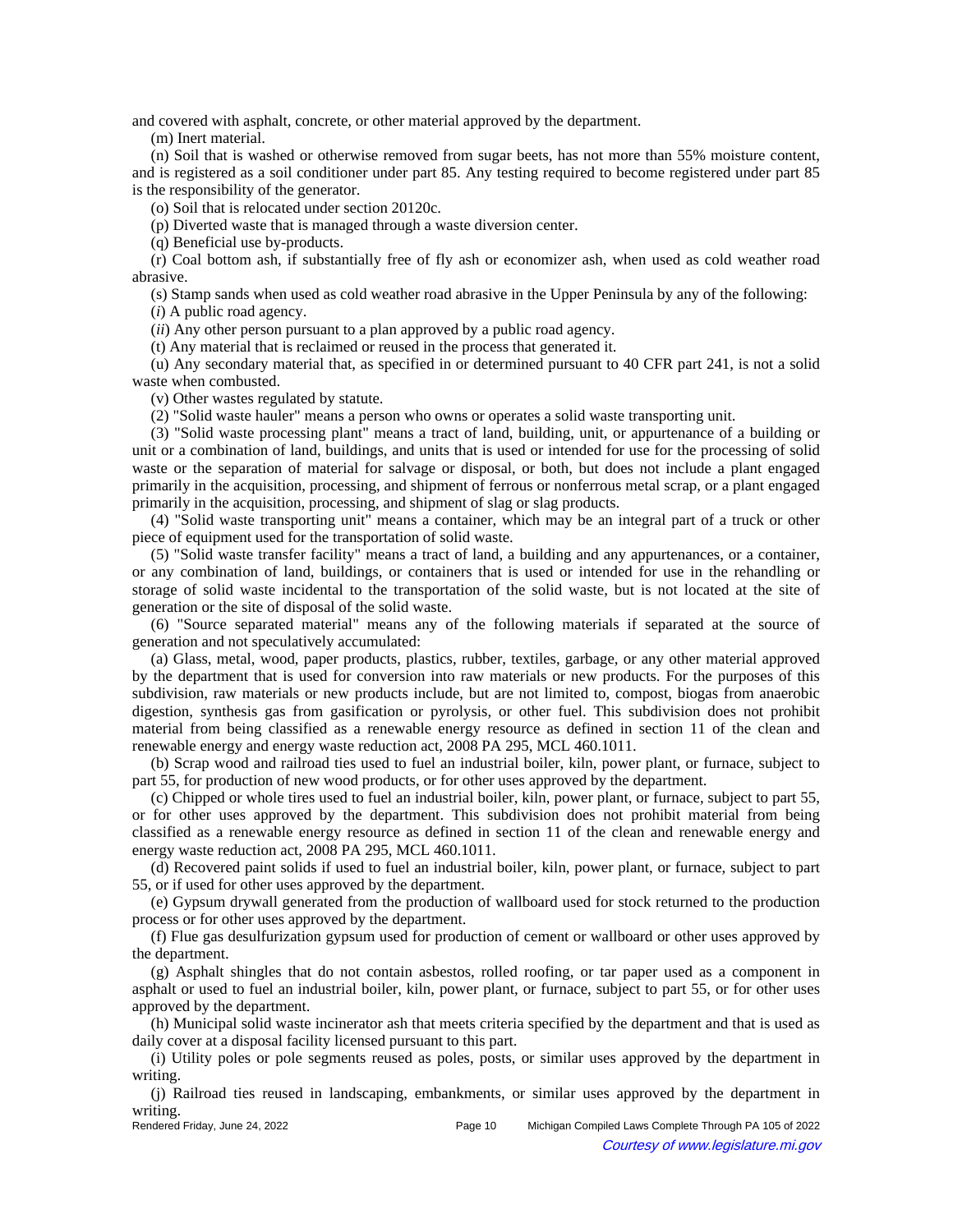and covered with asphalt, concrete, or other material approved by the department.

(m) Inert material.

(n) Soil that is washed or otherwise removed from sugar beets, has not more than 55% moisture content, and is registered as a soil conditioner under part 85. Any testing required to become registered under part 85 is the responsibility of the generator.

(o) Soil that is relocated under section 20120c.

(p) Diverted waste that is managed through a waste diversion center.

(q) Beneficial use by-products.

(r) Coal bottom ash, if substantially free of fly ash or economizer ash, when used as cold weather road abrasive.

(s) Stamp sands when used as cold weather road abrasive in the Upper Peninsula by any of the following:

(*i*) A public road agency.

(*ii*) Any other person pursuant to a plan approved by a public road agency.

(t) Any material that is reclaimed or reused in the process that generated it.

(u) Any secondary material that, as specified in or determined pursuant to 40 CFR part 241, is not a solid waste when combusted.

(v) Other wastes regulated by statute.

(2) "Solid waste hauler" means a person who owns or operates a solid waste transporting unit.

(3) "Solid waste processing plant" means a tract of land, building, unit, or appurtenance of a building or unit or a combination of land, buildings, and units that is used or intended for use for the processing of solid waste or the separation of material for salvage or disposal, or both, but does not include a plant engaged primarily in the acquisition, processing, and shipment of ferrous or nonferrous metal scrap, or a plant engaged primarily in the acquisition, processing, and shipment of slag or slag products.

(4) "Solid waste transporting unit" means a container, which may be an integral part of a truck or other piece of equipment used for the transportation of solid waste.

(5) "Solid waste transfer facility" means a tract of land, a building and any appurtenances, or a container, or any combination of land, buildings, or containers that is used or intended for use in the rehandling or storage of solid waste incidental to the transportation of the solid waste, but is not located at the site of generation or the site of disposal of the solid waste.

(6) "Source separated material" means any of the following materials if separated at the source of generation and not speculatively accumulated:

(a) Glass, metal, wood, paper products, plastics, rubber, textiles, garbage, or any other material approved by the department that is used for conversion into raw materials or new products. For the purposes of this subdivision, raw materials or new products include, but are not limited to, compost, biogas from anaerobic digestion, synthesis gas from gasification or pyrolysis, or other fuel. This subdivision does not prohibit material from being classified as a renewable energy resource as defined in section 11 of the clean and renewable energy and energy waste reduction act, 2008 PA 295, MCL 460.1011.

(b) Scrap wood and railroad ties used to fuel an industrial boiler, kiln, power plant, or furnace, subject to part 55, for production of new wood products, or for other uses approved by the department.

(c) Chipped or whole tires used to fuel an industrial boiler, kiln, power plant, or furnace, subject to part 55, or for other uses approved by the department. This subdivision does not prohibit material from being classified as a renewable energy resource as defined in section 11 of the clean and renewable energy and energy waste reduction act, 2008 PA 295, MCL 460.1011.

(d) Recovered paint solids if used to fuel an industrial boiler, kiln, power plant, or furnace, subject to part 55, or if used for other uses approved by the department.

(e) Gypsum drywall generated from the production of wallboard used for stock returned to the production process or for other uses approved by the department.

(f) Flue gas desulfurization gypsum used for production of cement or wallboard or other uses approved by the department.

(g) Asphalt shingles that do not contain asbestos, rolled roofing, or tar paper used as a component in asphalt or used to fuel an industrial boiler, kiln, power plant, or furnace, subject to part 55, or for other uses approved by the department.

(h) Municipal solid waste incinerator ash that meets criteria specified by the department and that is used as daily cover at a disposal facility licensed pursuant to this part.

(i) Utility poles or pole segments reused as poles, posts, or similar uses approved by the department in writing.

(j) Railroad ties reused in landscaping, embankments, or similar uses approved by the department in writing.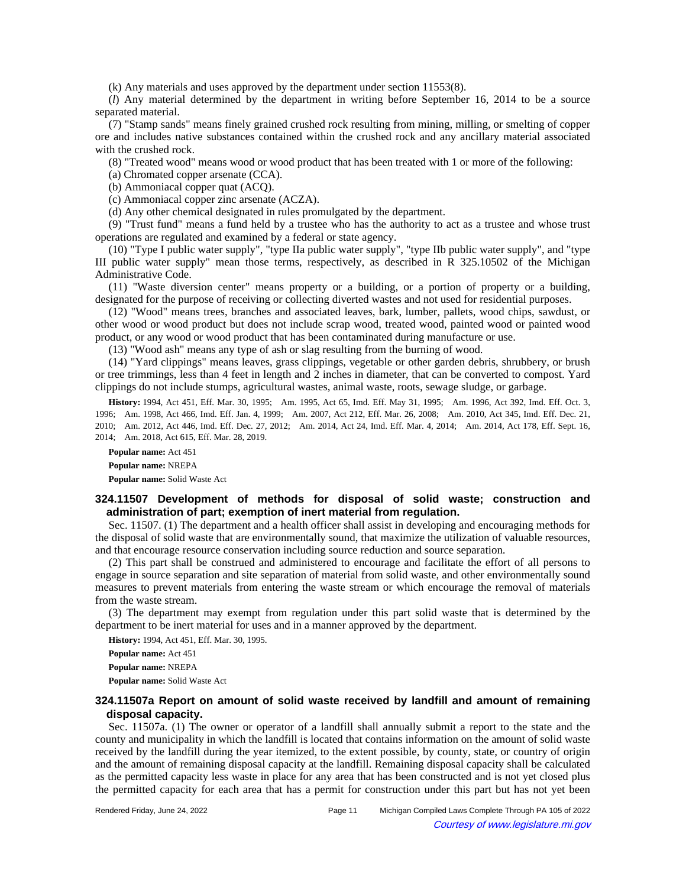(k) Any materials and uses approved by the department under section 11553(8).

(*l*) Any material determined by the department in writing before September 16, 2014 to be a source separated material.

(7) "Stamp sands" means finely grained crushed rock resulting from mining, milling, or smelting of copper ore and includes native substances contained within the crushed rock and any ancillary material associated with the crushed rock.

(8) "Treated wood" means wood or wood product that has been treated with 1 or more of the following:

(a) Chromated copper arsenate (CCA).

(b) Ammoniacal copper quat (ACQ).

(c) Ammoniacal copper zinc arsenate (ACZA).

(d) Any other chemical designated in rules promulgated by the department.

(9) "Trust fund" means a fund held by a trustee who has the authority to act as a trustee and whose trust operations are regulated and examined by a federal or state agency.

(10) "Type I public water supply", "type IIa public water supply", "type IIb public water supply", and "type III public water supply" mean those terms, respectively, as described in R 325.10502 of the Michigan Administrative Code.

(11) "Waste diversion center" means property or a building, or a portion of property or a building, designated for the purpose of receiving or collecting diverted wastes and not used for residential purposes.

(12) "Wood" means trees, branches and associated leaves, bark, lumber, pallets, wood chips, sawdust, or other wood or wood product but does not include scrap wood, treated wood, painted wood or painted wood product, or any wood or wood product that has been contaminated during manufacture or use.

(13) "Wood ash" means any type of ash or slag resulting from the burning of wood.

(14) "Yard clippings" means leaves, grass clippings, vegetable or other garden debris, shrubbery, or brush or tree trimmings, less than 4 feet in length and 2 inches in diameter, that can be converted to compost. Yard clippings do not include stumps, agricultural wastes, animal waste, roots, sewage sludge, or garbage.

**History:** 1994, Act 451, Eff. Mar. 30, 1995; Am. 1995, Act 65, Imd. Eff. May 31, 1995; Am. 1996, Act 392, Imd. Eff. Oct. 3, 1996; Am. 1998, Act 466, Imd. Eff. Jan. 4, 1999; Am. 2007, Act 212, Eff. Mar. 26, 2008; Am. 2010, Act 345, Imd. Eff. Dec. 21, 2010; Am. 2012, Act 446, Imd. Eff. Dec. 27, 2012; Am. 2014, Act 24, Imd. Eff. Mar. 4, 2014; Am. 2014, Act 178, Eff. Sept. 16, 2014; Am. 2018, Act 615, Eff. Mar. 28, 2019.

**Popular name:** Act 451

**Popular name:** NREPA

**Popular name:** Solid Waste Act

### 324.11507 Development of methods for disposal of solid waste; construction and administration of part; exemption of inert material from regulation.

Sec. 11507. (1) The department and a health officer shall assist in developing and encouraging methods for the disposal of solid waste that are environmentally sound, that maximize the utilization of valuable resources, and that encourage resource conservation including source reduction and source separation.

(2) This part shall be construed and administered to encourage and facilitate the effort of all persons to engage in source separation and site separation of material from solid waste, and other environmentally sound measures to prevent materials from entering the waste stream or which encourage the removal of materials from the waste stream.

(3) The department may exempt from regulation under this part solid waste that is determined by the department to be inert material for uses and in a manner approved by the department.

**History:** 1994, Act 451, Eff. Mar. 30, 1995.

**Popular name:** Act 451

**Popular name:** NREPA

**Popular name:** Solid Waste Act

### 324.11507a Report on amount of solid waste received by landfill and amount of remaining disposal capacity.

Sec. 11507a. (1) The owner or operator of a landfill shall annually submit a report to the state and the county and municipality in which the landfill is located that contains information on the amount of solid waste received by the landfill during the year itemized, to the extent possible, by county, state, or country of origin and the amount of remaining disposal capacity at the landfill. Remaining disposal capacity shall be calculated as the permitted capacity less waste in place for any area that has been constructed and is not yet closed plus the permitted capacity for each area that has a permit for construction under this part but has not yet been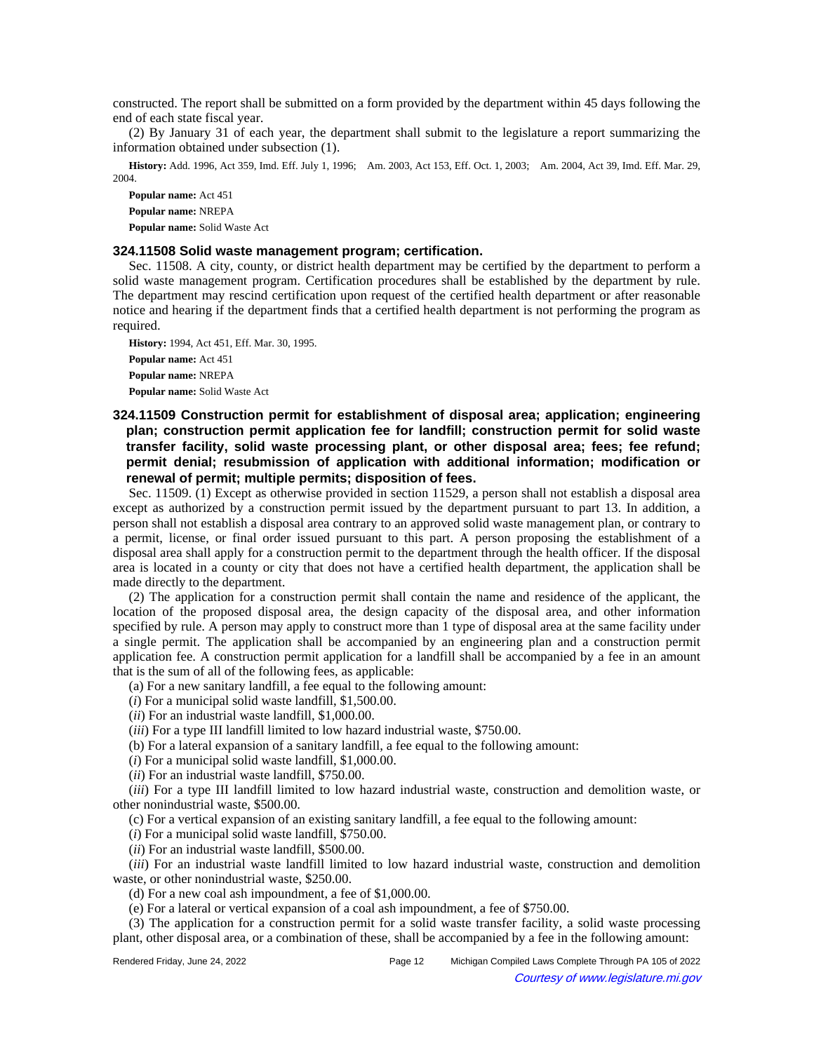constructed. The report shall be submitted on a form provided by the department within 45 days following the end of each state fiscal year.

(2) By January 31 of each year, the department shall submit to the legislature a report summarizing the information obtained under subsection (1).

**History:** Add. 1996, Act 359, Imd. Eff. July 1, 1996; Am. 2003, Act 153, Eff. Oct. 1, 2003; Am. 2004, Act 39, Imd. Eff. Mar. 29, 2004.

**Popular name:** Act 451

**Popular name:** NREPA

**Popular name:** Solid Waste Act

### 324.11508 Solid waste management program; certification.

Sec. 11508. A city, county, or district health department may be certified by the department to perform a solid waste management program. Certification procedures shall be established by the department by rule. The department may rescind certification upon request of the certified health department or after reasonable notice and hearing if the department finds that a certified health department is not performing the program as required.

**History:** 1994, Act 451, Eff. Mar. 30, 1995.

**Popular name:** Act 451

**Popular name:** NREPA

**Popular name:** Solid Waste Act

### 324.11509 Construction permit for establishment of disposal area; application; engineering plan; construction permit application fee for landfill; construction permit for solid waste transfer facility, solid waste processing plant, or other disposal area; fees; fee refund; permit denial; resubmission of application with additional information; modification or renewal of permit; multiple permits; disposition of fees.

Sec. 11509. (1) Except as otherwise provided in section 11529, a person shall not establish a disposal area except as authorized by a construction permit issued by the department pursuant to part 13. In addition, a person shall not establish a disposal area contrary to an approved solid waste management plan, or contrary to a permit, license, or final order issued pursuant to this part. A person proposing the establishment of a disposal area shall apply for a construction permit to the department through the health officer. If the disposal area is located in a county or city that does not have a certified health department, the application shall be made directly to the department.

(2) The application for a construction permit shall contain the name and residence of the applicant, the location of the proposed disposal area, the design capacity of the disposal area, and other information specified by rule. A person may apply to construct more than 1 type of disposal area at the same facility under a single permit. The application shall be accompanied by an engineering plan and a construction permit application fee. A construction permit application for a landfill shall be accompanied by a fee in an amount that is the sum of all of the following fees, as applicable:

(a) For a new sanitary landfill, a fee equal to the following amount:

(*i*) For a municipal solid waste landfill, $1,500.00.

(*ii*) For an industrial waste landfill, $1,000.00.

(*iii*) For a type III landfill limited to low hazard industrial waste, $750.00.

(b) For a lateral expansion of a sanitary landfill, a fee equal to the following amount:

(*i*) For a municipal solid waste landfill, $1,000.00.

(*ii*) For an industrial waste landfill, $750.00.

(*iii*) For a type III landfill limited to low hazard industrial waste, construction and demolition waste, or other nonindustrial waste, $500.00.

(c) For a vertical expansion of an existing sanitary landfill, a fee equal to the following amount:

(*i*) For a municipal solid waste landfill, $750.00.

(*ii*) For an industrial waste landfill, $500.00.

(*iii*) For an industrial waste landfill limited to low hazard industrial waste, construction and demolition waste, or other nonindustrial waste, $250.00.

(d) For a new coal ash impoundment, a fee of $1,000.00.

(e) For a lateral or vertical expansion of a coal ash impoundment, a fee of $750.00.

(3) The application for a construction permit for a solid waste transfer facility, a solid waste processing plant, other disposal area, or a combination of these, shall be accompanied by a fee in the following amount: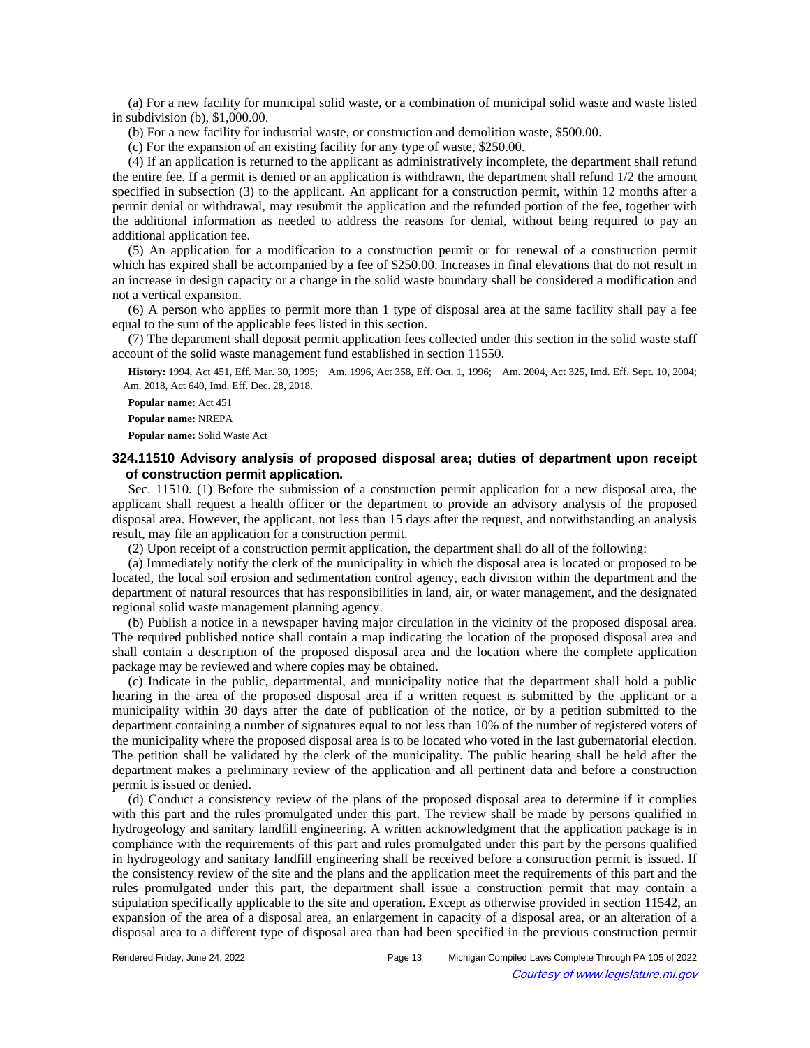(a) For a new facility for municipal solid waste, or a combination of municipal solid waste and waste listed in subdivision (b), $1,000.00.

(b) For a new facility for industrial waste, or construction and demolition waste, $500.00.

(c) For the expansion of an existing facility for any type of waste, $250.00.

(4) If an application is returned to the applicant as administratively incomplete, the department shall refund the entire fee. If a permit is denied or an application is withdrawn, the department shall refund 1/2 the amount specified in subsection (3) to the applicant. An applicant for a construction permit, within 12 months after a permit denial or withdrawal, may resubmit the application and the refunded portion of the fee, together with the additional information as needed to address the reasons for denial, without being required to pay an additional application fee.

(5) An application for a modification to a construction permit or for renewal of a construction permit which has expired shall be accompanied by a fee of $250.00. Increases in final elevations that do not result in an increase in design capacity or a change in the solid waste boundary shall be considered a modification and not a vertical expansion.

(6) A person who applies to permit more than 1 type of disposal area at the same facility shall pay a fee equal to the sum of the applicable fees listed in this section.

(7) The department shall deposit permit application fees collected under this section in the solid waste staff account of the solid waste management fund established in section 11550.

**History:** 1994, Act 451, Eff. Mar. 30, 1995; Am. 1996, Act 358, Eff. Oct. 1, 1996; Am. 2004, Act 325, Imd. Eff. Sept. 10, 2004; Am. 2018, Act 640, Imd. Eff. Dec. 28, 2018.

**Popular name:** Act 451

**Popular name:** NREPA

**Popular name:** Solid Waste Act

### 324.11510 Advisory analysis of proposed disposal area; duties of department upon receipt of construction permit application.

Sec. 11510. (1) Before the submission of a construction permit application for a new disposal area, the applicant shall request a health officer or the department to provide an advisory analysis of the proposed disposal area. However, the applicant, not less than 15 days after the request, and notwithstanding an analysis result, may file an application for a construction permit.

(2) Upon receipt of a construction permit application, the department shall do all of the following:

(a) Immediately notify the clerk of the municipality in which the disposal area is located or proposed to be located, the local soil erosion and sedimentation control agency, each division within the department and the department of natural resources that has responsibilities in land, air, or water management, and the designated regional solid waste management planning agency.

(b) Publish a notice in a newspaper having major circulation in the vicinity of the proposed disposal area. The required published notice shall contain a map indicating the location of the proposed disposal area and shall contain a description of the proposed disposal area and the location where the complete application package may be reviewed and where copies may be obtained.

(c) Indicate in the public, departmental, and municipality notice that the department shall hold a public hearing in the area of the proposed disposal area if a written request is submitted by the applicant or a municipality within 30 days after the date of publication of the notice, or by a petition submitted to the department containing a number of signatures equal to not less than 10% of the number of registered voters of the municipality where the proposed disposal area is to be located who voted in the last gubernatorial election. The petition shall be validated by the clerk of the municipality. The public hearing shall be held after the department makes a preliminary review of the application and all pertinent data and before a construction permit is issued or denied.

(d) Conduct a consistency review of the plans of the proposed disposal area to determine if it complies with this part and the rules promulgated under this part. The review shall be made by persons qualified in hydrogeology and sanitary landfill engineering. A written acknowledgment that the application package is in compliance with the requirements of this part and rules promulgated under this part by the persons qualified in hydrogeology and sanitary landfill engineering shall be received before a construction permit is issued. If the consistency review of the site and the plans and the application meet the requirements of this part and the rules promulgated under this part, the department shall issue a construction permit that may contain a stipulation specifically applicable to the site and operation. Except as otherwise provided in section 11542, an expansion of the area of a disposal area, an enlargement in capacity of a disposal area, or an alteration of a disposal area to a different type of disposal area than had been specified in the previous construction permit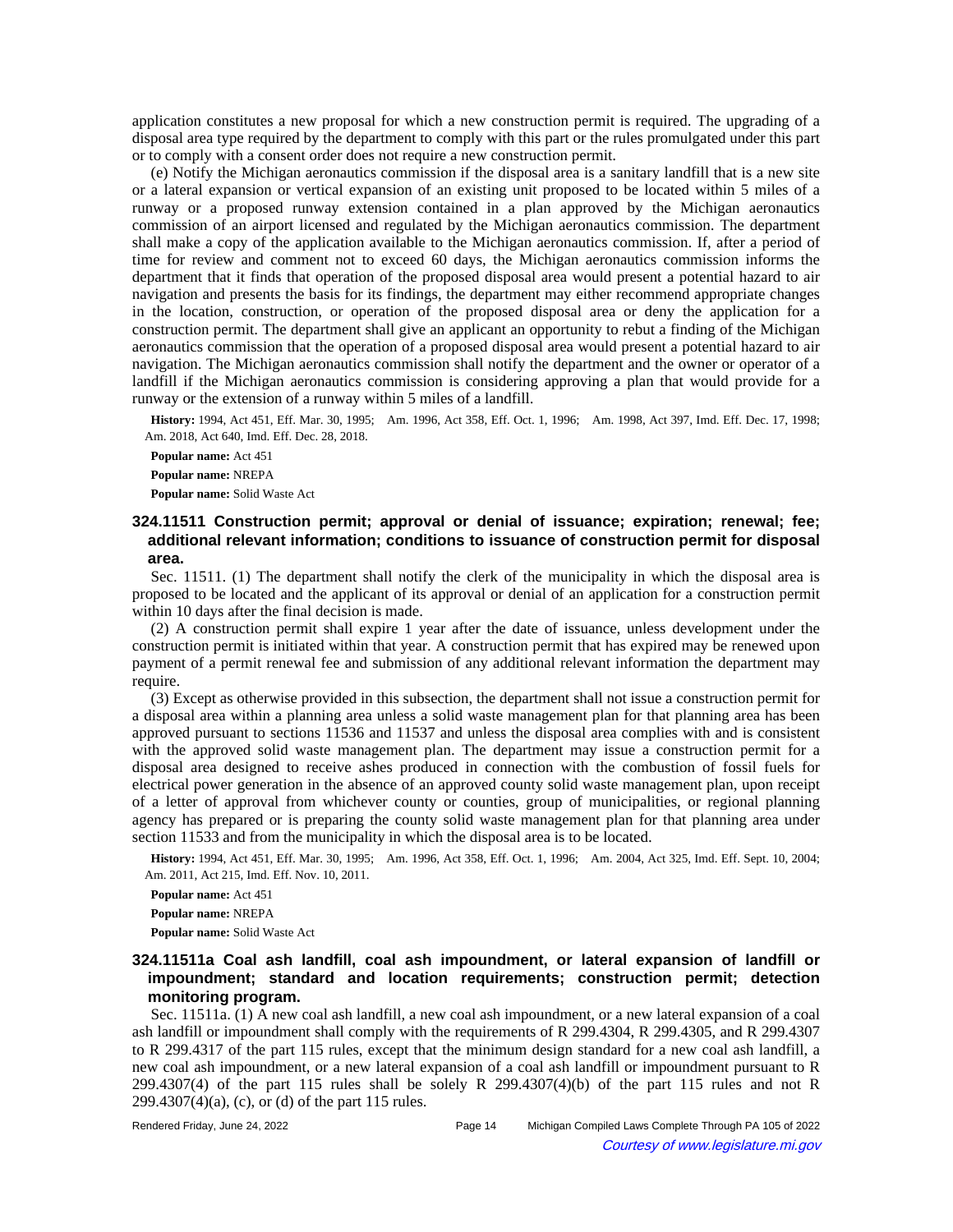application constitutes a new proposal for which a new construction permit is required. The upgrading of a disposal area type required by the department to comply with this part or the rules promulgated under this part or to comply with a consent order does not require a new construction permit.

(e) Notify the Michigan aeronautics commission if the disposal area is a sanitary landfill that is a new site or a lateral expansion or vertical expansion of an existing unit proposed to be located within 5 miles of a runway or a proposed runway extension contained in a plan approved by the Michigan aeronautics commission of an airport licensed and regulated by the Michigan aeronautics commission. The department shall make a copy of the application available to the Michigan aeronautics commission. If, after a period of time for review and comment not to exceed 60 days, the Michigan aeronautics commission informs the department that it finds that operation of the proposed disposal area would present a potential hazard to air navigation and presents the basis for its findings, the department may either recommend appropriate changes in the location, construction, or operation of the proposed disposal area or deny the application for a construction permit. The department shall give an applicant an opportunity to rebut a finding of the Michigan aeronautics commission that the operation of a proposed disposal area would present a potential hazard to air navigation. The Michigan aeronautics commission shall notify the department and the owner or operator of a landfill if the Michigan aeronautics commission is considering approving a plan that would provide for a runway or the extension of a runway within 5 miles of a landfill.

**History:** 1994, Act 451, Eff. Mar. 30, 1995; Am. 1996, Act 358, Eff. Oct. 1, 1996; Am. 1998, Act 397, Imd. Eff. Dec. 17, 1998; Am. 2018, Act 640, Imd. Eff. Dec. 28, 2018.

**Popular name:** Act 451

**Popular name:** NREPA

**Popular name:** Solid Waste Act

### 324.11511 Construction permit; approval or denial of issuance; expiration; renewal; fee; additional relevant information; conditions to issuance of construction permit for disposal area.

Sec. 11511. (1) The department shall notify the clerk of the municipality in which the disposal area is proposed to be located and the applicant of its approval or denial of an application for a construction permit within 10 days after the final decision is made.

(2) A construction permit shall expire 1 year after the date of issuance, unless development under the construction permit is initiated within that year. A construction permit that has expired may be renewed upon payment of a permit renewal fee and submission of any additional relevant information the department may require.

(3) Except as otherwise provided in this subsection, the department shall not issue a construction permit for a disposal area within a planning area unless a solid waste management plan for that planning area has been approved pursuant to sections 11536 and 11537 and unless the disposal area complies with and is consistent with the approved solid waste management plan. The department may issue a construction permit for a disposal area designed to receive ashes produced in connection with the combustion of fossil fuels for electrical power generation in the absence of an approved county solid waste management plan, upon receipt of a letter of approval from whichever county or counties, group of municipalities, or regional planning agency has prepared or is preparing the county solid waste management plan for that planning area under section 11533 and from the municipality in which the disposal area is to be located.

**History:** 1994, Act 451, Eff. Mar. 30, 1995; Am. 1996, Act 358, Eff. Oct. 1, 1996; Am. 2004, Act 325, Imd. Eff. Sept. 10, 2004; Am. 2011, Act 215, Imd. Eff. Nov. 10, 2011.

**Popular name:** Act 451

**Popular name:** NREPA

**Popular name:** Solid Waste Act

### 324.11511a Coal ash landfill, coal ash impoundment, or lateral expansion of landfill or impoundment; standard and location requirements; construction permit; detection monitoring program.

Sec. 11511a. (1) A new coal ash landfill, a new coal ash impoundment, or a new lateral expansion of a coal ash landfill or impoundment shall comply with the requirements of R 299.4304, R 299.4305, and R 299.4307 to R 299.4317 of the part 115 rules, except that the minimum design standard for a new coal ash landfill, a new coal ash impoundment, or a new lateral expansion of a coal ash landfill or impoundment pursuant to R 299.4307(4) of the part 115 rules shall be solely R 299.4307(4)(b) of the part 115 rules and not R 299.4307(4)(a), (c), or (d) of the part 115 rules.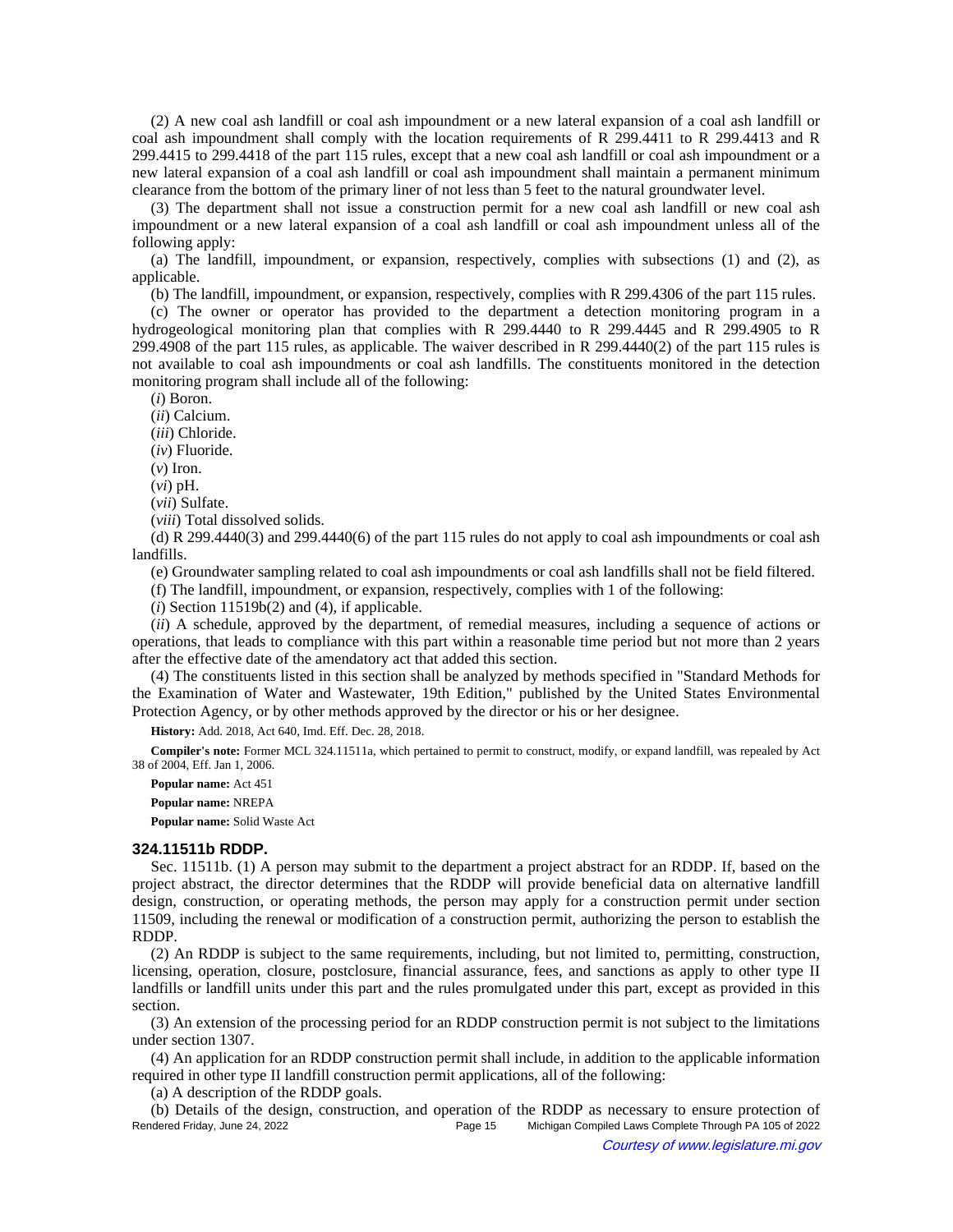(2) A new coal ash landfill or coal ash impoundment or a new lateral expansion of a coal ash landfill or coal ash impoundment shall comply with the location requirements of R 299.4411 to R 299.4413 and R 299.4415 to 299.4418 of the part 115 rules, except that a new coal ash landfill or coal ash impoundment or a new lateral expansion of a coal ash landfill or coal ash impoundment shall maintain a permanent minimum clearance from the bottom of the primary liner of not less than 5 feet to the natural groundwater level.

(3) The department shall not issue a construction permit for a new coal ash landfill or new coal ash impoundment or a new lateral expansion of a coal ash landfill or coal ash impoundment unless all of the following apply:

(a) The landfill, impoundment, or expansion, respectively, complies with subsections (1) and (2), as applicable.

(b) The landfill, impoundment, or expansion, respectively, complies with R 299.4306 of the part 115 rules.

(c) The owner or operator has provided to the department a detection monitoring program in a hydrogeological monitoring plan that complies with R 299.4440 to R 299.4445 and R 299.4905 to R 299.4908 of the part 115 rules, as applicable. The waiver described in R 299.4440(2) of the part 115 rules is not available to coal ash impoundments or coal ash landfills. The constituents monitored in the detection monitoring program shall include all of the following:

(*i*) Boron.

(*ii*) Calcium.

(*iii*) Chloride.

(*iv*) Fluoride.

(*v*) Iron.

(*vi*) pH.

(*vii*) Sulfate.

(*viii*) Total dissolved solids.

(d) R 299.4440(3) and 299.4440(6) of the part 115 rules do not apply to coal ash impoundments or coal ash landfills.

(e) Groundwater sampling related to coal ash impoundments or coal ash landfills shall not be field filtered.

(f) The landfill, impoundment, or expansion, respectively, complies with 1 of the following:

(*i*) Section 11519b(2) and (4), if applicable.

(*ii*) A schedule, approved by the department, of remedial measures, including a sequence of actions or operations, that leads to compliance with this part within a reasonable time period but not more than 2 years after the effective date of the amendatory act that added this section.

(4) The constituents listed in this section shall be analyzed by methods specified in "Standard Methods for the Examination of Water and Wastewater, 19th Edition," published by the United States Environmental Protection Agency, or by other methods approved by the director or his or her designee.

**History:** Add. 2018, Act 640, Imd. Eff. Dec. 28, 2018.

**Compiler's note:** Former MCL 324.11511a, which pertained to permit to construct, modify, or expand landfill, was repealed by Act 38 of 2004, Eff. Jan 1, 2006.

**Popular name:** Act 451

**Popular name:** NREPA

**Popular name:** Solid Waste Act

### 324.11511b RDDP.

Sec. 11511b. (1) A person may submit to the department a project abstract for an RDDP. If, based on the project abstract, the director determines that the RDDP will provide beneficial data on alternative landfill design, construction, or operating methods, the person may apply for a construction permit under section 11509, including the renewal or modification of a construction permit, authorizing the person to establish the RDDP.

(2) An RDDP is subject to the same requirements, including, but not limited to, permitting, construction, licensing, operation, closure, postclosure, financial assurance, fees, and sanctions as apply to other type II landfills or landfill units under this part and the rules promulgated under this part, except as provided in this section.

(3) An extension of the processing period for an RDDP construction permit is not subject to the limitations under section 1307.

(4) An application for an RDDP construction permit shall include, in addition to the applicable information required in other type II landfill construction permit applications, all of the following:

(a) A description of the RDDP goals.

(b) Details of the design, construction, and operation of the RDDP as necessary to ensure protection of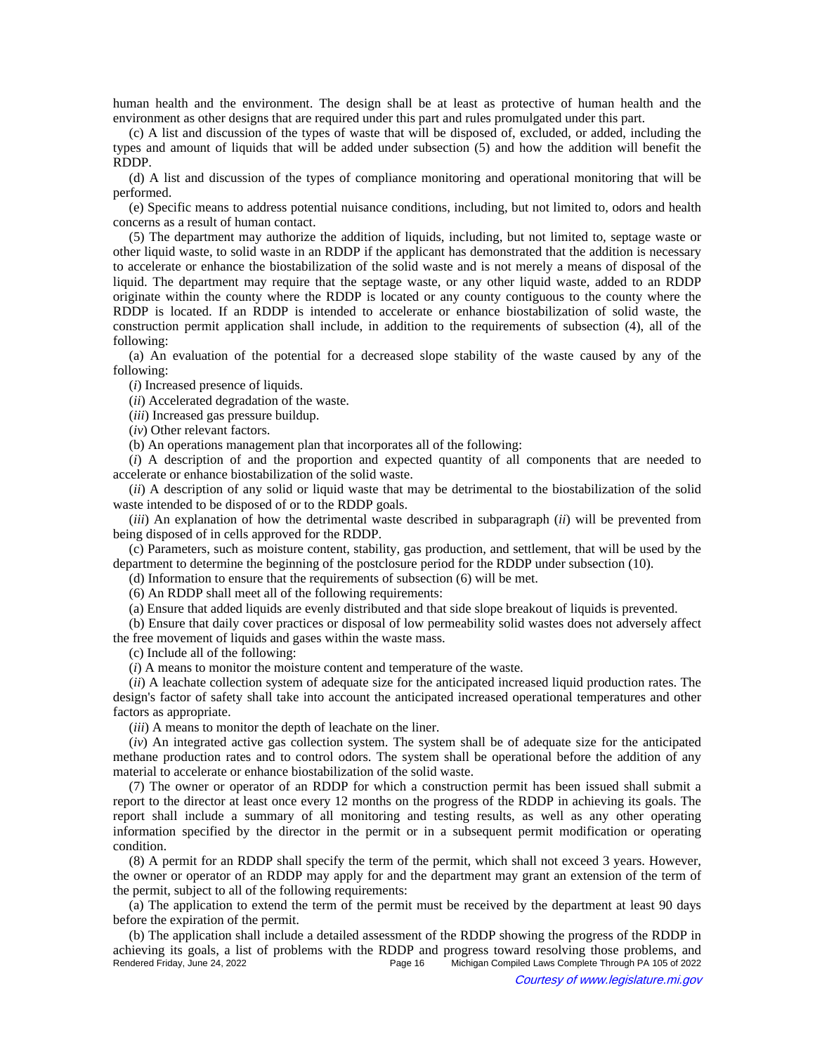human health and the environment. The design shall be at least as protective of human health and the environment as other designs that are required under this part and rules promulgated under this part.

(c) A list and discussion of the types of waste that will be disposed of, excluded, or added, including the types and amount of liquids that will be added under subsection (5) and how the addition will benefit the RDDP.

(d) A list and discussion of the types of compliance monitoring and operational monitoring that will be performed.

(e) Specific means to address potential nuisance conditions, including, but not limited to, odors and health concerns as a result of human contact.

(5) The department may authorize the addition of liquids, including, but not limited to, septage waste or other liquid waste, to solid waste in an RDDP if the applicant has demonstrated that the addition is necessary to accelerate or enhance the biostabilization of the solid waste and is not merely a means of disposal of the liquid. The department may require that the septage waste, or any other liquid waste, added to an RDDP originate within the county where the RDDP is located or any county contiguous to the county where the RDDP is located. If an RDDP is intended to accelerate or enhance biostabilization of solid waste, the construction permit application shall include, in addition to the requirements of subsection (4), all of the following:

(a) An evaluation of the potential for a decreased slope stability of the waste caused by any of the following:

(*i*) Increased presence of liquids.

(*ii*) Accelerated degradation of the waste.

(*iii*) Increased gas pressure buildup.

(*iv*) Other relevant factors.

(b) An operations management plan that incorporates all of the following:

(*i*) A description of and the proportion and expected quantity of all components that are needed to accelerate or enhance biostabilization of the solid waste.

(*ii*) A description of any solid or liquid waste that may be detrimental to the biostabilization of the solid waste intended to be disposed of or to the RDDP goals.

(*iii*) An explanation of how the detrimental waste described in subparagraph (*ii*) will be prevented from being disposed of in cells approved for the RDDP.

(c) Parameters, such as moisture content, stability, gas production, and settlement, that will be used by the department to determine the beginning of the postclosure period for the RDDP under subsection (10).

(d) Information to ensure that the requirements of subsection (6) will be met.

(6) An RDDP shall meet all of the following requirements:

(a) Ensure that added liquids are evenly distributed and that side slope breakout of liquids is prevented.

(b) Ensure that daily cover practices or disposal of low permeability solid wastes does not adversely affect the free movement of liquids and gases within the waste mass.

(c) Include all of the following:

(*i*) A means to monitor the moisture content and temperature of the waste.

(*ii*) A leachate collection system of adequate size for the anticipated increased liquid production rates. The design's factor of safety shall take into account the anticipated increased operational temperatures and other factors as appropriate.

(*iii*) A means to monitor the depth of leachate on the liner.

(*iv*) An integrated active gas collection system. The system shall be of adequate size for the anticipated methane production rates and to control odors. The system shall be operational before the addition of any material to accelerate or enhance biostabilization of the solid waste.

(7) The owner or operator of an RDDP for which a construction permit has been issued shall submit a report to the director at least once every 12 months on the progress of the RDDP in achieving its goals. The report shall include a summary of all monitoring and testing results, as well as any other operating information specified by the director in the permit or in a subsequent permit modification or operating condition.

(8) A permit for an RDDP shall specify the term of the permit, which shall not exceed 3 years. However, the owner or operator of an RDDP may apply for and the department may grant an extension of the term of the permit, subject to all of the following requirements:

(a) The application to extend the term of the permit must be received by the department at least 90 days before the expiration of the permit.

(b) The application shall include a detailed assessment of the RDDP showing the progress of the RDDP in achieving its goals, a list of problems with the RDDP and progress toward resolving those problems, and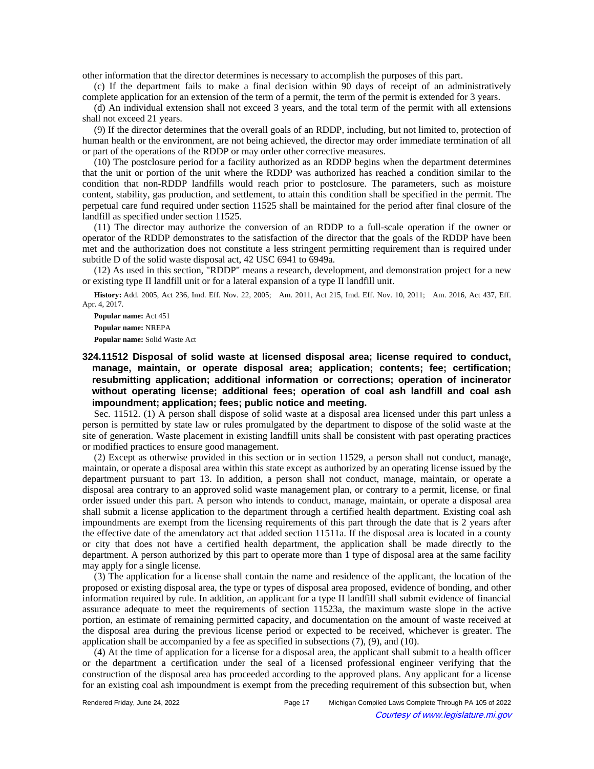other information that the director determines is necessary to accomplish the purposes of this part.

(c) If the department fails to make a final decision within 90 days of receipt of an administratively complete application for an extension of the term of a permit, the term of the permit is extended for 3 years.

(d) An individual extension shall not exceed 3 years, and the total term of the permit with all extensions shall not exceed 21 years.

(9) If the director determines that the overall goals of an RDDP, including, but not limited to, protection of human health or the environment, are not being achieved, the director may order immediate termination of all or part of the operations of the RDDP or may order other corrective measures.

(10) The postclosure period for a facility authorized as an RDDP begins when the department determines that the unit or portion of the unit where the RDDP was authorized has reached a condition similar to the condition that non-RDDP landfills would reach prior to postclosure. The parameters, such as moisture content, stability, gas production, and settlement, to attain this condition shall be specified in the permit. The perpetual care fund required under section 11525 shall be maintained for the period after final closure of the landfill as specified under section 11525.

(11) The director may authorize the conversion of an RDDP to a full-scale operation if the owner or operator of the RDDP demonstrates to the satisfaction of the director that the goals of the RDDP have been met and the authorization does not constitute a less stringent permitting requirement than is required under subtitle D of the solid waste disposal act, 42 USC 6941 to 6949a.

(12) As used in this section, "RDDP" means a research, development, and demonstration project for a new or existing type II landfill unit or for a lateral expansion of a type II landfill unit.

**History:** Add. 2005, Act 236, Imd. Eff. Nov. 22, 2005;—Am. 2011, Act 215, Imd. Eff. Nov. 10, 2011;—Am. 2016, Act 437, Eff. Apr. 4, 2017.

**Popular name:** Act 451

**Popular name:** NREPA

**Popular name:** Solid Waste Act

### 324.11512 Disposal of solid waste at licensed disposal area; license required to conduct, manage, maintain, or operate disposal area; application; contents; fee; certification; resubmitting application; additional information or corrections; operation of incinerator without operating license; additional fees; operation of coal ash landfill and coal ash impoundment; application; fees; public notice and meeting.

Sec. 11512. (1) A person shall dispose of solid waste at a disposal area licensed under this part unless a person is permitted by state law or rules promulgated by the department to dispose of the solid waste at the site of generation. Waste placement in existing landfill units shall be consistent with past operating practices or modified practices to ensure good management.

(2) Except as otherwise provided in this section or in section 11529, a person shall not conduct, manage, maintain, or operate a disposal area within this state except as authorized by an operating license issued by the department pursuant to part 13. In addition, a person shall not conduct, manage, maintain, or operate a disposal area contrary to an approved solid waste management plan, or contrary to a permit, license, or final order issued under this part. A person who intends to conduct, manage, maintain, or operate a disposal area shall submit a license application to the department through a certified health department. Existing coal ash impoundments are exempt from the licensing requirements of this part through the date that is 2 years after the effective date of the amendatory act that added section 11511a. If the disposal area is located in a county or city that does not have a certified health department, the application shall be made directly to the department. A person authorized by this part to operate more than 1 type of disposal area at the same facility may apply for a single license.

(3) The application for a license shall contain the name and residence of the applicant, the location of the proposed or existing disposal area, the type or types of disposal area proposed, evidence of bonding, and other information required by rule. In addition, an applicant for a type II landfill shall submit evidence of financial assurance adequate to meet the requirements of section 11523a, the maximum waste slope in the active portion, an estimate of remaining permitted capacity, and documentation on the amount of waste received at the disposal area during the previous license period or expected to be received, whichever is greater. The application shall be accompanied by a fee as specified in subsections (7), (9), and (10).

(4) At the time of application for a license for a disposal area, the applicant shall submit to a health officer or the department a certification under the seal of a licensed professional engineer verifying that the construction of the disposal area has proceeded according to the approved plans. Any applicant for a license for an existing coal ash impoundment is exempt from the preceding requirement of this subsection but, when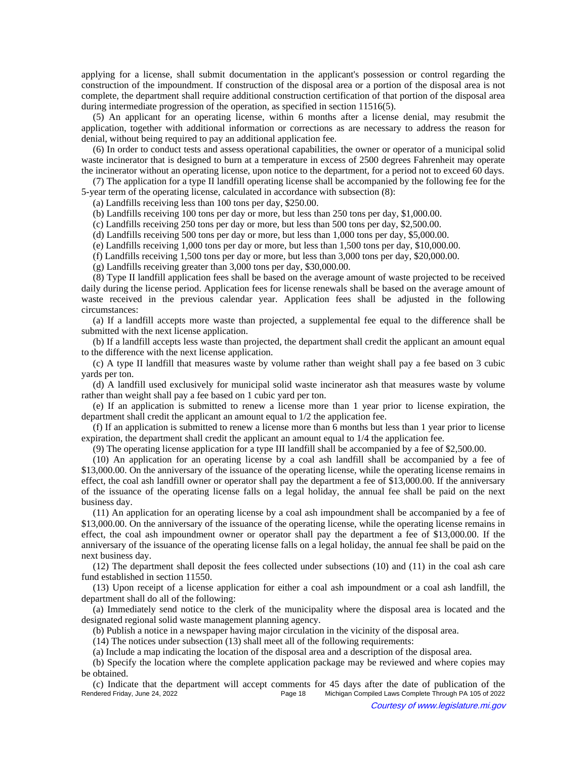applying for a license, shall submit documentation in the applicant's possession or control regarding the construction of the impoundment. If construction of the disposal area or a portion of the disposal area is not complete, the department shall require additional construction certification of that portion of the disposal area during intermediate progression of the operation, as specified in section 11516(5).

(5) An applicant for an operating license, within 6 months after a license denial, may resubmit the application, together with additional information or corrections as are necessary to address the reason for denial, without being required to pay an additional application fee.

(6) In order to conduct tests and assess operational capabilities, the owner or operator of a municipal solid waste incinerator that is designed to burn at a temperature in excess of 2500 degrees Fahrenheit may operate the incinerator without an operating license, upon notice to the department, for a period not to exceed 60 days.

(7) The application for a type II landfill operating license shall be accompanied by the following fee for the 5-year term of the operating license, calculated in accordance with subsection (8):

(a) Landfills receiving less than 100 tons per day, $250.00.

(b) Landfills receiving 100 tons per day or more, but less than 250 tons per day, $1,000.00.

(c) Landfills receiving 250 tons per day or more, but less than 500 tons per day, $2,500.00.

(d) Landfills receiving 500 tons per day or more, but less than 1,000 tons per day, $5,000.00.

(e) Landfills receiving 1,000 tons per day or more, but less than 1,500 tons per day, $10,000.00.

(f) Landfills receiving 1,500 tons per day or more, but less than 3,000 tons per day, $20,000.00.

(g) Landfills receiving greater than 3,000 tons per day, $30,000.00.

(8) Type II landfill application fees shall be based on the average amount of waste projected to be received daily during the license period. Application fees for license renewals shall be based on the average amount of waste received in the previous calendar year. Application fees shall be adjusted in the following circumstances:

(a) If a landfill accepts more waste than projected, a supplemental fee equal to the difference shall be submitted with the next license application.

(b) If a landfill accepts less waste than projected, the department shall credit the applicant an amount equal to the difference with the next license application.

(c) A type II landfill that measures waste by volume rather than weight shall pay a fee based on 3 cubic yards per ton.

(d) A landfill used exclusively for municipal solid waste incinerator ash that measures waste by volume rather than weight shall pay a fee based on 1 cubic yard per ton.

(e) If an application is submitted to renew a license more than 1 year prior to license expiration, the department shall credit the applicant an amount equal to 1/2 the application fee.

(f) If an application is submitted to renew a license more than 6 months but less than 1 year prior to license expiration, the department shall credit the applicant an amount equal to 1/4 the application fee.

(9) The operating license application for a type III landfill shall be accompanied by a fee of $2,500.00.

(10) An application for an operating license by a coal ash landfill shall be accompanied by a fee of $13,000.00. On the anniversary of the issuance of the operating license, while the operating license remains in effect, the coal ash landfill owner or operator shall pay the department a fee of $13,000.00. If the anniversary of the issuance of the operating license falls on a legal holiday, the annual fee shall be paid on the next business day.

(11) An application for an operating license by a coal ash impoundment shall be accompanied by a fee of $13,000.00. On the anniversary of the issuance of the operating license, while the operating license remains in effect, the coal ash impoundment owner or operator shall pay the department a fee of $13,000.00. If the anniversary of the issuance of the operating license falls on a legal holiday, the annual fee shall be paid on the next business day.

(12) The department shall deposit the fees collected under subsections (10) and (11) in the coal ash care fund established in section 11550.

(13) Upon receipt of a license application for either a coal ash impoundment or a coal ash landfill, the department shall do all of the following:

(a) Immediately send notice to the clerk of the municipality where the disposal area is located and the designated regional solid waste management planning agency.

(b) Publish a notice in a newspaper having major circulation in the vicinity of the disposal area.

(14) The notices under subsection (13) shall meet all of the following requirements:

(a) Include a map indicating the location of the disposal area and a description of the disposal area.

(b) Specify the location where the complete application package may be reviewed and where copies may be obtained.

(c) Indicate that the department will accept comments for 45 days after the date of publication of the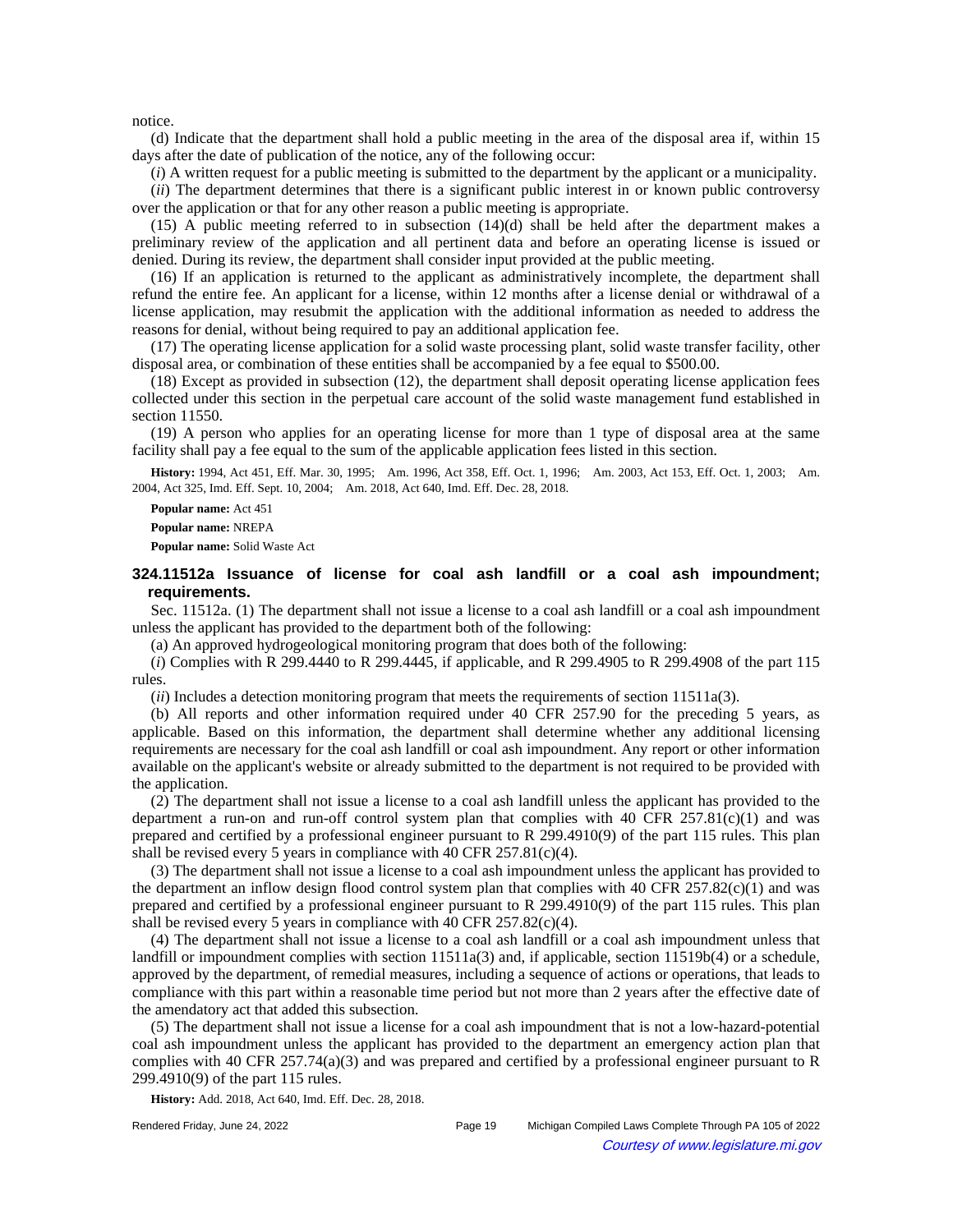notice.

(d) Indicate that the department shall hold a public meeting in the area of the disposal area if, within 15 days after the date of publication of the notice, any of the following occur:

(*i*) A written request for a public meeting is submitted to the department by the applicant or a municipality.

(*ii*) The department determines that there is a significant public interest in or known public controversy over the application or that for any other reason a public meeting is appropriate.

(15) A public meeting referred to in subsection (14)(d) shall be held after the department makes a preliminary review of the application and all pertinent data and before an operating license is issued or denied. During its review, the department shall consider input provided at the public meeting.

(16) If an application is returned to the applicant as administratively incomplete, the department shall refund the entire fee. An applicant for a license, within 12 months after a license denial or withdrawal of a license application, may resubmit the application with the additional information as needed to address the reasons for denial, without being required to pay an additional application fee.

(17) The operating license application for a solid waste processing plant, solid waste transfer facility, other disposal area, or combination of these entities shall be accompanied by a fee equal to $500.00.

(18) Except as provided in subsection (12), the department shall deposit operating license application fees collected under this section in the perpetual care account of the solid waste management fund established in section 11550.

(19) A person who applies for an operating license for more than 1 type of disposal area at the same facility shall pay a fee equal to the sum of the applicable application fees listed in this section.

**History:** 1994, Act 451, Eff. Mar. 30, 1995; Am. 1996, Act 358, Eff. Oct. 1, 1996; Am. 2003, Act 153, Eff. Oct. 1, 2003; Am. 2004, Act 325, Imd. Eff. Sept. 10, 2004; Am. 2018, Act 640, Imd. Eff. Dec. 28, 2018.

**Popular name:** Act 451

**Popular name:** NREPA

**Popular name:** Solid Waste Act

### 324.11512a Issuance of license for coal ash landfill or a coal ash impoundment; requirements.

Sec. 11512a. (1) The department shall not issue a license to a coal ash landfill or a coal ash impoundment unless the applicant has provided to the department both of the following:

(a) An approved hydrogeological monitoring program that does both of the following:

(*i*) Complies with R 299.4440 to R 299.4445, if applicable, and R 299.4905 to R 299.4908 of the part 115 rules.

(*ii*) Includes a detection monitoring program that meets the requirements of section 11511a(3).

(b) All reports and other information required under 40 CFR 257.90 for the preceding 5 years, as applicable. Based on this information, the department shall determine whether any additional licensing requirements are necessary for the coal ash landfill or coal ash impoundment. Any report or other information available on the applicant's website or already submitted to the department is not required to be provided with the application.

(2) The department shall not issue a license to a coal ash landfill unless the applicant has provided to the department a run-on and run-off control system plan that complies with 40 CFR 257.81(c)(1) and was prepared and certified by a professional engineer pursuant to R 299.4910(9) of the part 115 rules. This plan shall be revised every 5 years in compliance with 40 CFR 257.81(c)(4).

(3) The department shall not issue a license to a coal ash impoundment unless the applicant has provided to the department an inflow design flood control system plan that complies with 40 CFR 257.82(c)(1) and was prepared and certified by a professional engineer pursuant to R 299.4910(9) of the part 115 rules. This plan shall be revised every 5 years in compliance with 40 CFR 257.82(c)(4).

(4) The department shall not issue a license to a coal ash landfill or a coal ash impoundment unless that landfill or impoundment complies with section 11511a(3) and, if applicable, section 11519b(4) or a schedule, approved by the department, of remedial measures, including a sequence of actions or operations, that leads to compliance with this part within a reasonable time period but not more than 2 years after the effective date of the amendatory act that added this subsection.

(5) The department shall not issue a license for a coal ash impoundment that is not a low-hazard-potential coal ash impoundment unless the applicant has provided to the department an emergency action plan that complies with 40 CFR 257.74(a)(3) and was prepared and certified by a professional engineer pursuant to R 299.4910(9) of the part 115 rules.

**History:** Add. 2018, Act 640, Imd. Eff. Dec. 28, 2018.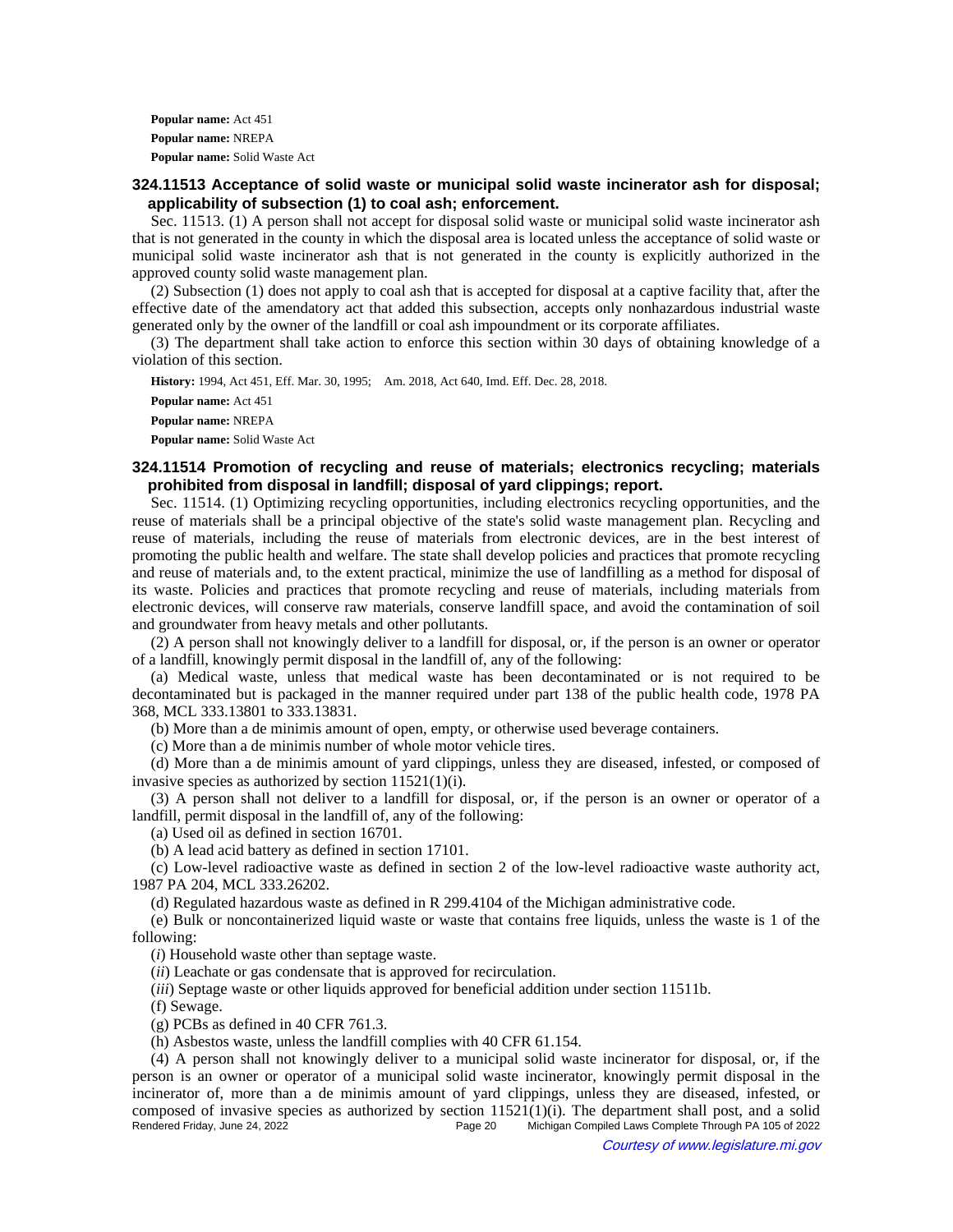**Popular name:** Act 451

**Popular name:** NREPA

**Popular name:** Solid Waste Act

### 324.11513 Acceptance of solid waste or municipal solid waste incinerator ash for disposal; applicability of subsection (1) to coal ash; enforcement.

Sec. 11513. (1) A person shall not accept for disposal solid waste or municipal solid waste incinerator ash that is not generated in the county in which the disposal area is located unless the acceptance of solid waste or municipal solid waste incinerator ash that is not generated in the county is explicitly authorized in the approved county solid waste management plan.

(2) Subsection (1) does not apply to coal ash that is accepted for disposal at a captive facility that, after the effective date of the amendatory act that added this subsection, accepts only nonhazardous industrial waste generated only by the owner of the landfill or coal ash impoundment or its corporate affiliates.

(3) The department shall take action to enforce this section within 30 days of obtaining knowledge of a violation of this section.

**History:** 1994, Act 451, Eff. Mar. 30, 1995; Am. 2018, Act 640, Imd. Eff. Dec. 28, 2018.

**Popular name:** Act 451

**Popular name:** NREPA

**Popular name:** Solid Waste Act

### 324.11514 Promotion of recycling and reuse of materials; electronics recycling; materials prohibited from disposal in landfill; disposal of yard clippings; report.

Sec. 11514. (1) Optimizing recycling opportunities, including electronics recycling opportunities, and the reuse of materials shall be a principal objective of the state's solid waste management plan. Recycling and reuse of materials, including the reuse of materials from electronic devices, are in the best interest of promoting the public health and welfare. The state shall develop policies and practices that promote recycling and reuse of materials and, to the extent practical, minimize the use of landfilling as a method for disposal of its waste. Policies and practices that promote recycling and reuse of materials, including materials from electronic devices, will conserve raw materials, conserve landfill space, and avoid the contamination of soil and groundwater from heavy metals and other pollutants.

(2) A person shall not knowingly deliver to a landfill for disposal, or, if the person is an owner or operator of a landfill, knowingly permit disposal in the landfill of, any of the following:

(a) Medical waste, unless that medical waste has been decontaminated or is not required to be decontaminated but is packaged in the manner required under part 138 of the public health code, 1978 PA 368, MCL 333.13801 to 333.13831.

(b) More than a de minimis amount of open, empty, or otherwise used beverage containers.

(c) More than a de minimis number of whole motor vehicle tires.

(d) More than a de minimis amount of yard clippings, unless they are diseased, infested, or composed of invasive species as authorized by section 11521(1)(i).

(3) A person shall not deliver to a landfill for disposal, or, if the person is an owner or operator of a landfill, permit disposal in the landfill of, any of the following:

(a) Used oil as defined in section 16701.

(b) A lead acid battery as defined in section 17101.

(c) Low-level radioactive waste as defined in section 2 of the low-level radioactive waste authority act, 1987 PA 204, MCL 333.26202.

(d) Regulated hazardous waste as defined in R 299.4104 of the Michigan administrative code.

(e) Bulk or noncontainerized liquid waste or waste that contains free liquids, unless the waste is 1 of the following:

(*i*) Household waste other than septage waste.

(*ii*) Leachate or gas condensate that is approved for recirculation.

(*iii*) Septage waste or other liquids approved for beneficial addition under section 11511b.

(f) Sewage.

(g) PCBs as defined in 40 CFR 761.3.

(h) Asbestos waste, unless the landfill complies with 40 CFR 61.154.

(4) A person shall not knowingly deliver to a municipal solid waste incinerator for disposal, or, if the person is an owner or operator of a municipal solid waste incinerator, knowingly permit disposal in the incinerator of, more than a de minimis amount of yard clippings, unless they are diseased, infested, or composed of invasive species as authorized by section 11521(1)(i). The department shall post, and a solid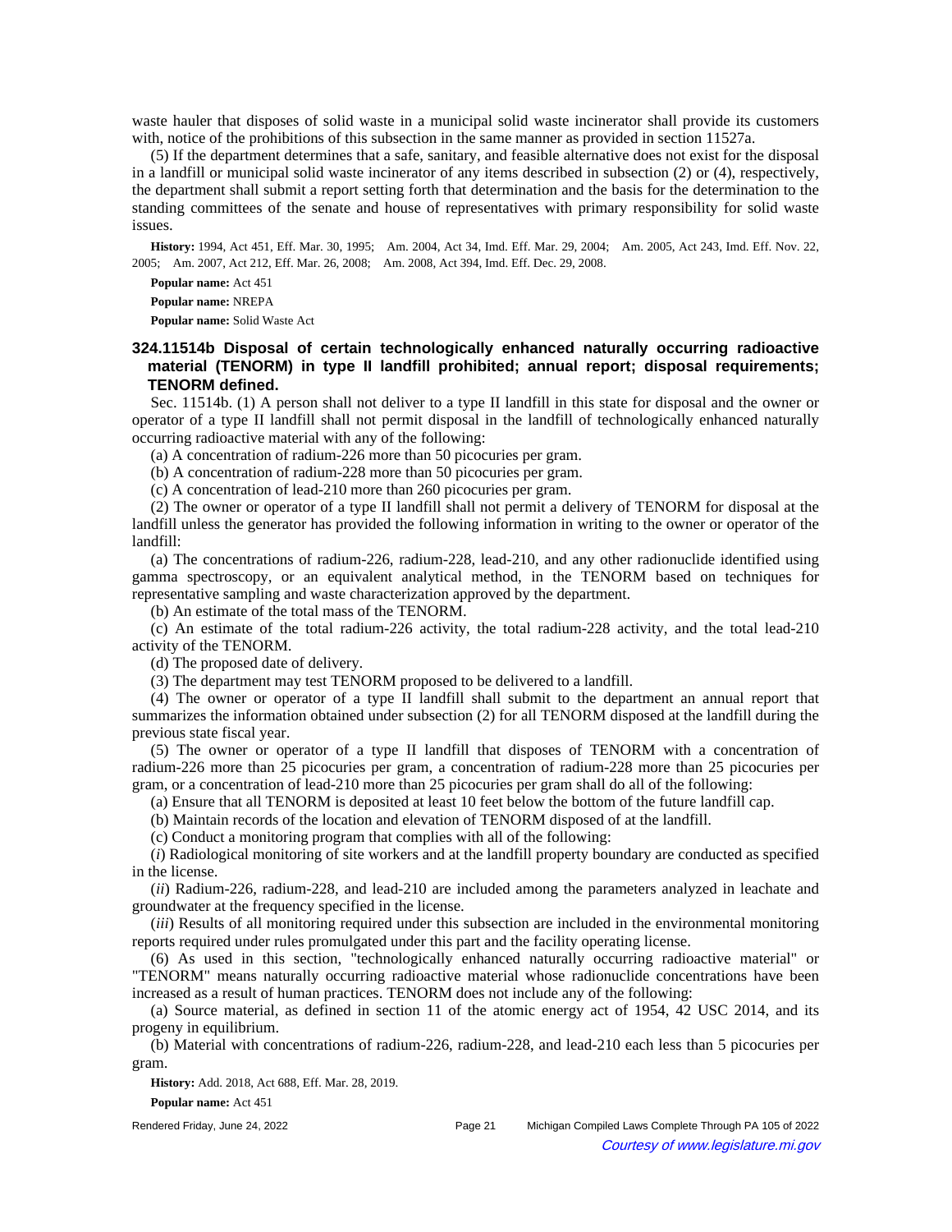waste hauler that disposes of solid waste in a municipal solid waste incinerator shall provide its customers with, notice of the prohibitions of this subsection in the same manner as provided in section 11527a.

(5) If the department determines that a safe, sanitary, and feasible alternative does not exist for the disposal in a landfill or municipal solid waste incinerator of any items described in subsection (2) or (4), respectively, the department shall submit a report setting forth that determination and the basis for the determination to the standing committees of the senate and house of representatives with primary responsibility for solid waste issues.

**History:** 1994, Act 451, Eff. Mar. 30, 1995; Am. 2004, Act 34, Imd. Eff. Mar. 29, 2004; Am. 2005, Act 243, Imd. Eff. Nov. 22, 2005; Am. 2007, Act 212, Eff. Mar. 26, 2008; Am. 2008, Act 394, Imd. Eff. Dec. 29, 2008.

**Popular name:** Act 451

**Popular name:** NREPA

**Popular name:** Solid Waste Act

### 324.11514b Disposal of certain technologically enhanced naturally occurring radioactive material (TENORM) in type II landfill prohibited; annual report; disposal requirements; TENORM defined.

Sec. 11514b. (1) A person shall not deliver to a type II landfill in this state for disposal and the owner or operator of a type II landfill shall not permit disposal in the landfill of technologically enhanced naturally occurring radioactive material with any of the following:

(a) A concentration of radium-226 more than 50 picocuries per gram.

(b) A concentration of radium-228 more than 50 picocuries per gram.

(c) A concentration of lead-210 more than 260 picocuries per gram.

(2) The owner or operator of a type II landfill shall not permit a delivery of TENORM for disposal at the landfill unless the generator has provided the following information in writing to the owner or operator of the landfill:

(a) The concentrations of radium-226, radium-228, lead-210, and any other radionuclide identified using gamma spectroscopy, or an equivalent analytical method, in the TENORM based on techniques for representative sampling and waste characterization approved by the department.

(b) An estimate of the total mass of the TENORM.

(c) An estimate of the total radium-226 activity, the total radium-228 activity, and the total lead-210 activity of the TENORM.

(d) The proposed date of delivery.

(3) The department may test TENORM proposed to be delivered to a landfill.

(4) The owner or operator of a type II landfill shall submit to the department an annual report that summarizes the information obtained under subsection (2) for all TENORM disposed at the landfill during the previous state fiscal year.

(5) The owner or operator of a type II landfill that disposes of TENORM with a concentration of radium-226 more than 25 picocuries per gram, a concentration of radium-228 more than 25 picocuries per gram, or a concentration of lead-210 more than 25 picocuries per gram shall do all of the following:

(a) Ensure that all TENORM is deposited at least 10 feet below the bottom of the future landfill cap.

(b) Maintain records of the location and elevation of TENORM disposed of at the landfill.

(c) Conduct a monitoring program that complies with all of the following:

(*i*) Radiological monitoring of site workers and at the landfill property boundary are conducted as specified in the license.

(*ii*) Radium-226, radium-228, and lead-210 are included among the parameters analyzed in leachate and groundwater at the frequency specified in the license.

(*iii*) Results of all monitoring required under this subsection are included in the environmental monitoring reports required under rules promulgated under this part and the facility operating license.

(6) As used in this section, "technologically enhanced naturally occurring radioactive material" or "TENORM" means naturally occurring radioactive material whose radionuclide concentrations have been increased as a result of human practices. TENORM does not include any of the following:

(a) Source material, as defined in section 11 of the atomic energy act of 1954, 42 USC 2014, and its progeny in equilibrium.

(b) Material with concentrations of radium-226, radium-228, and lead-210 each less than 5 picocuries per gram.

**History:** Add. 2018, Act 688, Eff. Mar. 28, 2019.

**Popular name:** Act 451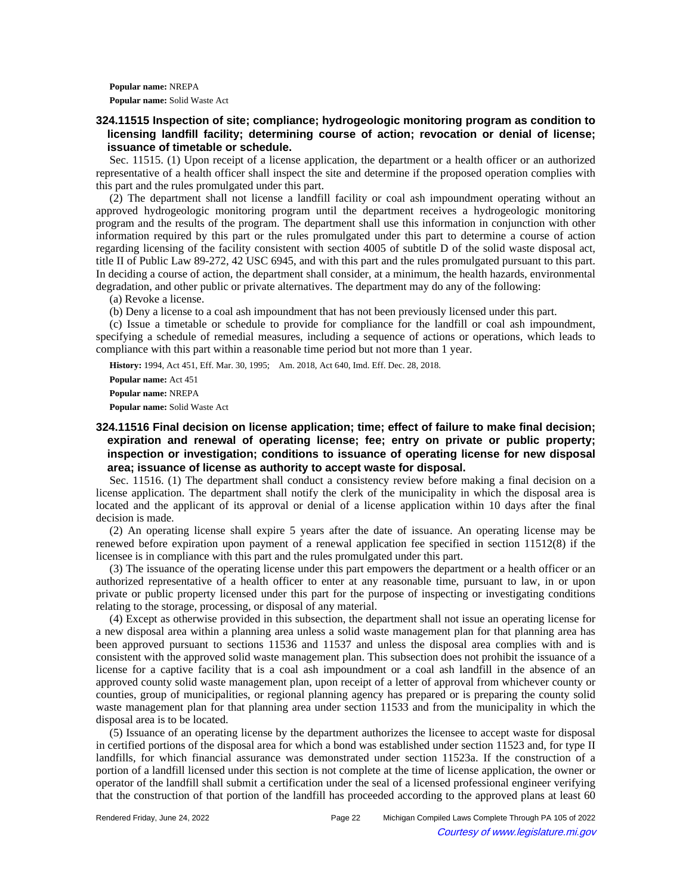**Popular name:** NREPA

**Popular name:** Solid Waste Act

### 324.11515 Inspection of site; compliance; hydrogeologic monitoring program as condition to licensing landfill facility; determining course of action; revocation or denial of license; issuance of timetable or schedule.

Sec. 11515. (1) Upon receipt of a license application, the department or a health officer or an authorized representative of a health officer shall inspect the site and determine if the proposed operation complies with this part and the rules promulgated under this part.

(2) The department shall not license a landfill facility or coal ash impoundment operating without an approved hydrogeologic monitoring program until the department receives a hydrogeologic monitoring program and the results of the program. The department shall use this information in conjunction with other information required by this part or the rules promulgated under this part to determine a course of action regarding licensing of the facility consistent with section 4005 of subtitle D of the solid waste disposal act, title II of Public Law 89-272, 42 USC 6945, and with this part and the rules promulgated pursuant to this part. In deciding a course of action, the department shall consider, at a minimum, the health hazards, environmental degradation, and other public or private alternatives. The department may do any of the following:

(a) Revoke a license.

(b) Deny a license to a coal ash impoundment that has not been previously licensed under this part.

(c) Issue a timetable or schedule to provide for compliance for the landfill or coal ash impoundment, specifying a schedule of remedial measures, including a sequence of actions or operations, which leads to compliance with this part within a reasonable time period but not more than 1 year.

**History:** 1994, Act 451, Eff. Mar. 30, 1995; Am. 2018, Act 640, Imd. Eff. Dec. 28, 2018.

**Popular name:** Act 451

**Popular name:** NREPA

**Popular name:** Solid Waste Act

### 324.11516 Final decision on license application; time; effect of failure to make final decision; expiration and renewal of operating license; fee; entry on private or public property; inspection or investigation; conditions to issuance of operating license for new disposal area; issuance of license as authority to accept waste for disposal.

Sec. 11516. (1) The department shall conduct a consistency review before making a final decision on a license application. The department shall notify the clerk of the municipality in which the disposal area is located and the applicant of its approval or denial of a license application within 10 days after the final decision is made.

(2) An operating license shall expire 5 years after the date of issuance. An operating license may be renewed before expiration upon payment of a renewal application fee specified in section 11512(8) if the licensee is in compliance with this part and the rules promulgated under this part.

(3) The issuance of the operating license under this part empowers the department or a health officer or an authorized representative of a health officer to enter at any reasonable time, pursuant to law, in or upon private or public property licensed under this part for the purpose of inspecting or investigating conditions relating to the storage, processing, or disposal of any material.

(4) Except as otherwise provided in this subsection, the department shall not issue an operating license for a new disposal area within a planning area unless a solid waste management plan for that planning area has been approved pursuant to sections 11536 and 11537 and unless the disposal area complies with and is consistent with the approved solid waste management plan. This subsection does not prohibit the issuance of a license for a captive facility that is a coal ash impoundment or a coal ash landfill in the absence of an approved county solid waste management plan, upon receipt of a letter of approval from whichever county or counties, group of municipalities, or regional planning agency has prepared or is preparing the county solid waste management plan for that planning area under section 11533 and from the municipality in which the disposal area is to be located.

(5) Issuance of an operating license by the department authorizes the licensee to accept waste for disposal in certified portions of the disposal area for which a bond was established under section 11523 and, for type II landfills, for which financial assurance was demonstrated under section 11523a. If the construction of a portion of a landfill licensed under this section is not complete at the time of license application, the owner or operator of the landfill shall submit a certification under the seal of a licensed professional engineer verifying that the construction of that portion of the landfill has proceeded according to the approved plans at least 60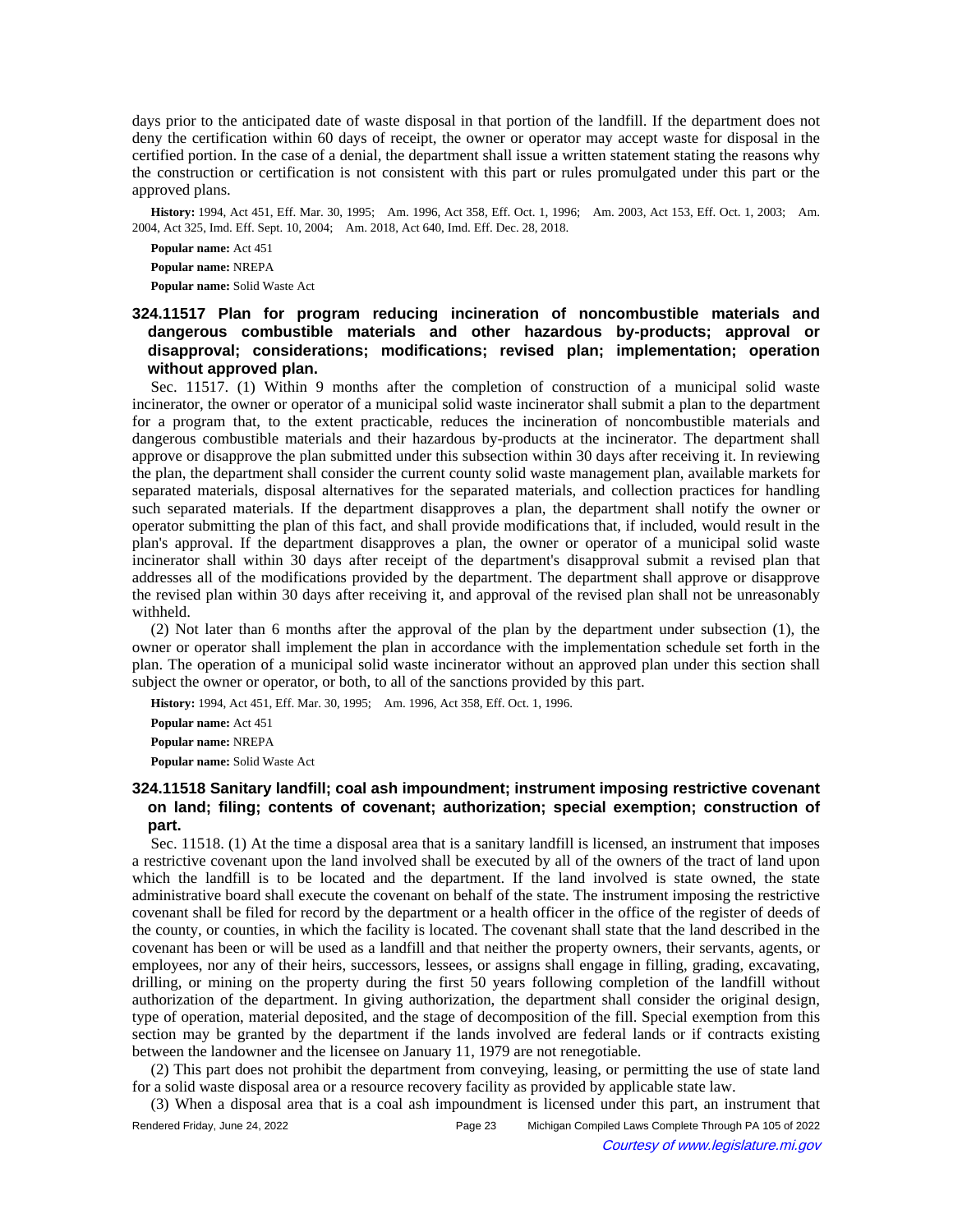days prior to the anticipated date of waste disposal in that portion of the landfill. If the department does not deny the certification within 60 days of receipt, the owner or operator may accept waste for disposal in the certified portion. In the case of a denial, the department shall issue a written statement stating the reasons why the construction or certification is not consistent with this part or rules promulgated under this part or the approved plans.

**History:** 1994, Act 451, Eff. Mar. 30, 1995;—Am. 1996, Act 358, Eff. Oct. 1, 1996;—Am. 2003, Act 153, Eff. Oct. 1, 2003;—Am. 2004, Act 325, Imd. Eff. Sept. 10, 2004;—Am. 2018, Act 640, Imd. Eff. Dec. 28, 2018.

**Popular name:** Act 451

**Popular name:** NREPA

**Popular name:** Solid Waste Act

### 324.11517 Plan for program reducing incineration of noncombustible materials and dangerous combustible materials and other hazardous by-products; approval or disapproval; considerations; modifications; revised plan; implementation; operation without approved plan.

Sec. 11517. (1) Within 9 months after the completion of construction of a municipal solid waste incinerator, the owner or operator of a municipal solid waste incinerator shall submit a plan to the department for a program that, to the extent practicable, reduces the incineration of noncombustible materials and dangerous combustible materials and their hazardous by-products at the incinerator. The department shall approve or disapprove the plan submitted under this subsection within 30 days after receiving it. In reviewing the plan, the department shall consider the current county solid waste management plan, available markets for separated materials, disposal alternatives for the separated materials, and collection practices for handling such separated materials. If the department disapproves a plan, the department shall notify the owner or operator submitting the plan of this fact, and shall provide modifications that, if included, would result in the plan's approval. If the department disapproves a plan, the owner or operator of a municipal solid waste incinerator shall within 30 days after receipt of the department's disapproval submit a revised plan that addresses all of the modifications provided by the department. The department shall approve or disapprove the revised plan within 30 days after receiving it, and approval of the revised plan shall not be unreasonably withheld.

(2) Not later than 6 months after the approval of the plan by the department under subsection (1), the owner or operator shall implement the plan in accordance with the implementation schedule set forth in the plan. The operation of a municipal solid waste incinerator without an approved plan under this section shall subject the owner or operator, or both, to all of the sanctions provided by this part.

**History:** 1994, Act 451, Eff. Mar. 30, 1995;—Am. 1996, Act 358, Eff. Oct. 1, 1996.

**Popular name:** Act 451

**Popular name:** NREPA

**Popular name:** Solid Waste Act

### 324.11518 Sanitary landfill; coal ash impoundment; instrument imposing restrictive covenant on land; filing; contents of covenant; authorization; special exemption; construction of part.

Sec. 11518. (1) At the time a disposal area that is a sanitary landfill is licensed, an instrument that imposes a restrictive covenant upon the land involved shall be executed by all of the owners of the tract of land upon which the landfill is to be located and the department. If the land involved is state owned, the state administrative board shall execute the covenant on behalf of the state. The instrument imposing the restrictive covenant shall be filed for record by the department or a health officer in the office of the register of deeds of the county, or counties, in which the facility is located. The covenant shall state that the land described in the covenant has been or will be used as a landfill and that neither the property owners, their servants, agents, or employees, nor any of their heirs, successors, lessees, or assigns shall engage in filling, grading, excavating, drilling, or mining on the property during the first 50 years following completion of the landfill without authorization of the department. In giving authorization, the department shall consider the original design, type of operation, material deposited, and the stage of decomposition of the fill. Special exemption from this section may be granted by the department if the lands involved are federal lands or if contracts existing between the landowner and the licensee on January 11, 1979 are not renegotiable.

(2) This part does not prohibit the department from conveying, leasing, or permitting the use of state land for a solid waste disposal area or a resource recovery facility as provided by applicable state law.

(3) When a disposal area that is a coal ash impoundment is licensed under this part, an instrument that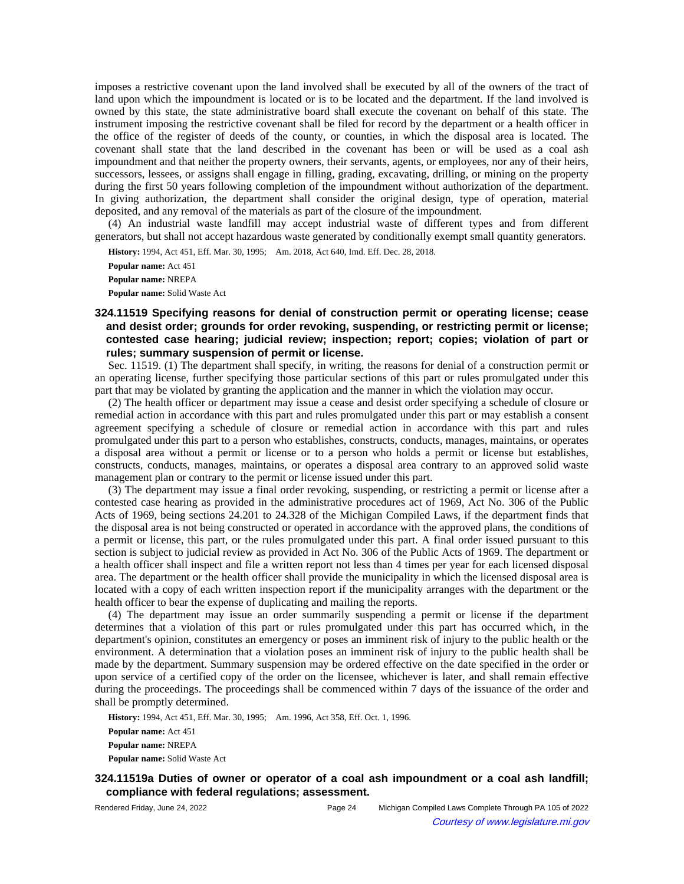imposes a restrictive covenant upon the land involved shall be executed by all of the owners of the tract of land upon which the impoundment is located or is to be located and the department. If the land involved is owned by this state, the state administrative board shall execute the covenant on behalf of this state. The instrument imposing the restrictive covenant shall be filed for record by the department or a health officer in the office of the register of deeds of the county, or counties, in which the disposal area is located. The covenant shall state that the land described in the covenant has been or will be used as a coal ash impoundment and that neither the property owners, their servants, agents, or employees, nor any of their heirs, successors, lessees, or assigns shall engage in filling, grading, excavating, drilling, or mining on the property during the first 50 years following completion of the impoundment without authorization of the department. In giving authorization, the department shall consider the original design, type of operation, material deposited, and any removal of the materials as part of the closure of the impoundment.

(4) An industrial waste landfill may accept industrial waste of different types and from different generators, but shall not accept hazardous waste generated by conditionally exempt small quantity generators.

**History:** 1994, Act 451, Eff. Mar. 30, 1995; Am. 2018, Act 640, Imd. Eff. Dec. 28, 2018.

**Popular name:** Act 451

**Popular name:** NREPA

**Popular name:** Solid Waste Act

### 324.11519 Specifying reasons for denial of construction permit or operating license; cease and desist order; grounds for order revoking, suspending, or restricting permit or license; contested case hearing; judicial review; inspection; report; copies; violation of part or rules; summary suspension of permit or license.

Sec. 11519. (1) The department shall specify, in writing, the reasons for denial of a construction permit or an operating license, further specifying those particular sections of this part or rules promulgated under this part that may be violated by granting the application and the manner in which the violation may occur.

(2) The health officer or department may issue a cease and desist order specifying a schedule of closure or remedial action in accordance with this part and rules promulgated under this part or may establish a consent agreement specifying a schedule of closure or remedial action in accordance with this part and rules promulgated under this part to a person who establishes, constructs, conducts, manages, maintains, or operates a disposal area without a permit or license or to a person who holds a permit or license but establishes, constructs, conducts, manages, maintains, or operates a disposal area contrary to an approved solid waste management plan or contrary to the permit or license issued under this part.

(3) The department may issue a final order revoking, suspending, or restricting a permit or license after a contested case hearing as provided in the administrative procedures act of 1969, Act No. 306 of the Public Acts of 1969, being sections 24.201 to 24.328 of the Michigan Compiled Laws, if the department finds that the disposal area is not being constructed or operated in accordance with the approved plans, the conditions of a permit or license, this part, or the rules promulgated under this part. A final order issued pursuant to this section is subject to judicial review as provided in Act No. 306 of the Public Acts of 1969. The department or a health officer shall inspect and file a written report not less than 4 times per year for each licensed disposal area. The department or the health officer shall provide the municipality in which the licensed disposal area is located with a copy of each written inspection report if the municipality arranges with the department or the health officer to bear the expense of duplicating and mailing the reports.

(4) The department may issue an order summarily suspending a permit or license if the department determines that a violation of this part or rules promulgated under this part has occurred which, in the department's opinion, constitutes an emergency or poses an imminent risk of injury to the public health or the environment. A determination that a violation poses an imminent risk of injury to the public health shall be made by the department. Summary suspension may be ordered effective on the date specified in the order or upon service of a certified copy of the order on the licensee, whichever is later, and shall remain effective during the proceedings. The proceedings shall be commenced within 7 days of the issuance of the order and shall be promptly determined.

**History:** 1994, Act 451, Eff. Mar. 30, 1995; Am. 1996, Act 358, Eff. Oct. 1, 1996.

**Popular name:** Act 451

**Popular name:** NREPA

**Popular name:** Solid Waste Act

### 324.11519a Duties of owner or operator of a coal ash impoundment or a coal ash landfill; compliance with federal regulations; assessment.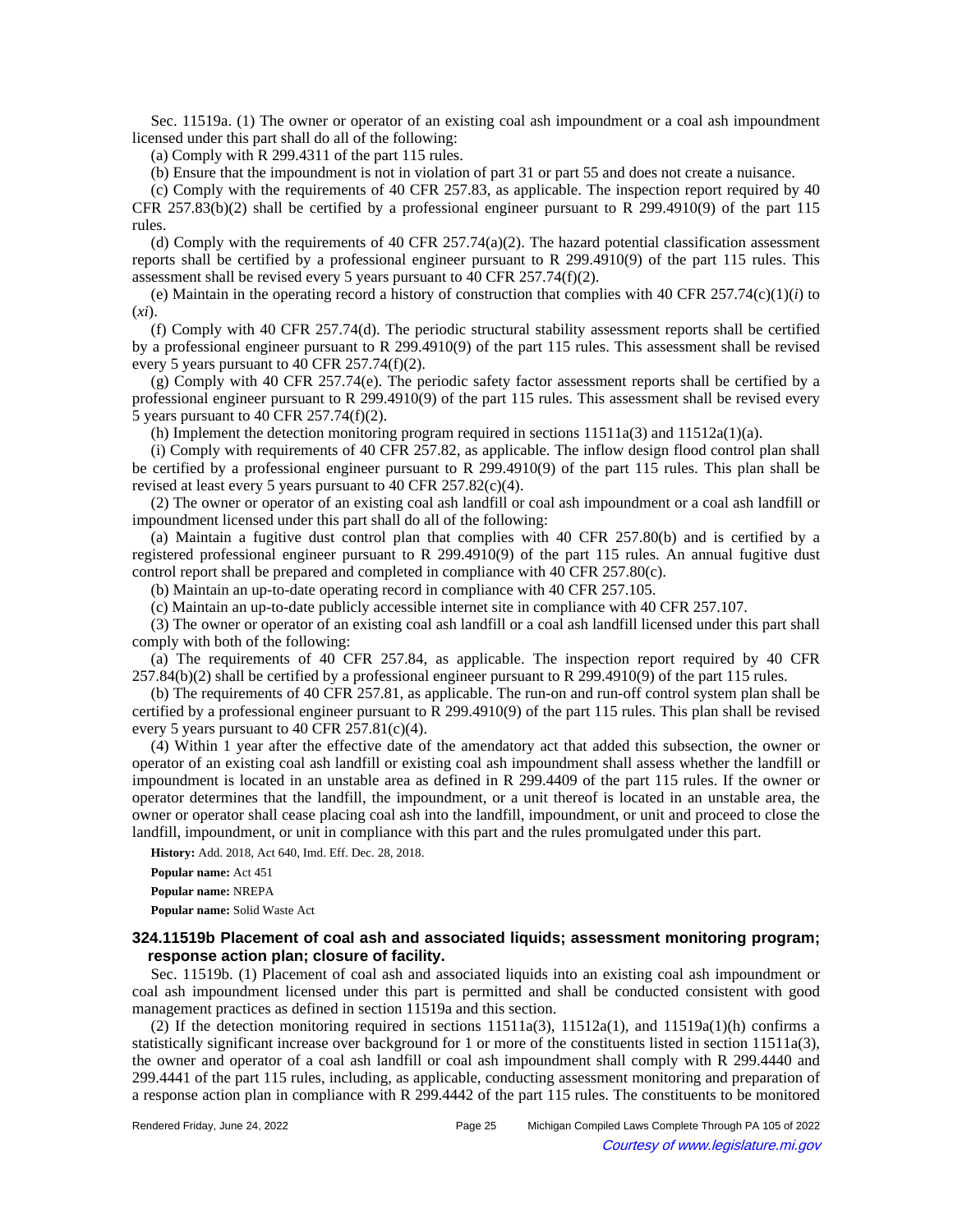Sec. 11519a. (1) The owner or operator of an existing coal ash impoundment or a coal ash impoundment licensed under this part shall do all of the following:

(a) Comply with R 299.4311 of the part 115 rules.

(b) Ensure that the impoundment is not in violation of part 31 or part 55 and does not create a nuisance.

(c) Comply with the requirements of 40 CFR 257.83, as applicable. The inspection report required by 40 CFR 257.83(b)(2) shall be certified by a professional engineer pursuant to R 299.4910(9) of the part 115 rules.

(d) Comply with the requirements of 40 CFR 257.74(a)(2). The hazard potential classification assessment reports shall be certified by a professional engineer pursuant to R 299.4910(9) of the part 115 rules. This assessment shall be revised every 5 years pursuant to 40 CFR 257.74(f)(2).

(e) Maintain in the operating record a history of construction that complies with 40 CFR 257.74(c)(1)(*i*) to (*xi*).

(f) Comply with 40 CFR 257.74(d). The periodic structural stability assessment reports shall be certified by a professional engineer pursuant to R 299.4910(9) of the part 115 rules. This assessment shall be revised every 5 years pursuant to 40 CFR 257.74(f)(2).

(g) Comply with 40 CFR 257.74(e). The periodic safety factor assessment reports shall be certified by a professional engineer pursuant to R 299.4910(9) of the part 115 rules. This assessment shall be revised every 5 years pursuant to 40 CFR 257.74(f)(2).

(h) Implement the detection monitoring program required in sections 11511a(3) and 11512a(1)(a).

(i) Comply with requirements of 40 CFR 257.82, as applicable. The inflow design flood control plan shall be certified by a professional engineer pursuant to R 299.4910(9) of the part 115 rules. This plan shall be revised at least every 5 years pursuant to 40 CFR 257.82(c)(4).

(2) The owner or operator of an existing coal ash landfill or coal ash impoundment or a coal ash landfill or impoundment licensed under this part shall do all of the following:

(a) Maintain a fugitive dust control plan that complies with 40 CFR 257.80(b) and is certified by a registered professional engineer pursuant to R 299.4910(9) of the part 115 rules. An annual fugitive dust control report shall be prepared and completed in compliance with 40 CFR 257.80(c).

(b) Maintain an up-to-date operating record in compliance with 40 CFR 257.105.

(c) Maintain an up-to-date publicly accessible internet site in compliance with 40 CFR 257.107.

(3) The owner or operator of an existing coal ash landfill or a coal ash landfill licensed under this part shall comply with both of the following:

(a) The requirements of 40 CFR 257.84, as applicable. The inspection report required by 40 CFR 257.84(b)(2) shall be certified by a professional engineer pursuant to R 299.4910(9) of the part 115 rules.

(b) The requirements of 40 CFR 257.81, as applicable. The run-on and run-off control system plan shall be certified by a professional engineer pursuant to R 299.4910(9) of the part 115 rules. This plan shall be revised every 5 years pursuant to 40 CFR 257.81(c)(4).

(4) Within 1 year after the effective date of the amendatory act that added this subsection, the owner or operator of an existing coal ash landfill or existing coal ash impoundment shall assess whether the landfill or impoundment is located in an unstable area as defined in R 299.4409 of the part 115 rules. If the owner or operator determines that the landfill, the impoundment, or a unit thereof is located in an unstable area, the owner or operator shall cease placing coal ash into the landfill, impoundment, or unit and proceed to close the landfill, impoundment, or unit in compliance with this part and the rules promulgated under this part.

**History:** Add. 2018, Act 640, Imd. Eff. Dec. 28, 2018.

**Popular name:** Act 451

**Popular name:** NREPA

**Popular name:** Solid Waste Act

### 324.11519b Placement of coal ash and associated liquids; assessment monitoring program; response action plan; closure of facility.

Sec. 11519b. (1) Placement of coal ash and associated liquids into an existing coal ash impoundment or coal ash impoundment licensed under this part is permitted and shall be conducted consistent with good management practices as defined in section 11519a and this section.

(2) If the detection monitoring required in sections 11511a(3), 11512a(1), and 11519a(1)(h) confirms a statistically significant increase over background for 1 or more of the constituents listed in section 11511a(3), the owner and operator of a coal ash landfill or coal ash impoundment shall comply with R 299.4440 and 299.4441 of the part 115 rules, including, as applicable, conducting assessment monitoring and preparation of a response action plan in compliance with R 299.4442 of the part 115 rules. The constituents to be monitored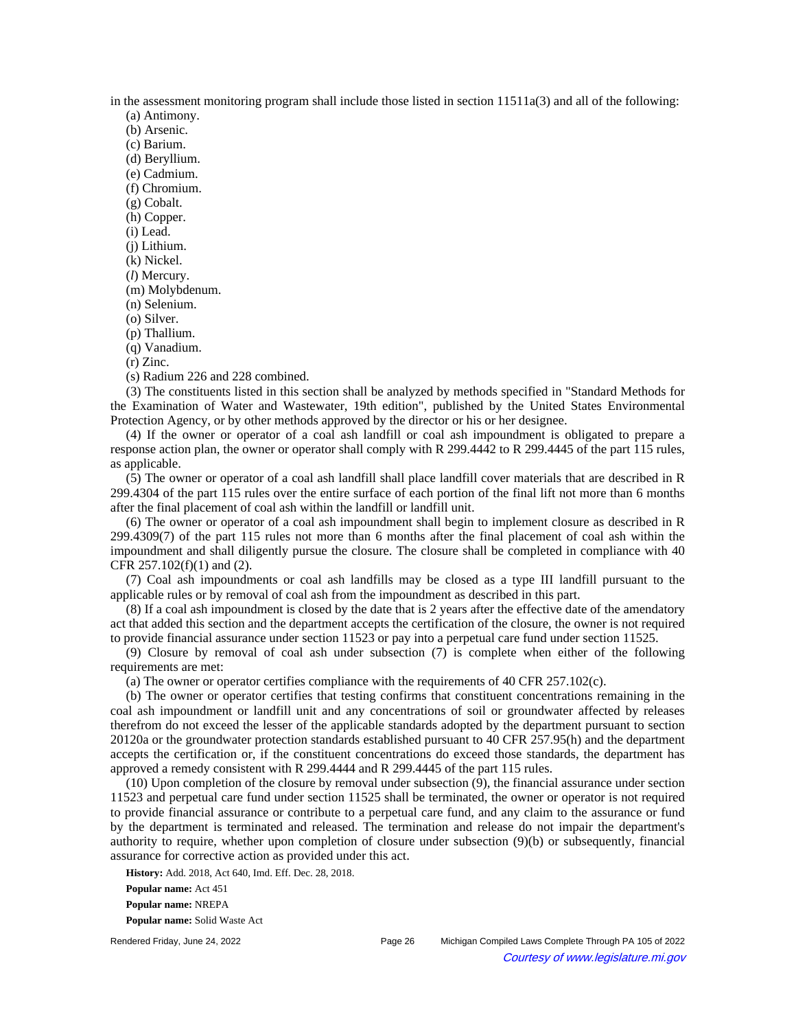in the assessment monitoring program shall include those listed in section 11511a(3) and all of the following:

(a) Antimony.

(b) Arsenic.

(c) Barium.

(d) Beryllium.

(e) Cadmium.

(f) Chromium.

(g) Cobalt.

(h) Copper.

(i) Lead.

(j) Lithium.

(k) Nickel.

(*l*) Mercury.

(m) Molybdenum.

(n) Selenium.

(o) Silver.

(p) Thallium.

(q) Vanadium.

(r) Zinc.

(s) Radium 226 and 228 combined.

(3) The constituents listed in this section shall be analyzed by methods specified in "Standard Methods for the Examination of Water and Wastewater, 19th edition", published by the United States Environmental Protection Agency, or by other methods approved by the director or his or her designee.

(4) If the owner or operator of a coal ash landfill or coal ash impoundment is obligated to prepare a response action plan, the owner or operator shall comply with R 299.4442 to R 299.4445 of the part 115 rules, as applicable.

(5) The owner or operator of a coal ash landfill shall place landfill cover materials that are described in R 299.4304 of the part 115 rules over the entire surface of each portion of the final lift not more than 6 months after the final placement of coal ash within the landfill or landfill unit.

(6) The owner or operator of a coal ash impoundment shall begin to implement closure as described in R 299.4309(7) of the part 115 rules not more than 6 months after the final placement of coal ash within the impoundment and shall diligently pursue the closure. The closure shall be completed in compliance with 40 CFR 257.102(f)(1) and (2).

(7) Coal ash impoundments or coal ash landfills may be closed as a type III landfill pursuant to the applicable rules or by removal of coal ash from the impoundment as described in this part.

(8) If a coal ash impoundment is closed by the date that is 2 years after the effective date of the amendatory act that added this section and the department accepts the certification of the closure, the owner is not required to provide financial assurance under section 11523 or pay into a perpetual care fund under section 11525.

(9) Closure by removal of coal ash under subsection (7) is complete when either of the following requirements are met:

(a) The owner or operator certifies compliance with the requirements of 40 CFR 257.102(c).

(b) The owner or operator certifies that testing confirms that constituent concentrations remaining in the coal ash impoundment or landfill unit and any concentrations of soil or groundwater affected by releases therefrom do not exceed the lesser of the applicable standards adopted by the department pursuant to section 20120a or the groundwater protection standards established pursuant to 40 CFR 257.95(h) and the department accepts the certification or, if the constituent concentrations do exceed those standards, the department has approved a remedy consistent with R 299.4444 and R 299.4445 of the part 115 rules.

(10) Upon completion of the closure by removal under subsection (9), the financial assurance under section 11523 and perpetual care fund under section 11525 shall be terminated, the owner or operator is not required to provide financial assurance or contribute to a perpetual care fund, and any claim to the assurance or fund by the department is terminated and released. The termination and release do not impair the department's authority to require, whether upon completion of closure under subsection (9)(b) or subsequently, financial assurance for corrective action as provided under this act.

**History:** Add. 2018, Act 640, Imd. Eff. Dec. 28, 2018.

**Popular name:** Act 451

**Popular name:** NREPA

**Popular name:** Solid Waste Act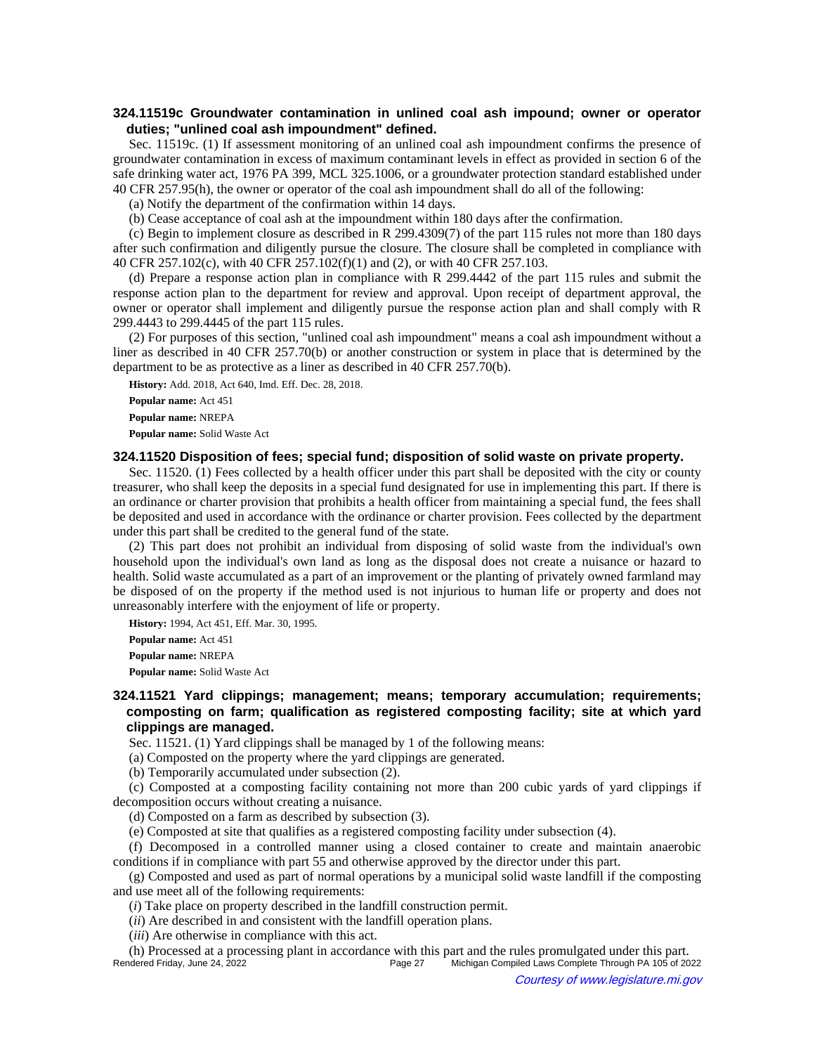### 324.11519c Groundwater contamination in unlined coal ash impound; owner or operator duties; "unlined coal ash impoundment" defined.

Sec. 11519c. (1) If assessment monitoring of an unlined coal ash impoundment confirms the presence of groundwater contamination in excess of maximum contaminant levels in effect as provided in section 6 of the safe drinking water act, 1976 PA 399, MCL 325.1006, or a groundwater protection standard established under 40 CFR 257.95(h), the owner or operator of the coal ash impoundment shall do all of the following:

(a) Notify the department of the confirmation within 14 days.

(b) Cease acceptance of coal ash at the impoundment within 180 days after the confirmation.

(c) Begin to implement closure as described in R 299.4309(7) of the part 115 rules not more than 180 days after such confirmation and diligently pursue the closure. The closure shall be completed in compliance with 40 CFR 257.102(c), with 40 CFR 257.102(f)(1) and (2), or with 40 CFR 257.103.

(d) Prepare a response action plan in compliance with R 299.4442 of the part 115 rules and submit the response action plan to the department for review and approval. Upon receipt of department approval, the owner or operator shall implement and diligently pursue the response action plan and shall comply with R 299.4443 to 299.4445 of the part 115 rules.

(2) For purposes of this section, "unlined coal ash impoundment" means a coal ash impoundment without a liner as described in 40 CFR 257.70(b) or another construction or system in place that is determined by the department to be as protective as a liner as described in 40 CFR 257.70(b).

**History:** Add. 2018, Act 640, Imd. Eff. Dec. 28, 2018.

**Popular name:** Act 451

**Popular name:** NREPA

**Popular name:** Solid Waste Act

### 324.11520 Disposition of fees; special fund; disposition of solid waste on private property.

Sec. 11520. (1) Fees collected by a health officer under this part shall be deposited with the city or county treasurer, who shall keep the deposits in a special fund designated for use in implementing this part. If there is an ordinance or charter provision that prohibits a health officer from maintaining a special fund, the fees shall be deposited and used in accordance with the ordinance or charter provision. Fees collected by the department under this part shall be credited to the general fund of the state.

(2) This part does not prohibit an individual from disposing of solid waste from the individual's own household upon the individual's own land as long as the disposal does not create a nuisance or hazard to health. Solid waste accumulated as a part of an improvement or the planting of privately owned farmland may be disposed of on the property if the method used is not injurious to human life or property and does not unreasonably interfere with the enjoyment of life or property.

**History:** 1994, Act 451, Eff. Mar. 30, 1995.

**Popular name:** Act 451

**Popular name:** NREPA

**Popular name:** Solid Waste Act

### 324.11521 Yard clippings; management; means; temporary accumulation; requirements; composting on farm; qualification as registered composting facility; site at which yard clippings are managed.

Sec. 11521. (1) Yard clippings shall be managed by 1 of the following means:

(a) Composted on the property where the yard clippings are generated.

(b) Temporarily accumulated under subsection (2).

(c) Composted at a composting facility containing not more than 200 cubic yards of yard clippings if decomposition occurs without creating a nuisance.

(d) Composted on a farm as described by subsection (3).

(e) Composted at site that qualifies as a registered composting facility under subsection (4).

(f) Decomposed in a controlled manner using a closed container to create and maintain anaerobic conditions if in compliance with part 55 and otherwise approved by the director under this part.

(g) Composted and used as part of normal operations by a municipal solid waste landfill if the composting and use meet all of the following requirements:

(*i*) Take place on property described in the landfill construction permit.

(*ii*) Are described in and consistent with the landfill operation plans.

(*iii*) Are otherwise in compliance with this act.

(h) Processed at a processing plant in accordance with this part and the rules promulgated under this part.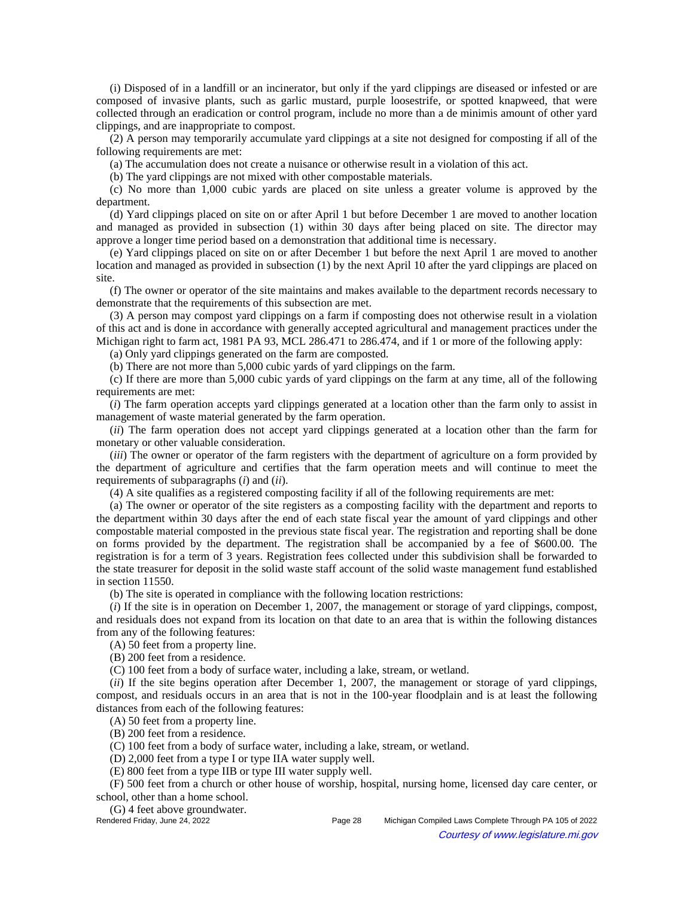(i) Disposed of in a landfill or an incinerator, but only if the yard clippings are diseased or infested or are composed of invasive plants, such as garlic mustard, purple loosestrife, or spotted knapweed, that were collected through an eradication or control program, include no more than a de minimis amount of other yard clippings, and are inappropriate to compost.

(2) A person may temporarily accumulate yard clippings at a site not designed for composting if all of the following requirements are met:

(a) The accumulation does not create a nuisance or otherwise result in a violation of this act.

(b) The yard clippings are not mixed with other compostable materials.

(c) No more than 1,000 cubic yards are placed on site unless a greater volume is approved by the department.

(d) Yard clippings placed on site on or after April 1 but before December 1 are moved to another location and managed as provided in subsection (1) within 30 days after being placed on site. The director may approve a longer time period based on a demonstration that additional time is necessary.

(e) Yard clippings placed on site on or after December 1 but before the next April 1 are moved to another location and managed as provided in subsection (1) by the next April 10 after the yard clippings are placed on site.

(f) The owner or operator of the site maintains and makes available to the department records necessary to demonstrate that the requirements of this subsection are met.

(3) A person may compost yard clippings on a farm if composting does not otherwise result in a violation of this act and is done in accordance with generally accepted agricultural and management practices under the Michigan right to farm act, 1981 PA 93, MCL 286.471 to 286.474, and if 1 or more of the following apply:

(a) Only yard clippings generated on the farm are composted.

(b) There are not more than 5,000 cubic yards of yard clippings on the farm.

(c) If there are more than 5,000 cubic yards of yard clippings on the farm at any time, all of the following requirements are met:

(*i*) The farm operation accepts yard clippings generated at a location other than the farm only to assist in management of waste material generated by the farm operation.

(*ii*) The farm operation does not accept yard clippings generated at a location other than the farm for monetary or other valuable consideration.

(*iii*) The owner or operator of the farm registers with the department of agriculture on a form provided by the department of agriculture and certifies that the farm operation meets and will continue to meet the requirements of subparagraphs (*i*) and (*ii*).

(4) A site qualifies as a registered composting facility if all of the following requirements are met:

(a) The owner or operator of the site registers as a composting facility with the department and reports to the department within 30 days after the end of each state fiscal year the amount of yard clippings and other compostable material composted in the previous state fiscal year. The registration and reporting shall be done on forms provided by the department. The registration shall be accompanied by a fee of $600.00. The registration is for a term of 3 years. Registration fees collected under this subdivision shall be forwarded to the state treasurer for deposit in the solid waste staff account of the solid waste management fund established in section 11550.

(b) The site is operated in compliance with the following location restrictions:

(*i*) If the site is in operation on December 1, 2007, the management or storage of yard clippings, compost, and residuals does not expand from its location on that date to an area that is within the following distances from any of the following features:

(A) 50 feet from a property line.

(B) 200 feet from a residence.

(C) 100 feet from a body of surface water, including a lake, stream, or wetland.

(*ii*) If the site begins operation after December 1, 2007, the management or storage of yard clippings, compost, and residuals occurs in an area that is not in the 100-year floodplain and is at least the following distances from each of the following features:

(A) 50 feet from a property line.

(B) 200 feet from a residence.

(C) 100 feet from a body of surface water, including a lake, stream, or wetland.

(D) 2,000 feet from a type I or type IIA water supply well.

(E) 800 feet from a type IIB or type III water supply well.

(F) 500 feet from a church or other house of worship, hospital, nursing home, licensed day care center, or school, other than a home school.

(G) 4 feet above groundwater.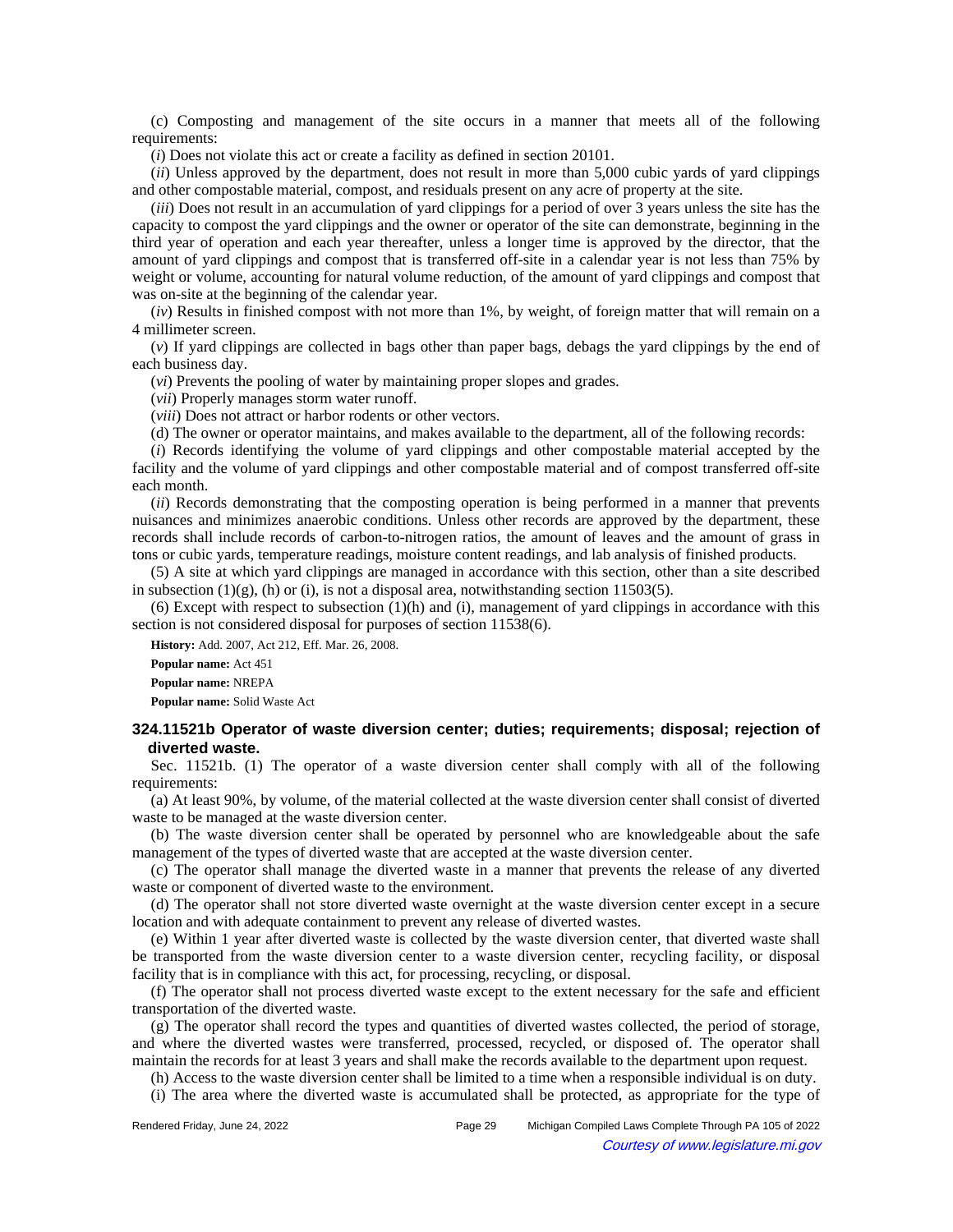(c) Composting and management of the site occurs in a manner that meets all of the following requirements:

(*i*) Does not violate this act or create a facility as defined in section 20101.

(*ii*) Unless approved by the department, does not result in more than 5,000 cubic yards of yard clippings and other compostable material, compost, and residuals present on any acre of property at the site.

(*iii*) Does not result in an accumulation of yard clippings for a period of over 3 years unless the site has the capacity to compost the yard clippings and the owner or operator of the site can demonstrate, beginning in the third year of operation and each year thereafter, unless a longer time is approved by the director, that the amount of yard clippings and compost that is transferred off-site in a calendar year is not less than 75% by weight or volume, accounting for natural volume reduction, of the amount of yard clippings and compost that was on-site at the beginning of the calendar year.

(*iv*) Results in finished compost with not more than 1%, by weight, of foreign matter that will remain on a 4 millimeter screen.

(*v*) If yard clippings are collected in bags other than paper bags, debags the yard clippings by the end of each business day.

(*vi*) Prevents the pooling of water by maintaining proper slopes and grades.

(*vii*) Properly manages storm water runoff.

(*viii*) Does not attract or harbor rodents or other vectors.

(d) The owner or operator maintains, and makes available to the department, all of the following records:

(*i*) Records identifying the volume of yard clippings and other compostable material accepted by the facility and the volume of yard clippings and other compostable material and of compost transferred off-site each month.

(*ii*) Records demonstrating that the composting operation is being performed in a manner that prevents nuisances and minimizes anaerobic conditions. Unless other records are approved by the department, these records shall include records of carbon-to-nitrogen ratios, the amount of leaves and the amount of grass in tons or cubic yards, temperature readings, moisture content readings, and lab analysis of finished products.

(5) A site at which yard clippings are managed in accordance with this section, other than a site described in subsection (1)(g), (h) or (i), is not a disposal area, notwithstanding section 11503(5).

(6) Except with respect to subsection (1)(h) and (i), management of yard clippings in accordance with this section is not considered disposal for purposes of section 11538(6).

**History:** Add. 2007, Act 212, Eff. Mar. 26, 2008.

**Popular name:** Act 451

**Popular name:** NREPA

**Popular name:** Solid Waste Act

### 324.11521b Operator of waste diversion center; duties; requirements; disposal; rejection of diverted waste.

Sec. 11521b. (1) The operator of a waste diversion center shall comply with all of the following requirements:

(a) At least 90%, by volume, of the material collected at the waste diversion center shall consist of diverted waste to be managed at the waste diversion center.

(b) The waste diversion center shall be operated by personnel who are knowledgeable about the safe management of the types of diverted waste that are accepted at the waste diversion center.

(c) The operator shall manage the diverted waste in a manner that prevents the release of any diverted waste or component of diverted waste to the environment.

(d) The operator shall not store diverted waste overnight at the waste diversion center except in a secure location and with adequate containment to prevent any release of diverted wastes.

(e) Within 1 year after diverted waste is collected by the waste diversion center, that diverted waste shall be transported from the waste diversion center to a waste diversion center, recycling facility, or disposal facility that is in compliance with this act, for processing, recycling, or disposal.

(f) The operator shall not process diverted waste except to the extent necessary for the safe and efficient transportation of the diverted waste.

(g) The operator shall record the types and quantities of diverted wastes collected, the period of storage, and where the diverted wastes were transferred, processed, recycled, or disposed of. The operator shall maintain the records for at least 3 years and shall make the records available to the department upon request.

(h) Access to the waste diversion center shall be limited to a time when a responsible individual is on duty.

(i) The area where the diverted waste is accumulated shall be protected, as appropriate for the type of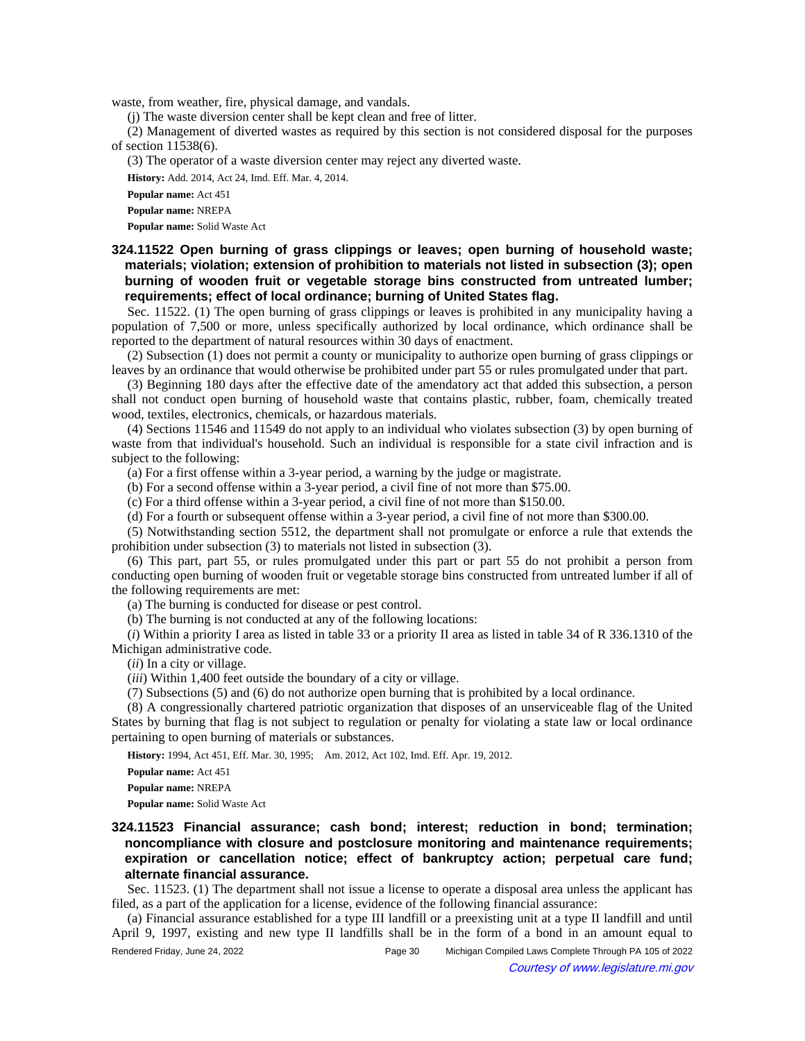waste, from weather, fire, physical damage, and vandals.

(j) The waste diversion center shall be kept clean and free of litter.

(2) Management of diverted wastes as required by this section is not considered disposal for the purposes of section 11538(6).

(3) The operator of a waste diversion center may reject any diverted waste.

**History:** Add. 2014, Act 24, Imd. Eff. Mar. 4, 2014.

**Popular name:** Act 451

**Popular name:** NREPA

**Popular name:** Solid Waste Act

### 324.11522 Open burning of grass clippings or leaves; open burning of household waste; materials; violation; extension of prohibition to materials not listed in subsection (3); open burning of wooden fruit or vegetable storage bins constructed from untreated lumber; requirements; effect of local ordinance; burning of United States flag.

Sec. 11522. (1) The open burning of grass clippings or leaves is prohibited in any municipality having a population of 7,500 or more, unless specifically authorized by local ordinance, which ordinance shall be reported to the department of natural resources within 30 days of enactment.

(2) Subsection (1) does not permit a county or municipality to authorize open burning of grass clippings or leaves by an ordinance that would otherwise be prohibited under part 55 or rules promulgated under that part.

(3) Beginning 180 days after the effective date of the amendatory act that added this subsection, a person shall not conduct open burning of household waste that contains plastic, rubber, foam, chemically treated wood, textiles, electronics, chemicals, or hazardous materials.

(4) Sections 11546 and 11549 do not apply to an individual who violates subsection (3) by open burning of waste from that individual's household. Such an individual is responsible for a state civil infraction and is subject to the following:

(a) For a first offense within a 3-year period, a warning by the judge or magistrate.

(b) For a second offense within a 3-year period, a civil fine of not more than $75.00.

(c) For a third offense within a 3-year period, a civil fine of not more than $150.00.

(d) For a fourth or subsequent offense within a 3-year period, a civil fine of not more than $300.00.

(5) Notwithstanding section 5512, the department shall not promulgate or enforce a rule that extends the prohibition under subsection (3) to materials not listed in subsection (3).

(6) This part, part 55, or rules promulgated under this part or part 55 do not prohibit a person from conducting open burning of wooden fruit or vegetable storage bins constructed from untreated lumber if all of the following requirements are met:

(a) The burning is conducted for disease or pest control.

(b) The burning is not conducted at any of the following locations:

(*i*) Within a priority I area as listed in table 33 or a priority II area as listed in table 34 of R 336.1310 of the Michigan administrative code.

(*ii*) In a city or village.

(*iii*) Within 1,400 feet outside the boundary of a city or village.

(7) Subsections (5) and (6) do not authorize open burning that is prohibited by a local ordinance.

(8) A congressionally chartered patriotic organization that disposes of an unserviceable flag of the United States by burning that flag is not subject to regulation or penalty for violating a state law or local ordinance pertaining to open burning of materials or substances.

**History:** 1994, Act 451, Eff. Mar. 30, 1995; Am. 2012, Act 102, Imd. Eff. Apr. 19, 2012.

**Popular name:** Act 451

**Popular name:** NREPA

**Popular name:** Solid Waste Act

### 324.11523 Financial assurance; cash bond; interest; reduction in bond; termination; noncompliance with closure and postclosure monitoring and maintenance requirements; expiration or cancellation notice; effect of bankruptcy action; perpetual care fund; alternate financial assurance.

Sec. 11523. (1) The department shall not issue a license to operate a disposal area unless the applicant has filed, as a part of the application for a license, evidence of the following financial assurance:

(a) Financial assurance established for a type III landfill or a preexisting unit at a type II landfill and until April 9, 1997, existing and new type II landfills shall be in the form of a bond in an amount equal to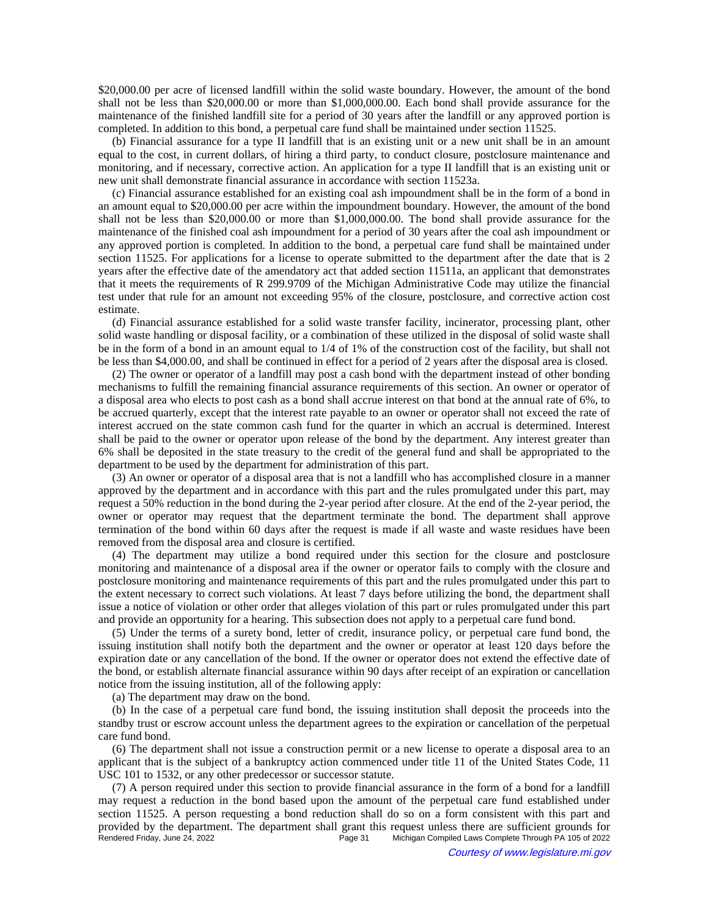$20,000.00 per acre of licensed landfill within the solid waste boundary. However, the amount of the bond shall not be less than $20,000.00 or more than $1,000,000.00. Each bond shall provide assurance for the maintenance of the finished landfill site for a period of 30 years after the landfill or any approved portion is completed. In addition to this bond, a perpetual care fund shall be maintained under section 11525.

(b) Financial assurance for a type II landfill that is an existing unit or a new unit shall be in an amount equal to the cost, in current dollars, of hiring a third party, to conduct closure, postclosure maintenance and monitoring, and if necessary, corrective action. An application for a type II landfill that is an existing unit or new unit shall demonstrate financial assurance in accordance with section 11523a.

(c) Financial assurance established for an existing coal ash impoundment shall be in the form of a bond in an amount equal to $20,000.00 per acre within the impoundment boundary. However, the amount of the bond shall not be less than $20,000.00 or more than $1,000,000.00. The bond shall provide assurance for the maintenance of the finished coal ash impoundment for a period of 30 years after the coal ash impoundment or any approved portion is completed. In addition to the bond, a perpetual care fund shall be maintained under section 11525. For applications for a license to operate submitted to the department after the date that is 2 years after the effective date of the amendatory act that added section 11511a, an applicant that demonstrates that it meets the requirements of R 299.9709 of the Michigan Administrative Code may utilize the financial test under that rule for an amount not exceeding 95% of the closure, postclosure, and corrective action cost estimate.

(d) Financial assurance established for a solid waste transfer facility, incinerator, processing plant, other solid waste handling or disposal facility, or a combination of these utilized in the disposal of solid waste shall be in the form of a bond in an amount equal to 1/4 of 1% of the construction cost of the facility, but shall not be less than $4,000.00, and shall be continued in effect for a period of 2 years after the disposal area is closed.

(2) The owner or operator of a landfill may post a cash bond with the department instead of other bonding mechanisms to fulfill the remaining financial assurance requirements of this section. An owner or operator of a disposal area who elects to post cash as a bond shall accrue interest on that bond at the annual rate of 6%, to be accrued quarterly, except that the interest rate payable to an owner or operator shall not exceed the rate of interest accrued on the state common cash fund for the quarter in which an accrual is determined. Interest shall be paid to the owner or operator upon release of the bond by the department. Any interest greater than 6% shall be deposited in the state treasury to the credit of the general fund and shall be appropriated to the department to be used by the department for administration of this part.

(3) An owner or operator of a disposal area that is not a landfill who has accomplished closure in a manner approved by the department and in accordance with this part and the rules promulgated under this part, may request a 50% reduction in the bond during the 2-year period after closure. At the end of the 2-year period, the owner or operator may request that the department terminate the bond. The department shall approve termination of the bond within 60 days after the request is made if all waste and waste residues have been removed from the disposal area and closure is certified.

(4) The department may utilize a bond required under this section for the closure and postclosure monitoring and maintenance of a disposal area if the owner or operator fails to comply with the closure and postclosure monitoring and maintenance requirements of this part and the rules promulgated under this part to the extent necessary to correct such violations. At least 7 days before utilizing the bond, the department shall issue a notice of violation or other order that alleges violation of this part or rules promulgated under this part and provide an opportunity for a hearing. This subsection does not apply to a perpetual care fund bond.

(5) Under the terms of a surety bond, letter of credit, insurance policy, or perpetual care fund bond, the issuing institution shall notify both the department and the owner or operator at least 120 days before the expiration date or any cancellation of the bond. If the owner or operator does not extend the effective date of the bond, or establish alternate financial assurance within 90 days after receipt of an expiration or cancellation notice from the issuing institution, all of the following apply:

(a) The department may draw on the bond.

(b) In the case of a perpetual care fund bond, the issuing institution shall deposit the proceeds into the standby trust or escrow account unless the department agrees to the expiration or cancellation of the perpetual care fund bond.

(6) The department shall not issue a construction permit or a new license to operate a disposal area to an applicant that is the subject of a bankruptcy action commenced under title 11 of the United States Code, 11 USC 101 to 1532, or any other predecessor or successor statute.

(7) A person required under this section to provide financial assurance in the form of a bond for a landfill may request a reduction in the bond based upon the amount of the perpetual care fund established under section 11525. A person requesting a bond reduction shall do so on a form consistent with this part and provided by the department. The department shall grant this request unless there are sufficient grounds for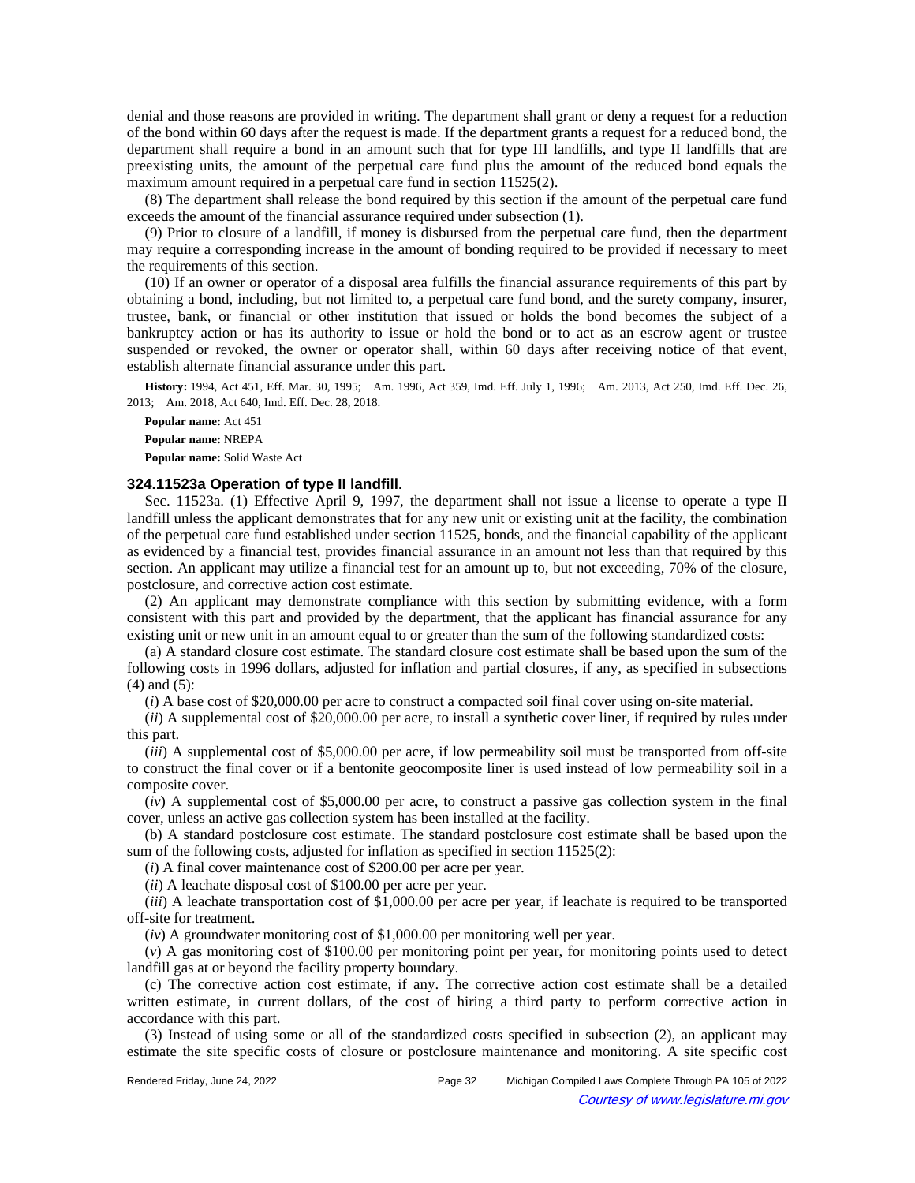denial and those reasons are provided in writing. The department shall grant or deny a request for a reduction of the bond within 60 days after the request is made. If the department grants a request for a reduced bond, the department shall require a bond in an amount such that for type III landfills, and type II landfills that are preexisting units, the amount of the perpetual care fund plus the amount of the reduced bond equals the maximum amount required in a perpetual care fund in section 11525(2).

(8) The department shall release the bond required by this section if the amount of the perpetual care fund exceeds the amount of the financial assurance required under subsection (1).

(9) Prior to closure of a landfill, if money is disbursed from the perpetual care fund, then the department may require a corresponding increase in the amount of bonding required to be provided if necessary to meet the requirements of this section.

(10) If an owner or operator of a disposal area fulfills the financial assurance requirements of this part by obtaining a bond, including, but not limited to, a perpetual care fund bond, and the surety company, insurer, trustee, bank, or financial or other institution that issued or holds the bond becomes the subject of a bankruptcy action or has its authority to issue or hold the bond or to act as an escrow agent or trustee suspended or revoked, the owner or operator shall, within 60 days after receiving notice of that event, establish alternate financial assurance under this part.

**History:** 1994, Act 451, Eff. Mar. 30, 1995; Am. 1996, Act 359, Imd. Eff. July 1, 1996; Am. 2013, Act 250, Imd. Eff. Dec. 26, 2013; Am. 2018, Act 640, Imd. Eff. Dec. 28, 2018.

**Popular name:** Act 451

**Popular name:** NREPA

**Popular name:** Solid Waste Act

### 324.11523a Operation of type II landfill.

Sec. 11523a. (1) Effective April 9, 1997, the department shall not issue a license to operate a type II landfill unless the applicant demonstrates that for any new unit or existing unit at the facility, the combination of the perpetual care fund established under section 11525, bonds, and the financial capability of the applicant as evidenced by a financial test, provides financial assurance in an amount not less than that required by this section. An applicant may utilize a financial test for an amount up to, but not exceeding, 70% of the closure, postclosure, and corrective action cost estimate.

(2) An applicant may demonstrate compliance with this section by submitting evidence, with a form consistent with this part and provided by the department, that the applicant has financial assurance for any existing unit or new unit in an amount equal to or greater than the sum of the following standardized costs:

(a) A standard closure cost estimate. The standard closure cost estimate shall be based upon the sum of the following costs in 1996 dollars, adjusted for inflation and partial closures, if any, as specified in subsections (4) and (5):

(*i*) A base cost of $20,000.00 per acre to construct a compacted soil final cover using on-site material.

(*ii*) A supplemental cost of $20,000.00 per acre, to install a synthetic cover liner, if required by rules under this part.

(*iii*) A supplemental cost of $5,000.00 per acre, if low permeability soil must be transported from off-site to construct the final cover or if a bentonite geocomposite liner is used instead of low permeability soil in a composite cover.

(*iv*) A supplemental cost of $5,000.00 per acre, to construct a passive gas collection system in the final cover, unless an active gas collection system has been installed at the facility.

(b) A standard postclosure cost estimate. The standard postclosure cost estimate shall be based upon the sum of the following costs, adjusted for inflation as specified in section 11525(2):

(*i*) A final cover maintenance cost of $200.00 per acre per year.

(*ii*) A leachate disposal cost of $100.00 per acre per year.

(*iii*) A leachate transportation cost of $1,000.00 per acre per year, if leachate is required to be transported off-site for treatment.

(*iv*) A groundwater monitoring cost of $1,000.00 per monitoring well per year.

(*v*) A gas monitoring cost of $100.00 per monitoring point per year, for monitoring points used to detect landfill gas at or beyond the facility property boundary.

(c) The corrective action cost estimate, if any. The corrective action cost estimate shall be a detailed written estimate, in current dollars, of the cost of hiring a third party to perform corrective action in accordance with this part.

(3) Instead of using some or all of the standardized costs specified in subsection (2), an applicant may estimate the site specific costs of closure or postclosure maintenance and monitoring. A site specific cost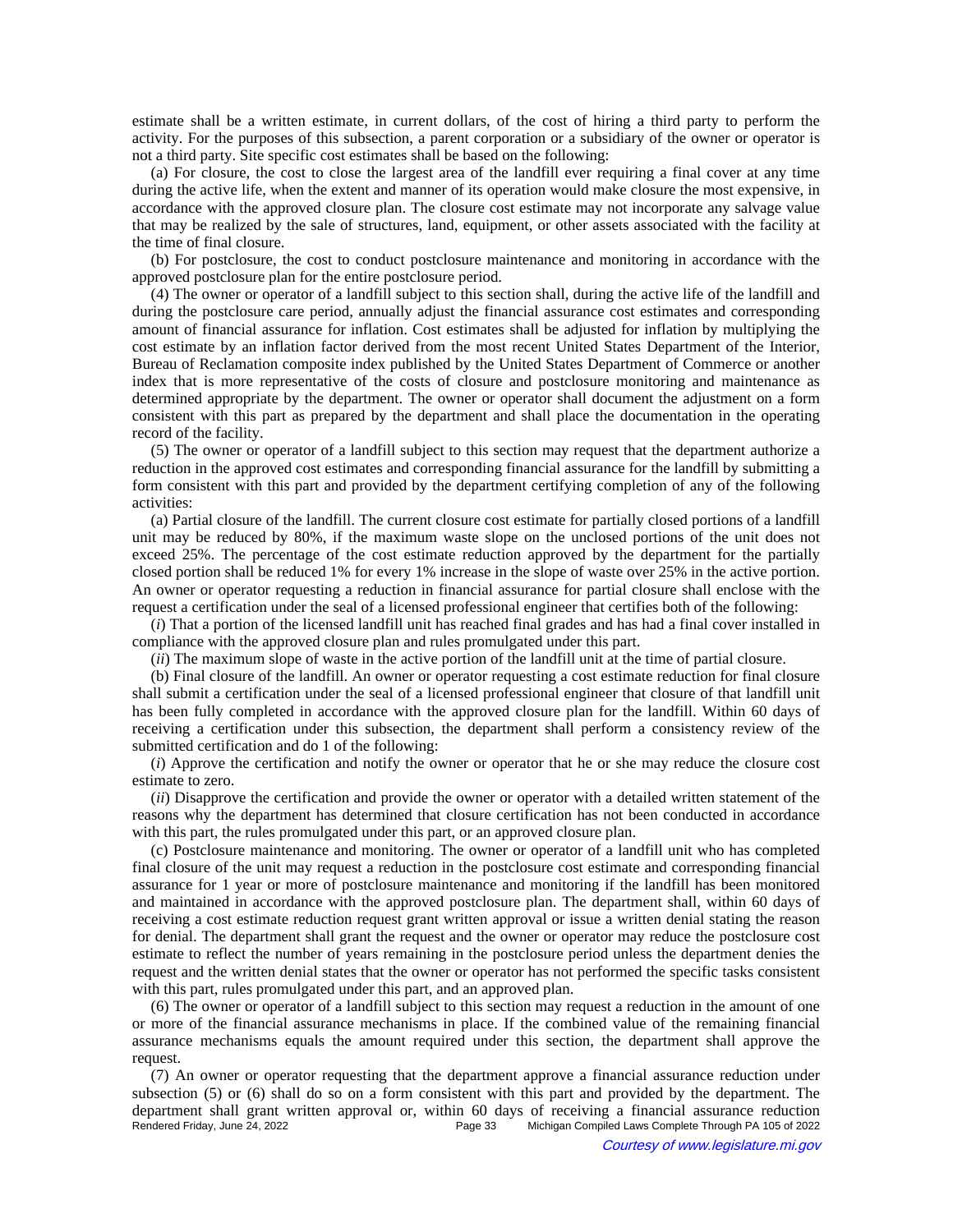estimate shall be a written estimate, in current dollars, of the cost of hiring a third party to perform the activity. For the purposes of this subsection, a parent corporation or a subsidiary of the owner or operator is not a third party. Site specific cost estimates shall be based on the following:

(a) For closure, the cost to close the largest area of the landfill ever requiring a final cover at any time during the active life, when the extent and manner of its operation would make closure the most expensive, in accordance with the approved closure plan. The closure cost estimate may not incorporate any salvage value that may be realized by the sale of structures, land, equipment, or other assets associated with the facility at the time of final closure.

(b) For postclosure, the cost to conduct postclosure maintenance and monitoring in accordance with the approved postclosure plan for the entire postclosure period.

(4) The owner or operator of a landfill subject to this section shall, during the active life of the landfill and during the postclosure care period, annually adjust the financial assurance cost estimates and corresponding amount of financial assurance for inflation. Cost estimates shall be adjusted for inflation by multiplying the cost estimate by an inflation factor derived from the most recent United States Department of the Interior, Bureau of Reclamation composite index published by the United States Department of Commerce or another index that is more representative of the costs of closure and postclosure monitoring and maintenance as determined appropriate by the department. The owner or operator shall document the adjustment on a form consistent with this part as prepared by the department and shall place the documentation in the operating record of the facility.

(5) The owner or operator of a landfill subject to this section may request that the department authorize a reduction in the approved cost estimates and corresponding financial assurance for the landfill by submitting a form consistent with this part and provided by the department certifying completion of any of the following activities:

(a) Partial closure of the landfill. The current closure cost estimate for partially closed portions of a landfill unit may be reduced by 80%, if the maximum waste slope on the unclosed portions of the unit does not exceed 25%. The percentage of the cost estimate reduction approved by the department for the partially closed portion shall be reduced 1% for every 1% increase in the slope of waste over 25% in the active portion. An owner or operator requesting a reduction in financial assurance for partial closure shall enclose with the request a certification under the seal of a licensed professional engineer that certifies both of the following:

(*i*) That a portion of the licensed landfill unit has reached final grades and has had a final cover installed in compliance with the approved closure plan and rules promulgated under this part.

(*ii*) The maximum slope of waste in the active portion of the landfill unit at the time of partial closure.

(b) Final closure of the landfill. An owner or operator requesting a cost estimate reduction for final closure shall submit a certification under the seal of a licensed professional engineer that closure of that landfill unit has been fully completed in accordance with the approved closure plan for the landfill. Within 60 days of receiving a certification under this subsection, the department shall perform a consistency review of the submitted certification and do 1 of the following:

(*i*) Approve the certification and notify the owner or operator that he or she may reduce the closure cost estimate to zero.

(*ii*) Disapprove the certification and provide the owner or operator with a detailed written statement of the reasons why the department has determined that closure certification has not been conducted in accordance with this part, the rules promulgated under this part, or an approved closure plan.

(c) Postclosure maintenance and monitoring. The owner or operator of a landfill unit who has completed final closure of the unit may request a reduction in the postclosure cost estimate and corresponding financial assurance for 1 year or more of postclosure maintenance and monitoring if the landfill has been monitored and maintained in accordance with the approved postclosure plan. The department shall, within 60 days of receiving a cost estimate reduction request grant written approval or issue a written denial stating the reason for denial. The department shall grant the request and the owner or operator may reduce the postclosure cost estimate to reflect the number of years remaining in the postclosure period unless the department denies the request and the written denial states that the owner or operator has not performed the specific tasks consistent with this part, rules promulgated under this part, and an approved plan.

(6) The owner or operator of a landfill subject to this section may request a reduction in the amount of one or more of the financial assurance mechanisms in place. If the combined value of the remaining financial assurance mechanisms equals the amount required under this section, the department shall approve the request.

(7) An owner or operator requesting that the department approve a financial assurance reduction under subsection (5) or (6) shall do so on a form consistent with this part and provided by the department. The department shall grant written approval or, within 60 days of receiving a financial assurance reduction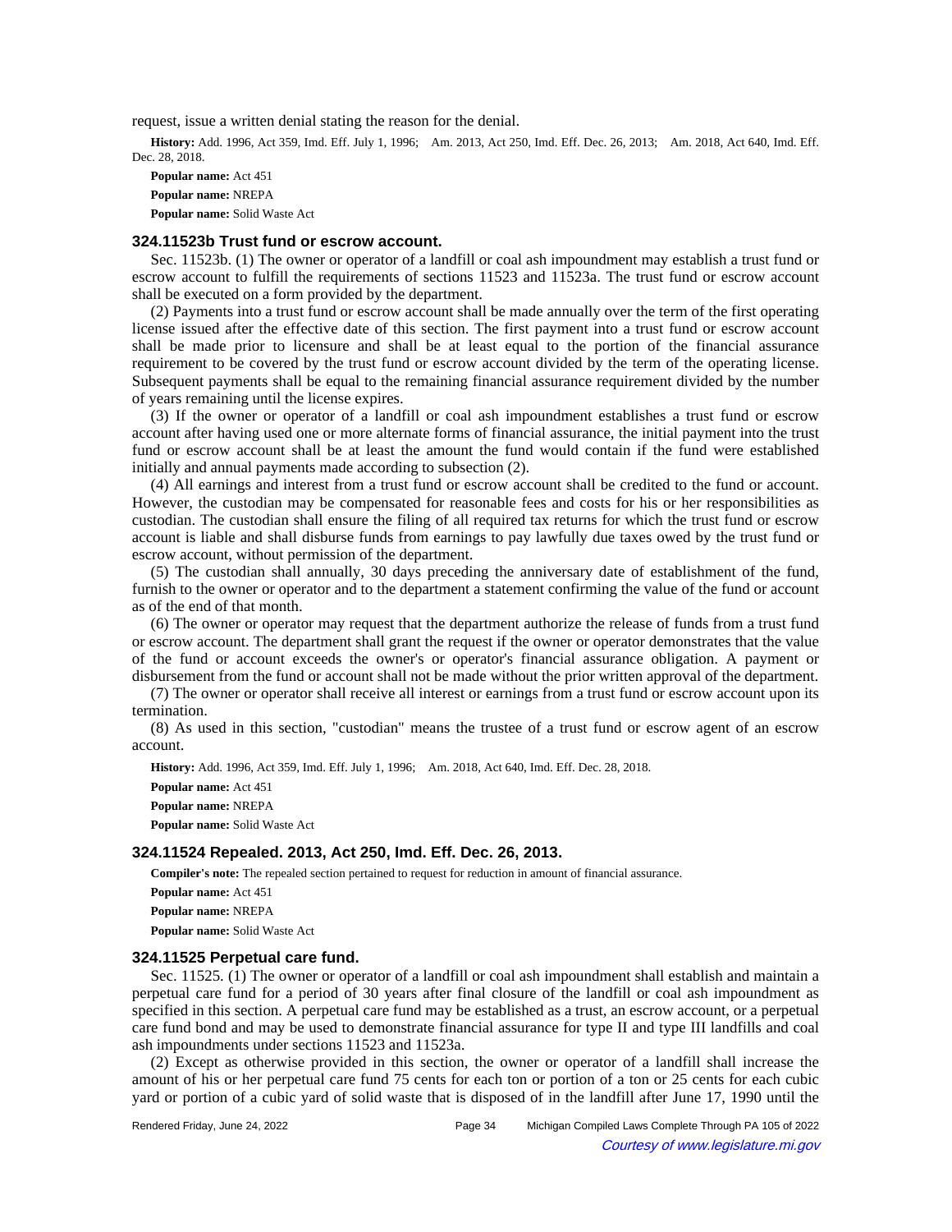request, issue a written denial stating the reason for the denial.

**History:** Add. 1996, Act 359, Imd. Eff. July 1, 1996; Am. 2013, Act 250, Imd. Eff. Dec. 26, 2013; Am. 2018, Act 640, Imd. Eff. Dec. 28, 2018.

**Popular name:** Act 451

**Popular name:** NREPA

**Popular name:** Solid Waste Act

### 324.11523b Trust fund or escrow account.

Sec. 11523b. (1) The owner or operator of a landfill or coal ash impoundment may establish a trust fund or escrow account to fulfill the requirements of sections 11523 and 11523a. The trust fund or escrow account shall be executed on a form provided by the department.

(2) Payments into a trust fund or escrow account shall be made annually over the term of the first operating license issued after the effective date of this section. The first payment into a trust fund or escrow account shall be made prior to licensure and shall be at least equal to the portion of the financial assurance requirement to be covered by the trust fund or escrow account divided by the term of the operating license. Subsequent payments shall be equal to the remaining financial assurance requirement divided by the number of years remaining until the license expires.

(3) If the owner or operator of a landfill or coal ash impoundment establishes a trust fund or escrow account after having used one or more alternate forms of financial assurance, the initial payment into the trust fund or escrow account shall be at least the amount the fund would contain if the fund were established initially and annual payments made according to subsection (2).

(4) All earnings and interest from a trust fund or escrow account shall be credited to the fund or account. However, the custodian may be compensated for reasonable fees and costs for his or her responsibilities as custodian. The custodian shall ensure the filing of all required tax returns for which the trust fund or escrow account is liable and shall disburse funds from earnings to pay lawfully due taxes owed by the trust fund or escrow account, without permission of the department.

(5) The custodian shall annually, 30 days preceding the anniversary date of establishment of the fund, furnish to the owner or operator and to the department a statement confirming the value of the fund or account as of the end of that month.

(6) The owner or operator may request that the department authorize the release of funds from a trust fund or escrow account. The department shall grant the request if the owner or operator demonstrates that the value of the fund or account exceeds the owner's or operator's financial assurance obligation. A payment or disbursement from the fund or account shall not be made without the prior written approval of the department.

(7) The owner or operator shall receive all interest or earnings from a trust fund or escrow account upon its termination.

(8) As used in this section, "custodian" means the trustee of a trust fund or escrow agent of an escrow account.

**History:** Add. 1996, Act 359, Imd. Eff. July 1, 1996; Am. 2018, Act 640, Imd. Eff. Dec. 28, 2018.

**Popular name:** Act 451

**Popular name:** NREPA

**Popular name:** Solid Waste Act

### 324.11524 Repealed. 2013, Act 250, Imd. Eff. Dec. 26, 2013.

**Compiler's note:** The repealed section pertained to request for reduction in amount of financial assurance.

**Popular name:** Act 451

**Popular name:** NREPA

**Popular name:** Solid Waste Act

### 324.11525 Perpetual care fund.

Sec. 11525. (1) The owner or operator of a landfill or coal ash impoundment shall establish and maintain a perpetual care fund for a period of 30 years after final closure of the landfill or coal ash impoundment as specified in this section. A perpetual care fund may be established as a trust, an escrow account, or a perpetual care fund bond and may be used to demonstrate financial assurance for type II and type III landfills and coal ash impoundments under sections 11523 and 11523a.

(2) Except as otherwise provided in this section, the owner or operator of a landfill shall increase the amount of his or her perpetual care fund 75 cents for each ton or portion of a ton or 25 cents for each cubic yard or portion of a cubic yard of solid waste that is disposed of in the landfill after June 17, 1990 until the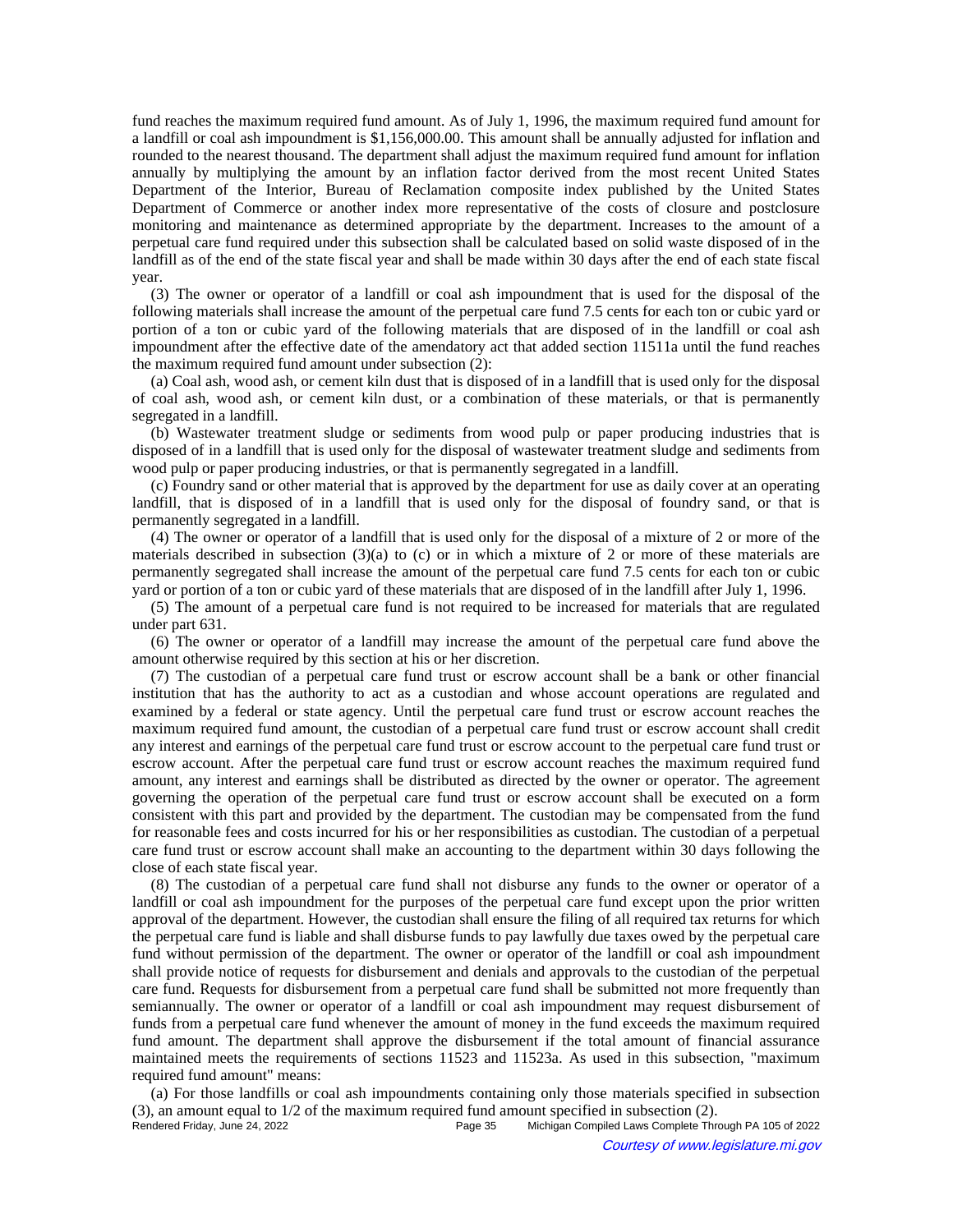fund reaches the maximum required fund amount. As of July 1, 1996, the maximum required fund amount for a landfill or coal ash impoundment is $1,156,000.00. This amount shall be annually adjusted for inflation and rounded to the nearest thousand. The department shall adjust the maximum required fund amount for inflation annually by multiplying the amount by an inflation factor derived from the most recent United States Department of the Interior, Bureau of Reclamation composite index published by the United States Department of Commerce or another index more representative of the costs of closure and postclosure monitoring and maintenance as determined appropriate by the department. Increases to the amount of a perpetual care fund required under this subsection shall be calculated based on solid waste disposed of in the landfill as of the end of the state fiscal year and shall be made within 30 days after the end of each state fiscal year.

(3) The owner or operator of a landfill or coal ash impoundment that is used for the disposal of the following materials shall increase the amount of the perpetual care fund 7.5 cents for each ton or cubic yard or portion of a ton or cubic yard of the following materials that are disposed of in the landfill or coal ash impoundment after the effective date of the amendatory act that added section 11511a until the fund reaches the maximum required fund amount under subsection (2):

(a) Coal ash, wood ash, or cement kiln dust that is disposed of in a landfill that is used only for the disposal of coal ash, wood ash, or cement kiln dust, or a combination of these materials, or that is permanently segregated in a landfill.

(b) Wastewater treatment sludge or sediments from wood pulp or paper producing industries that is disposed of in a landfill that is used only for the disposal of wastewater treatment sludge and sediments from wood pulp or paper producing industries, or that is permanently segregated in a landfill.

(c) Foundry sand or other material that is approved by the department for use as daily cover at an operating landfill, that is disposed of in a landfill that is used only for the disposal of foundry sand, or that is permanently segregated in a landfill.

(4) The owner or operator of a landfill that is used only for the disposal of a mixture of 2 or more of the materials described in subsection (3)(a) to (c) or in which a mixture of 2 or more of these materials are permanently segregated shall increase the amount of the perpetual care fund 7.5 cents for each ton or cubic yard or portion of a ton or cubic yard of these materials that are disposed of in the landfill after July 1, 1996.

(5) The amount of a perpetual care fund is not required to be increased for materials that are regulated under part 631.

(6) The owner or operator of a landfill may increase the amount of the perpetual care fund above the amount otherwise required by this section at his or her discretion.

(7) The custodian of a perpetual care fund trust or escrow account shall be a bank or other financial institution that has the authority to act as a custodian and whose account operations are regulated and examined by a federal or state agency. Until the perpetual care fund trust or escrow account reaches the maximum required fund amount, the custodian of a perpetual care fund trust or escrow account shall credit any interest and earnings of the perpetual care fund trust or escrow account to the perpetual care fund trust or escrow account. After the perpetual care fund trust or escrow account reaches the maximum required fund amount, any interest and earnings shall be distributed as directed by the owner or operator. The agreement governing the operation of the perpetual care fund trust or escrow account shall be executed on a form consistent with this part and provided by the department. The custodian may be compensated from the fund for reasonable fees and costs incurred for his or her responsibilities as custodian. The custodian of a perpetual care fund trust or escrow account shall make an accounting to the department within 30 days following the close of each state fiscal year.

(8) The custodian of a perpetual care fund shall not disburse any funds to the owner or operator of a landfill or coal ash impoundment for the purposes of the perpetual care fund except upon the prior written approval of the department. However, the custodian shall ensure the filing of all required tax returns for which the perpetual care fund is liable and shall disburse funds to pay lawfully due taxes owed by the perpetual care fund without permission of the department. The owner or operator of the landfill or coal ash impoundment shall provide notice of requests for disbursement and denials and approvals to the custodian of the perpetual care fund. Requests for disbursement from a perpetual care fund shall be submitted not more frequently than semiannually. The owner or operator of a landfill or coal ash impoundment may request disbursement of funds from a perpetual care fund whenever the amount of money in the fund exceeds the maximum required fund amount. The department shall approve the disbursement if the total amount of financial assurance maintained meets the requirements of sections 11523 and 11523a. As used in this subsection, "maximum required fund amount" means:

(a) For those landfills or coal ash impoundments containing only those materials specified in subsection (3), an amount equal to 1/2 of the maximum required fund amount specified in subsection (2).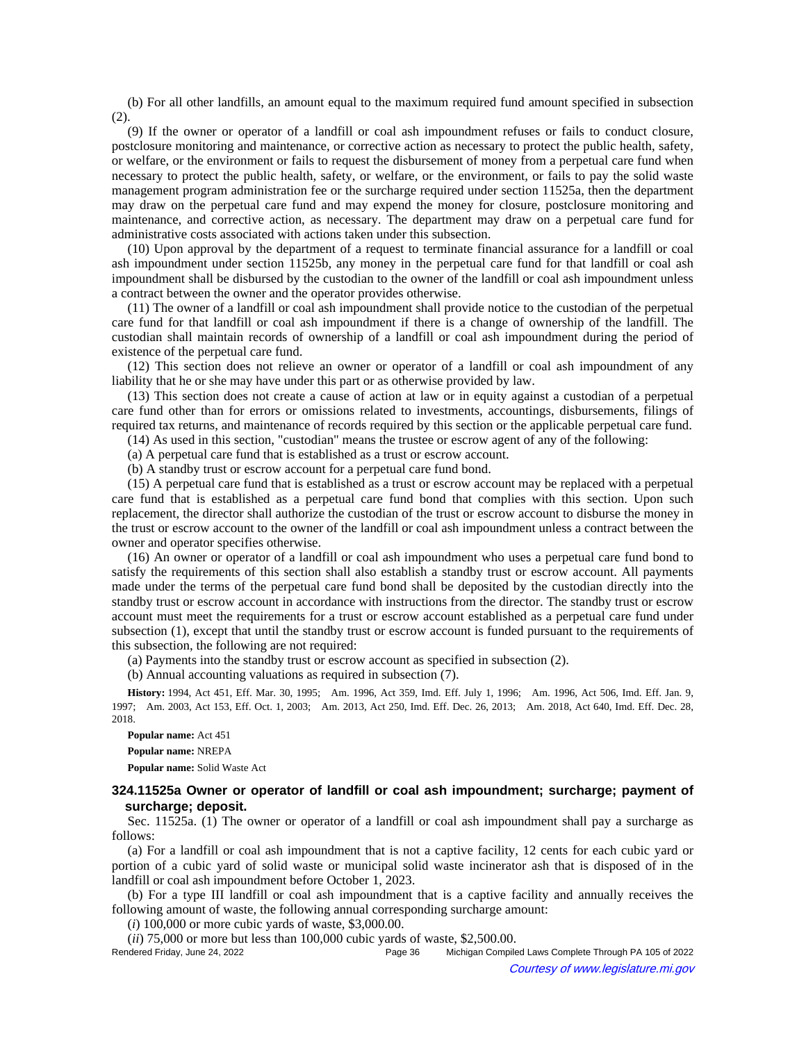(b) For all other landfills, an amount equal to the maximum required fund amount specified in subsection (2).

(9) If the owner or operator of a landfill or coal ash impoundment refuses or fails to conduct closure, postclosure monitoring and maintenance, or corrective action as necessary to protect the public health, safety, or welfare, or the environment or fails to request the disbursement of money from a perpetual care fund when necessary to protect the public health, safety, or welfare, or the environment, or fails to pay the solid waste management program administration fee or the surcharge required under section 11525a, then the department may draw on the perpetual care fund and may expend the money for closure, postclosure monitoring and maintenance, and corrective action, as necessary. The department may draw on a perpetual care fund for administrative costs associated with actions taken under this subsection.

(10) Upon approval by the department of a request to terminate financial assurance for a landfill or coal ash impoundment under section 11525b, any money in the perpetual care fund for that landfill or coal ash impoundment shall be disbursed by the custodian to the owner of the landfill or coal ash impoundment unless a contract between the owner and the operator provides otherwise.

(11) The owner of a landfill or coal ash impoundment shall provide notice to the custodian of the perpetual care fund for that landfill or coal ash impoundment if there is a change of ownership of the landfill. The custodian shall maintain records of ownership of a landfill or coal ash impoundment during the period of existence of the perpetual care fund.

(12) This section does not relieve an owner or operator of a landfill or coal ash impoundment of any liability that he or she may have under this part or as otherwise provided by law.

(13) This section does not create a cause of action at law or in equity against a custodian of a perpetual care fund other than for errors or omissions related to investments, accountings, disbursements, filings of required tax returns, and maintenance of records required by this section or the applicable perpetual care fund.

(14) As used in this section, "custodian" means the trustee or escrow agent of any of the following:

(a) A perpetual care fund that is established as a trust or escrow account.

(b) A standby trust or escrow account for a perpetual care fund bond.

(15) A perpetual care fund that is established as a trust or escrow account may be replaced with a perpetual care fund that is established as a perpetual care fund bond that complies with this section. Upon such replacement, the director shall authorize the custodian of the trust or escrow account to disburse the money in the trust or escrow account to the owner of the landfill or coal ash impoundment unless a contract between the owner and operator specifies otherwise.

(16) An owner or operator of a landfill or coal ash impoundment who uses a perpetual care fund bond to satisfy the requirements of this section shall also establish a standby trust or escrow account. All payments made under the terms of the perpetual care fund bond shall be deposited by the custodian directly into the standby trust or escrow account in accordance with instructions from the director. The standby trust or escrow account must meet the requirements for a trust or escrow account established as a perpetual care fund under subsection (1), except that until the standby trust or escrow account is funded pursuant to the requirements of this subsection, the following are not required:

(a) Payments into the standby trust or escrow account as specified in subsection (2).

(b) Annual accounting valuations as required in subsection (7).

**History:** 1994, Act 451, Eff. Mar. 30, 1995; Am. 1996, Act 359, Imd. Eff. July 1, 1996; Am. 1996, Act 506, Imd. Eff. Jan. 9, 1997; Am. 2003, Act 153, Eff. Oct. 1, 2003; Am. 2013, Act 250, Imd. Eff. Dec. 26, 2013; Am. 2018, Act 640, Imd. Eff. Dec. 28, 2018.

**Popular name:** Act 451

**Popular name:** NREPA

**Popular name:** Solid Waste Act

### 324.11525a Owner or operator of landfill or coal ash impoundment; surcharge; payment of surcharge; deposit.

Sec. 11525a. (1) The owner or operator of a landfill or coal ash impoundment shall pay a surcharge as follows:

(a) For a landfill or coal ash impoundment that is not a captive facility, 12 cents for each cubic yard or portion of a cubic yard of solid waste or municipal solid waste incinerator ash that is disposed of in the landfill or coal ash impoundment before October 1, 2023.

(b) For a type III landfill or coal ash impoundment that is a captive facility and annually receives the following amount of waste, the following annual corresponding surcharge amount:

(*i*) 100,000 or more cubic yards of waste, $3,000.00.

(*ii*) 75,000 or more but less than 100,000 cubic yards of waste, $2,500.00.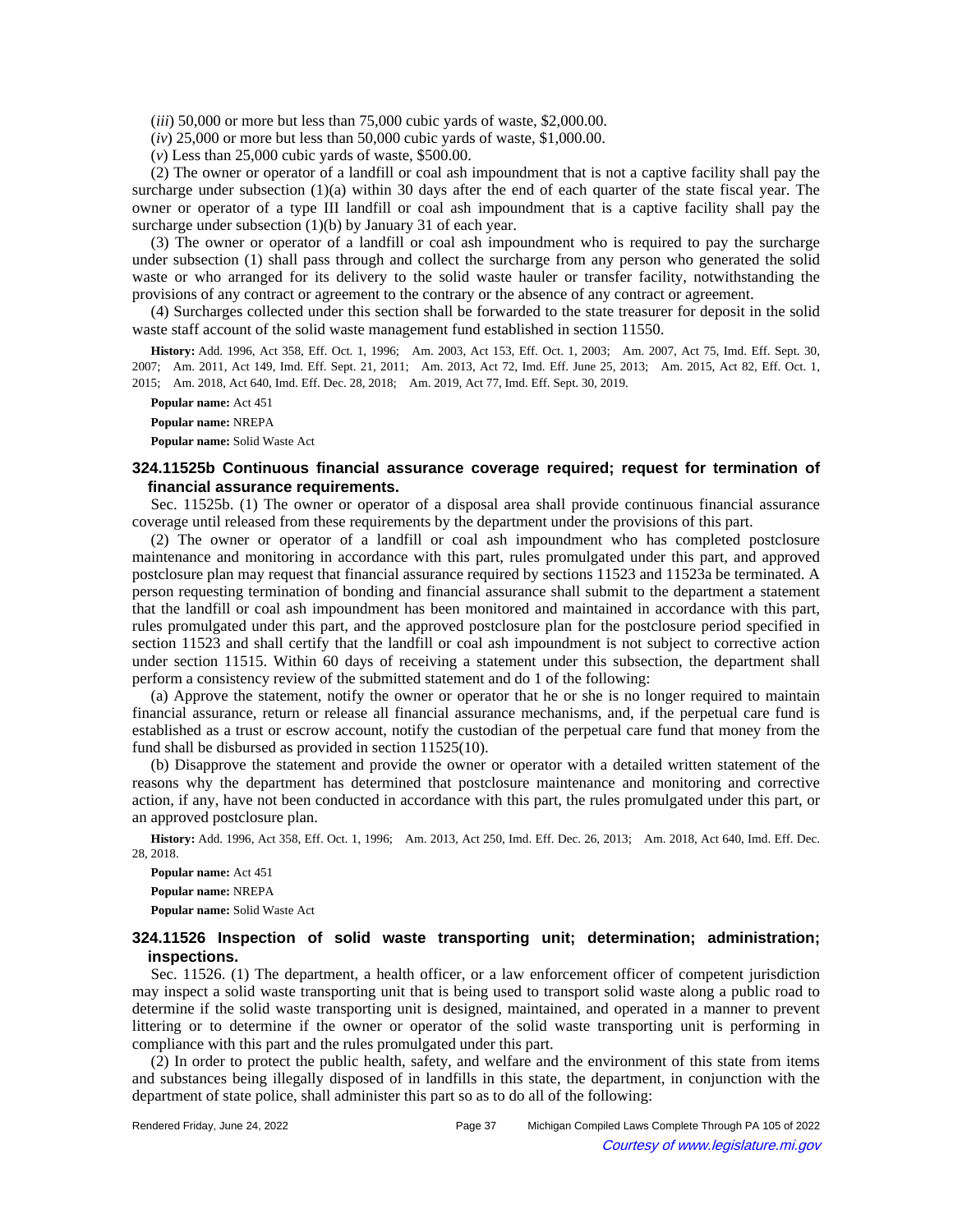(*iii*) 50,000 or more but less than 75,000 cubic yards of waste, $2,000.00.

(*iv*) 25,000 or more but less than 50,000 cubic yards of waste, $1,000.00.

(*v*) Less than 25,000 cubic yards of waste, $500.00.

(2) The owner or operator of a landfill or coal ash impoundment that is not a captive facility shall pay the surcharge under subsection (1)(a) within 30 days after the end of each quarter of the state fiscal year. The owner or operator of a type III landfill or coal ash impoundment that is a captive facility shall pay the surcharge under subsection (1)(b) by January 31 of each year.

(3) The owner or operator of a landfill or coal ash impoundment who is required to pay the surcharge under subsection (1) shall pass through and collect the surcharge from any person who generated the solid waste or who arranged for its delivery to the solid waste hauler or transfer facility, notwithstanding the provisions of any contract or agreement to the contrary or the absence of any contract or agreement.

(4) Surcharges collected under this section shall be forwarded to the state treasurer for deposit in the solid waste staff account of the solid waste management fund established in section 11550.

**History:** Add. 1996, Act 358, Eff. Oct. 1, 1996; Am. 2003, Act 153, Eff. Oct. 1, 2003; Am. 2007, Act 75, Imd. Eff. Sept. 30, 2007; Am. 2011, Act 149, Imd. Eff. Sept. 21, 2011; Am. 2013, Act 72, Imd. Eff. June 25, 2013; Am. 2015, Act 82, Eff. Oct. 1, 2015; Am. 2018, Act 640, Imd. Eff. Dec. 28, 2018; Am. 2019, Act 77, Imd. Eff. Sept. 30, 2019.

**Popular name:** Act 451

**Popular name:** NREPA

**Popular name:** Solid Waste Act

### 324.11525b Continuous financial assurance coverage required; request for termination of financial assurance requirements.

Sec. 11525b. (1) The owner or operator of a disposal area shall provide continuous financial assurance coverage until released from these requirements by the department under the provisions of this part.

(2) The owner or operator of a landfill or coal ash impoundment who has completed postclosure maintenance and monitoring in accordance with this part, rules promulgated under this part, and approved postclosure plan may request that financial assurance required by sections 11523 and 11523a be terminated. A person requesting termination of bonding and financial assurance shall submit to the department a statement that the landfill or coal ash impoundment has been monitored and maintained in accordance with this part, rules promulgated under this part, and the approved postclosure plan for the postclosure period specified in section 11523 and shall certify that the landfill or coal ash impoundment is not subject to corrective action under section 11515. Within 60 days of receiving a statement under this subsection, the department shall perform a consistency review of the submitted statement and do 1 of the following:

(a) Approve the statement, notify the owner or operator that he or she is no longer required to maintain financial assurance, return or release all financial assurance mechanisms, and, if the perpetual care fund is established as a trust or escrow account, notify the custodian of the perpetual care fund that money from the fund shall be disbursed as provided in section 11525(10).

(b) Disapprove the statement and provide the owner or operator with a detailed written statement of the reasons why the department has determined that postclosure maintenance and monitoring and corrective action, if any, have not been conducted in accordance with this part, the rules promulgated under this part, or an approved postclosure plan.

**History:** Add. 1996, Act 358, Eff. Oct. 1, 1996; Am. 2013, Act 250, Imd. Eff. Dec. 26, 2013; Am. 2018, Act 640, Imd. Eff. Dec. 28, 2018.

**Popular name:** Act 451

**Popular name:** NREPA

**Popular name:** Solid Waste Act

### 324.11526 Inspection of solid waste transporting unit; determination; administration; inspections.

Sec. 11526. (1) The department, a health officer, or a law enforcement officer of competent jurisdiction may inspect a solid waste transporting unit that is being used to transport solid waste along a public road to determine if the solid waste transporting unit is designed, maintained, and operated in a manner to prevent littering or to determine if the owner or operator of the solid waste transporting unit is performing in compliance with this part and the rules promulgated under this part.

(2) In order to protect the public health, safety, and welfare and the environment of this state from items and substances being illegally disposed of in landfills in this state, the department, in conjunction with the department of state police, shall administer this part so as to do all of the following: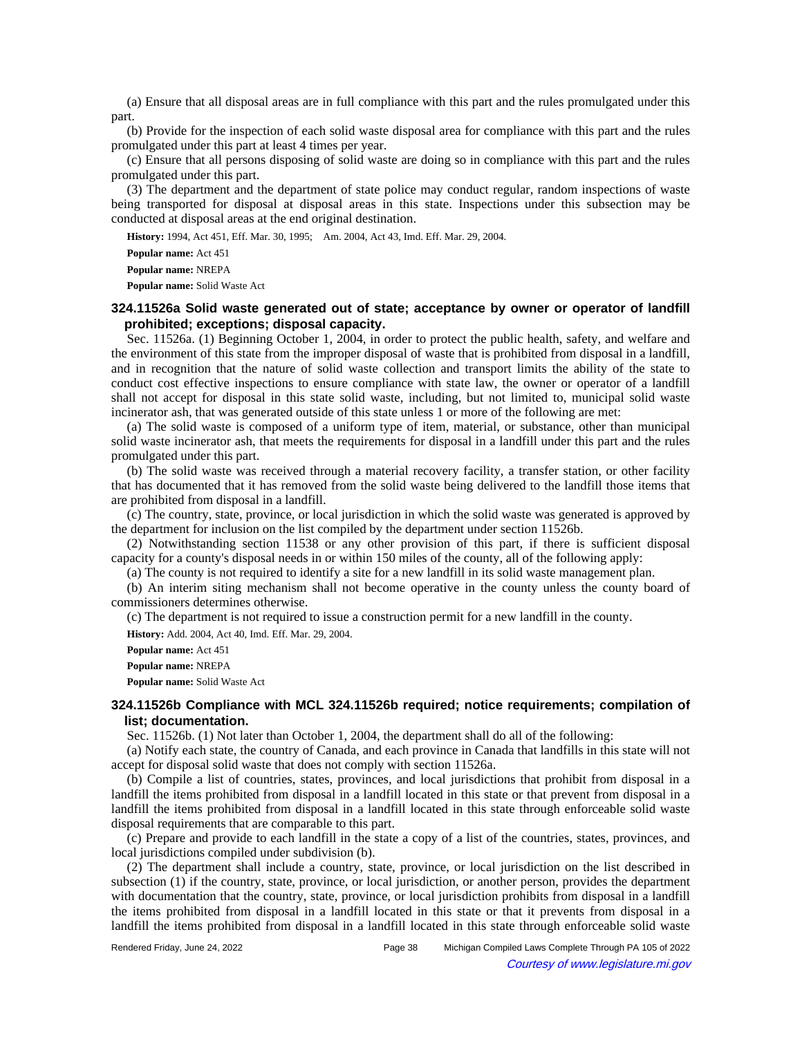(a) Ensure that all disposal areas are in full compliance with this part and the rules promulgated under this part.

(b) Provide for the inspection of each solid waste disposal area for compliance with this part and the rules promulgated under this part at least 4 times per year.

(c) Ensure that all persons disposing of solid waste are doing so in compliance with this part and the rules promulgated under this part.

(3) The department and the department of state police may conduct regular, random inspections of waste being transported for disposal at disposal areas in this state. Inspections under this subsection may be conducted at disposal areas at the end original destination.

**History:** 1994, Act 451, Eff. Mar. 30, 1995; Am. 2004, Act 43, Imd. Eff. Mar. 29, 2004.

**Popular name:** Act 451

**Popular name:** NREPA

**Popular name:** Solid Waste Act

### 324.11526a Solid waste generated out of state; acceptance by owner or operator of landfill prohibited; exceptions; disposal capacity.

Sec. 11526a. (1) Beginning October 1, 2004, in order to protect the public health, safety, and welfare and the environment of this state from the improper disposal of waste that is prohibited from disposal in a landfill, and in recognition that the nature of solid waste collection and transport limits the ability of the state to conduct cost effective inspections to ensure compliance with state law, the owner or operator of a landfill shall not accept for disposal in this state solid waste, including, but not limited to, municipal solid waste incinerator ash, that was generated outside of this state unless 1 or more of the following are met:

(a) The solid waste is composed of a uniform type of item, material, or substance, other than municipal solid waste incinerator ash, that meets the requirements for disposal in a landfill under this part and the rules promulgated under this part.

(b) The solid waste was received through a material recovery facility, a transfer station, or other facility that has documented that it has removed from the solid waste being delivered to the landfill those items that are prohibited from disposal in a landfill.

(c) The country, state, province, or local jurisdiction in which the solid waste was generated is approved by the department for inclusion on the list compiled by the department under section 11526b.

(2) Notwithstanding section 11538 or any other provision of this part, if there is sufficient disposal capacity for a county's disposal needs in or within 150 miles of the county, all of the following apply:

(a) The county is not required to identify a site for a new landfill in its solid waste management plan.

(b) An interim siting mechanism shall not become operative in the county unless the county board of commissioners determines otherwise.

(c) The department is not required to issue a construction permit for a new landfill in the county.

**History:** Add. 2004, Act 40, Imd. Eff. Mar. 29, 2004.

**Popular name:** Act 451

**Popular name:** NREPA

**Popular name:** Solid Waste Act

### 324.11526b Compliance with MCL 324.11526b required; notice requirements; compilation of list; documentation.

Sec. 11526b. (1) Not later than October 1, 2004, the department shall do all of the following:

(a) Notify each state, the country of Canada, and each province in Canada that landfills in this state will not accept for disposal solid waste that does not comply with section 11526a.

(b) Compile a list of countries, states, provinces, and local jurisdictions that prohibit from disposal in a landfill the items prohibited from disposal in a landfill located in this state or that prevent from disposal in a landfill the items prohibited from disposal in a landfill located in this state through enforceable solid waste disposal requirements that are comparable to this part.

(c) Prepare and provide to each landfill in the state a copy of a list of the countries, states, provinces, and local jurisdictions compiled under subdivision (b).

(2) The department shall include a country, state, province, or local jurisdiction on the list described in subsection (1) if the country, state, province, or local jurisdiction, or another person, provides the department with documentation that the country, state, province, or local jurisdiction prohibits from disposal in a landfill the items prohibited from disposal in a landfill located in this state or that it prevents from disposal in a landfill the items prohibited from disposal in a landfill located in this state through enforceable solid waste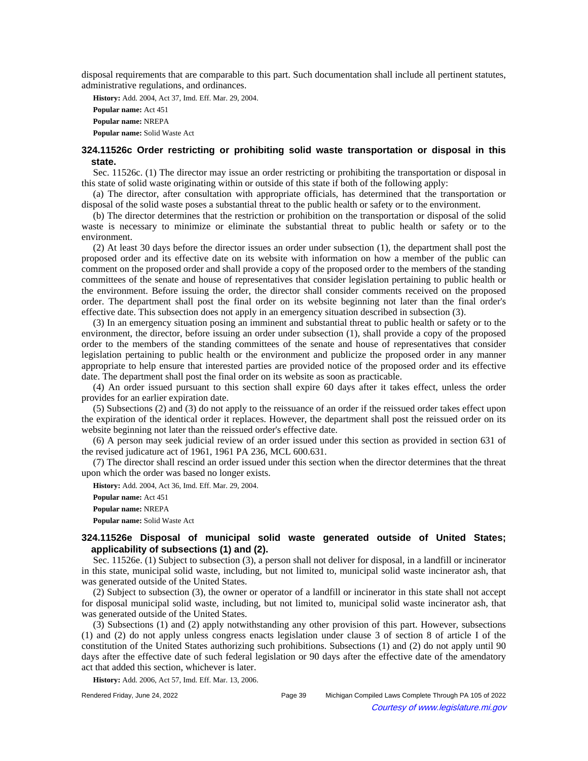disposal requirements that are comparable to this part. Such documentation shall include all pertinent statutes, administrative regulations, and ordinances.

**History:** Add. 2004, Act 37, Imd. Eff. Mar. 29, 2004.

**Popular name:** Act 451

**Popular name:** NREPA

**Popular name:** Solid Waste Act

### 324.11526c Order restricting or prohibiting solid waste transportation or disposal in this state.

Sec. 11526c. (1) The director may issue an order restricting or prohibiting the transportation or disposal in this state of solid waste originating within or outside of this state if both of the following apply:

(a) The director, after consultation with appropriate officials, has determined that the transportation or disposal of the solid waste poses a substantial threat to the public health or safety or to the environment.

(b) The director determines that the restriction or prohibition on the transportation or disposal of the solid waste is necessary to minimize or eliminate the substantial threat to public health or safety or to the environment.

(2) At least 30 days before the director issues an order under subsection (1), the department shall post the proposed order and its effective date on its website with information on how a member of the public can comment on the proposed order and shall provide a copy of the proposed order to the members of the standing committees of the senate and house of representatives that consider legislation pertaining to public health or the environment. Before issuing the order, the director shall consider comments received on the proposed order. The department shall post the final order on its website beginning not later than the final order's effective date. This subsection does not apply in an emergency situation described in subsection (3).

(3) In an emergency situation posing an imminent and substantial threat to public health or safety or to the environment, the director, before issuing an order under subsection (1), shall provide a copy of the proposed order to the members of the standing committees of the senate and house of representatives that consider legislation pertaining to public health or the environment and publicize the proposed order in any manner appropriate to help ensure that interested parties are provided notice of the proposed order and its effective date. The department shall post the final order on its website as soon as practicable.

(4) An order issued pursuant to this section shall expire 60 days after it takes effect, unless the order provides for an earlier expiration date.

(5) Subsections (2) and (3) do not apply to the reissuance of an order if the reissued order takes effect upon the expiration of the identical order it replaces. However, the department shall post the reissued order on its website beginning not later than the reissued order's effective date.

(6) A person may seek judicial review of an order issued under this section as provided in section 631 of the revised judicature act of 1961, 1961 PA 236, MCL 600.631.

(7) The director shall rescind an order issued under this section when the director determines that the threat upon which the order was based no longer exists.

**History:** Add. 2004, Act 36, Imd. Eff. Mar. 29, 2004.

**Popular name:** Act 451

**Popular name:** NREPA

**Popular name:** Solid Waste Act

### 324.11526e Disposal of municipal solid waste generated outside of United States; applicability of subsections (1) and (2).

Sec. 11526e. (1) Subject to subsection (3), a person shall not deliver for disposal, in a landfill or incinerator in this state, municipal solid waste, including, but not limited to, municipal solid waste incinerator ash, that was generated outside of the United States.

(2) Subject to subsection (3), the owner or operator of a landfill or incinerator in this state shall not accept for disposal municipal solid waste, including, but not limited to, municipal solid waste incinerator ash, that was generated outside of the United States.

(3) Subsections (1) and (2) apply notwithstanding any other provision of this part. However, subsections (1) and (2) do not apply unless congress enacts legislation under clause 3 of section 8 of article I of the constitution of the United States authorizing such prohibitions. Subsections (1) and (2) do not apply until 90 days after the effective date of such federal legislation or 90 days after the effective date of the amendatory act that added this section, whichever is later.

**History:** Add. 2006, Act 57, Imd. Eff. Mar. 13, 2006.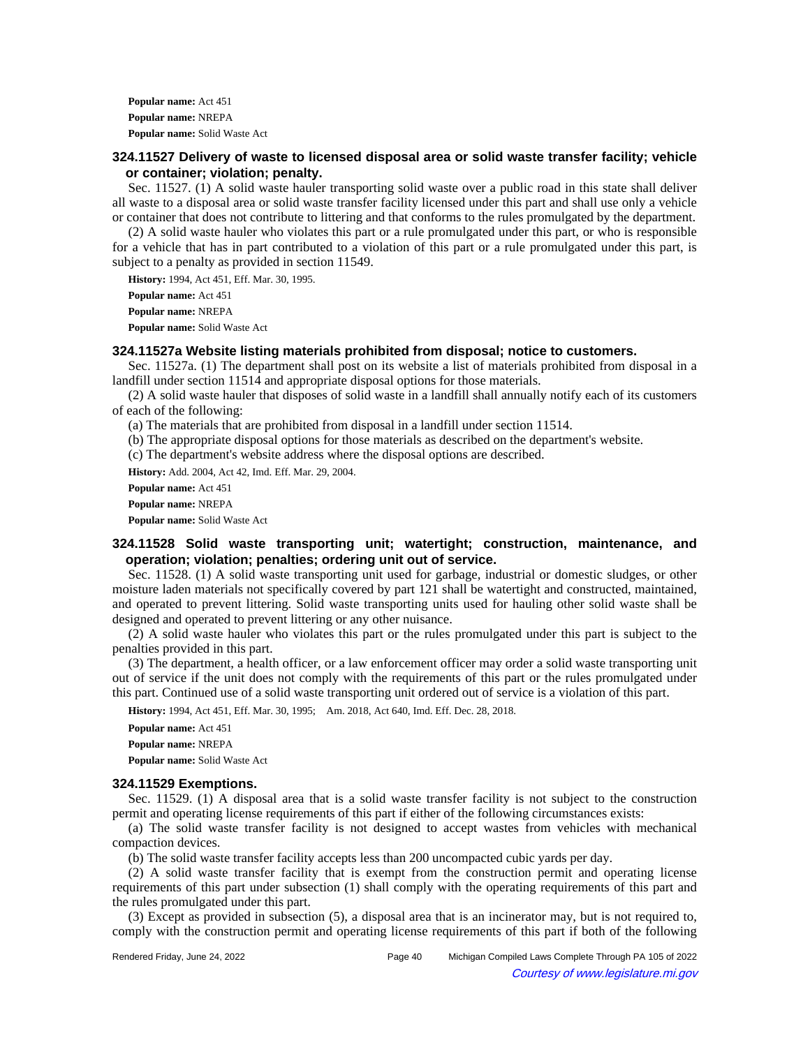**Popular name:** Act 451

**Popular name:** NREPA

**Popular name:** Solid Waste Act

### 324.11527 Delivery of waste to licensed disposal area or solid waste transfer facility; vehicle or container; violation; penalty.

Sec. 11527. (1) A solid waste hauler transporting solid waste over a public road in this state shall deliver all waste to a disposal area or solid waste transfer facility licensed under this part and shall use only a vehicle or container that does not contribute to littering and that conforms to the rules promulgated by the department.

(2) A solid waste hauler who violates this part or a rule promulgated under this part, or who is responsible for a vehicle that has in part contributed to a violation of this part or a rule promulgated under this part, is subject to a penalty as provided in section 11549.

**History:** 1994, Act 451, Eff. Mar. 30, 1995.

**Popular name:** Act 451

**Popular name:** NREPA

**Popular name:** Solid Waste Act

### 324.11527a Website listing materials prohibited from disposal; notice to customers.

Sec. 11527a. (1) The department shall post on its website a list of materials prohibited from disposal in a landfill under section 11514 and appropriate disposal options for those materials.

(2) A solid waste hauler that disposes of solid waste in a landfill shall annually notify each of its customers of each of the following:

(a) The materials that are prohibited from disposal in a landfill under section 11514.

(b) The appropriate disposal options for those materials as described on the department's website.

(c) The department's website address where the disposal options are described.

**History:** Add. 2004, Act 42, Imd. Eff. Mar. 29, 2004.

**Popular name:** Act 451

**Popular name:** NREPA

**Popular name:** Solid Waste Act

### 324.11528 Solid waste transporting unit; watertight; construction, maintenance, and operation; violation; penalties; ordering unit out of service.

Sec. 11528. (1) A solid waste transporting unit used for garbage, industrial or domestic sludges, or other moisture laden materials not specifically covered by part 121 shall be watertight and constructed, maintained, and operated to prevent littering. Solid waste transporting units used for hauling other solid waste shall be designed and operated to prevent littering or any other nuisance.

(2) A solid waste hauler who violates this part or the rules promulgated under this part is subject to the penalties provided in this part.

(3) The department, a health officer, or a law enforcement officer may order a solid waste transporting unit out of service if the unit does not comply with the requirements of this part or the rules promulgated under this part. Continued use of a solid waste transporting unit ordered out of service is a violation of this part.

**History:** 1994, Act 451, Eff. Mar. 30, 1995; Am. 2018, Act 640, Imd. Eff. Dec. 28, 2018.

**Popular name:** Act 451

**Popular name:** NREPA

**Popular name:** Solid Waste Act

### 324.11529 Exemptions.

Sec. 11529. (1) A disposal area that is a solid waste transfer facility is not subject to the construction permit and operating license requirements of this part if either of the following circumstances exists:

(a) The solid waste transfer facility is not designed to accept wastes from vehicles with mechanical compaction devices.

(b) The solid waste transfer facility accepts less than 200 uncompacted cubic yards per day.

(2) A solid waste transfer facility that is exempt from the construction permit and operating license requirements of this part under subsection (1) shall comply with the operating requirements of this part and the rules promulgated under this part.

(3) Except as provided in subsection (5), a disposal area that is an incinerator may, but is not required to, comply with the construction permit and operating license requirements of this part if both of the following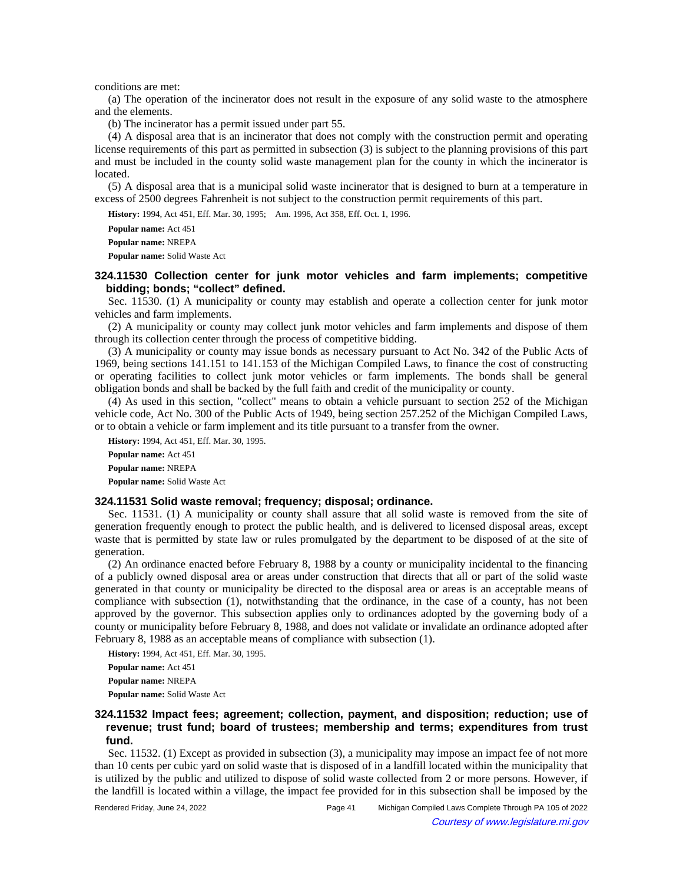conditions are met:

(a) The operation of the incinerator does not result in the exposure of any solid waste to the atmosphere and the elements.

(b) The incinerator has a permit issued under part 55.

(4) A disposal area that is an incinerator that does not comply with the construction permit and operating license requirements of this part as permitted in subsection (3) is subject to the planning provisions of this part and must be included in the county solid waste management plan for the county in which the incinerator is located.

(5) A disposal area that is a municipal solid waste incinerator that is designed to burn at a temperature in excess of 2500 degrees Fahrenheit is not subject to the construction permit requirements of this part.

**History:** 1994, Act 451, Eff. Mar. 30, 1995; Am. 1996, Act 358, Eff. Oct. 1, 1996.

**Popular name:** Act 451

**Popular name:** NREPA

**Popular name:** Solid Waste Act

### 324.11530 Collection center for junk motor vehicles and farm implements; competitive bidding; bonds; "collect" defined.

Sec. 11530. (1) A municipality or county may establish and operate a collection center for junk motor vehicles and farm implements.

(2) A municipality or county may collect junk motor vehicles and farm implements and dispose of them through its collection center through the process of competitive bidding.

(3) A municipality or county may issue bonds as necessary pursuant to Act No. 342 of the Public Acts of 1969, being sections 141.151 to 141.153 of the Michigan Compiled Laws, to finance the cost of constructing or operating facilities to collect junk motor vehicles or farm implements. The bonds shall be general obligation bonds and shall be backed by the full faith and credit of the municipality or county.

(4) As used in this section, "collect" means to obtain a vehicle pursuant to section 252 of the Michigan vehicle code, Act No. 300 of the Public Acts of 1949, being section 257.252 of the Michigan Compiled Laws, or to obtain a vehicle or farm implement and its title pursuant to a transfer from the owner.

**History:** 1994, Act 451, Eff. Mar. 30, 1995.

**Popular name:** Act 451

**Popular name:** NREPA

**Popular name:** Solid Waste Act

### 324.11531 Solid waste removal; frequency; disposal; ordinance.

Sec. 11531. (1) A municipality or county shall assure that all solid waste is removed from the site of generation frequently enough to protect the public health, and is delivered to licensed disposal areas, except waste that is permitted by state law or rules promulgated by the department to be disposed of at the site of generation.

(2) An ordinance enacted before February 8, 1988 by a county or municipality incidental to the financing of a publicly owned disposal area or areas under construction that directs that all or part of the solid waste generated in that county or municipality be directed to the disposal area or areas is an acceptable means of compliance with subsection (1), notwithstanding that the ordinance, in the case of a county, has not been approved by the governor. This subsection applies only to ordinances adopted by the governing body of a county or municipality before February 8, 1988, and does not validate or invalidate an ordinance adopted after February 8, 1988 as an acceptable means of compliance with subsection (1).

**History:** 1994, Act 451, Eff. Mar. 30, 1995.

**Popular name:** Act 451

**Popular name:** NREPA

**Popular name:** Solid Waste Act

### 324.11532 Impact fees; agreement; collection, payment, and disposition; reduction; use of revenue; trust fund; board of trustees; membership and terms; expenditures from trust fund.

Sec. 11532. (1) Except as provided in subsection (3), a municipality may impose an impact fee of not more than 10 cents per cubic yard on solid waste that is disposed of in a landfill located within the municipality that is utilized by the public and utilized to dispose of solid waste collected from 2 or more persons. However, if the landfill is located within a village, the impact fee provided for in this subsection shall be imposed by the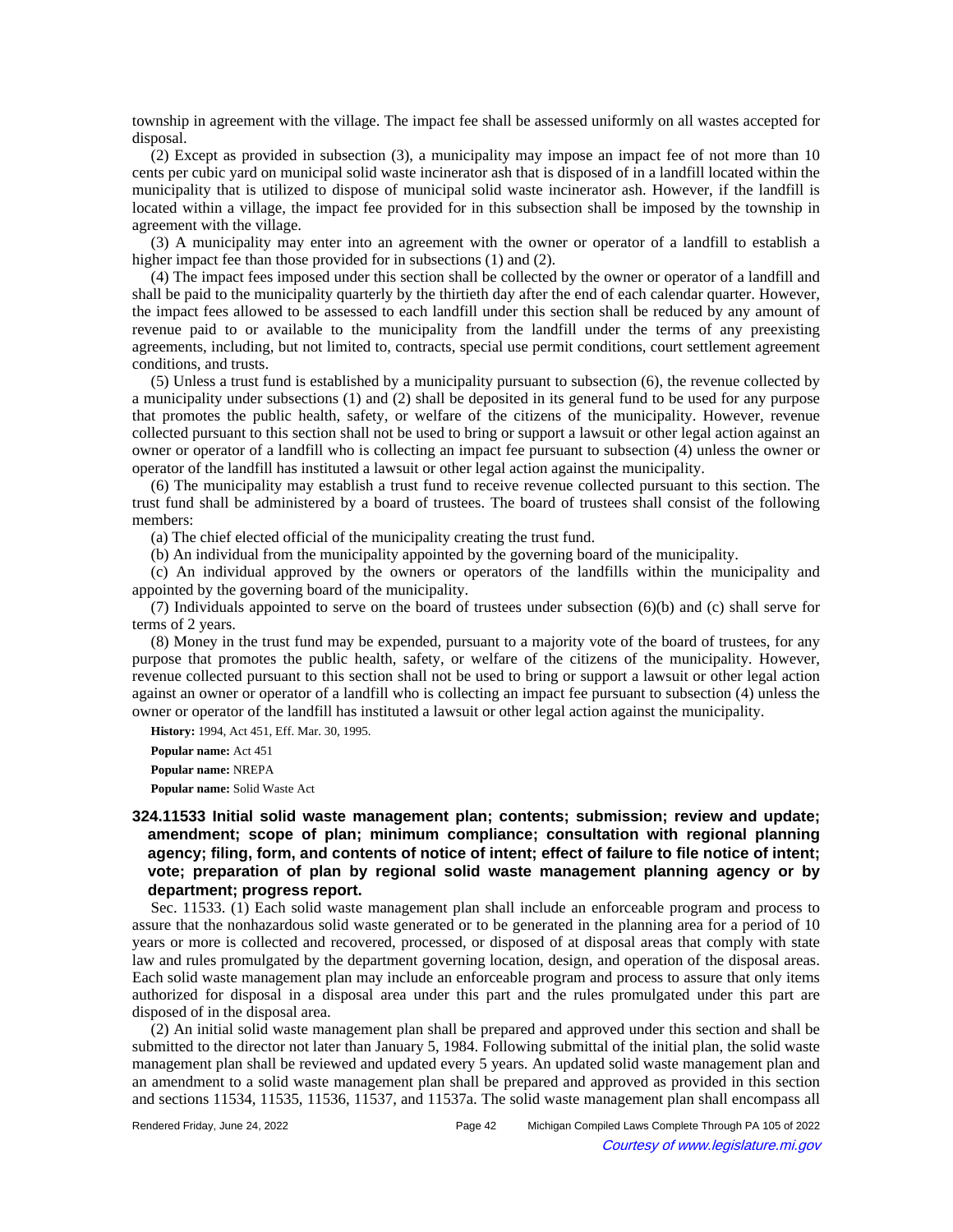township in agreement with the village. The impact fee shall be assessed uniformly on all wastes accepted for disposal.

(2) Except as provided in subsection (3), a municipality may impose an impact fee of not more than 10 cents per cubic yard on municipal solid waste incinerator ash that is disposed of in a landfill located within the municipality that is utilized to dispose of municipal solid waste incinerator ash. However, if the landfill is located within a village, the impact fee provided for in this subsection shall be imposed by the township in agreement with the village.

(3) A municipality may enter into an agreement with the owner or operator of a landfill to establish a higher impact fee than those provided for in subsections (1) and (2).

(4) The impact fees imposed under this section shall be collected by the owner or operator of a landfill and shall be paid to the municipality quarterly by the thirtieth day after the end of each calendar quarter. However, the impact fees allowed to be assessed to each landfill under this section shall be reduced by any amount of revenue paid to or available to the municipality from the landfill under the terms of any preexisting agreements, including, but not limited to, contracts, special use permit conditions, court settlement agreement conditions, and trusts.

(5) Unless a trust fund is established by a municipality pursuant to subsection (6), the revenue collected by a municipality under subsections (1) and (2) shall be deposited in its general fund to be used for any purpose that promotes the public health, safety, or welfare of the citizens of the municipality. However, revenue collected pursuant to this section shall not be used to bring or support a lawsuit or other legal action against an owner or operator of a landfill who is collecting an impact fee pursuant to subsection (4) unless the owner or operator of the landfill has instituted a lawsuit or other legal action against the municipality.

(6) The municipality may establish a trust fund to receive revenue collected pursuant to this section. The trust fund shall be administered by a board of trustees. The board of trustees shall consist of the following members:

(a) The chief elected official of the municipality creating the trust fund.

(b) An individual from the municipality appointed by the governing board of the municipality.

(c) An individual approved by the owners or operators of the landfills within the municipality and appointed by the governing board of the municipality.

(7) Individuals appointed to serve on the board of trustees under subsection (6)(b) and (c) shall serve for terms of 2 years.

(8) Money in the trust fund may be expended, pursuant to a majority vote of the board of trustees, for any purpose that promotes the public health, safety, or welfare of the citizens of the municipality. However, revenue collected pursuant to this section shall not be used to bring or support a lawsuit or other legal action against an owner or operator of a landfill who is collecting an impact fee pursuant to subsection (4) unless the owner or operator of the landfill has instituted a lawsuit or other legal action against the municipality.

**History:** 1994, Act 451, Eff. Mar. 30, 1995.

**Popular name:** Act 451

**Popular name:** NREPA

**Popular name:** Solid Waste Act

### 324.11533 Initial solid waste management plan; contents; submission; review and update; amendment; scope of plan; minimum compliance; consultation with regional planning agency; filing, form, and contents of notice of intent; effect of failure to file notice of intent; vote; preparation of plan by regional solid waste management planning agency or by department; progress report.

Sec. 11533. (1) Each solid waste management plan shall include an enforceable program and process to assure that the nonhazardous solid waste generated or to be generated in the planning area for a period of 10 years or more is collected and recovered, processed, or disposed of at disposal areas that comply with state law and rules promulgated by the department governing location, design, and operation of the disposal areas. Each solid waste management plan may include an enforceable program and process to assure that only items authorized for disposal in a disposal area under this part and the rules promulgated under this part are disposed of in the disposal area.

(2) An initial solid waste management plan shall be prepared and approved under this section and shall be submitted to the director not later than January 5, 1984. Following submittal of the initial plan, the solid waste management plan shall be reviewed and updated every 5 years. An updated solid waste management plan and an amendment to a solid waste management plan shall be prepared and approved as provided in this section and sections 11534, 11535, 11536, 11537, and 11537a. The solid waste management plan shall encompass all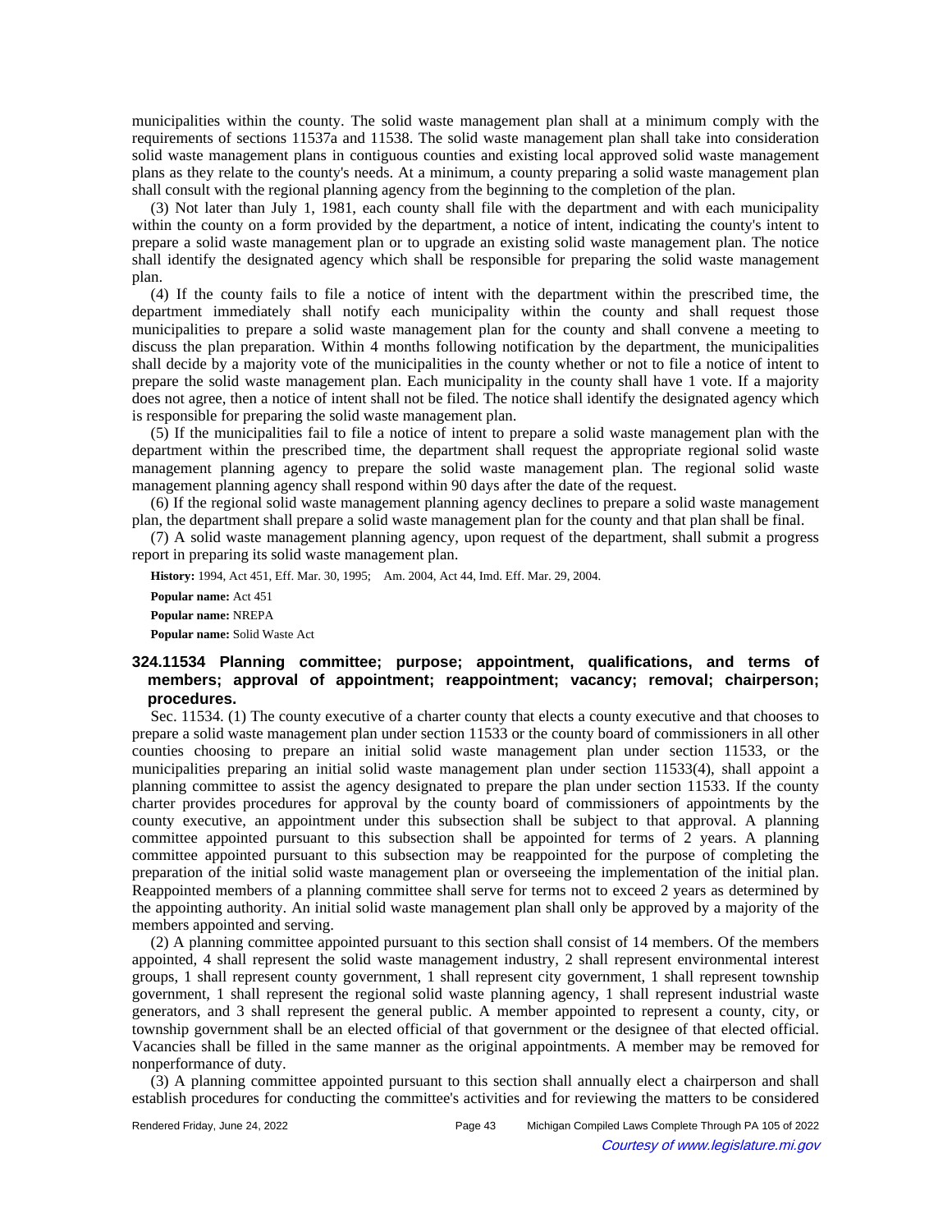municipalities within the county. The solid waste management plan shall at a minimum comply with the requirements of sections 11537a and 11538. The solid waste management plan shall take into consideration solid waste management plans in contiguous counties and existing local approved solid waste management plans as they relate to the county's needs. At a minimum, a county preparing a solid waste management plan shall consult with the regional planning agency from the beginning to the completion of the plan.

(3) Not later than July 1, 1981, each county shall file with the department and with each municipality within the county on a form provided by the department, a notice of intent, indicating the county's intent to prepare a solid waste management plan or to upgrade an existing solid waste management plan. The notice shall identify the designated agency which shall be responsible for preparing the solid waste management plan.

(4) If the county fails to file a notice of intent with the department within the prescribed time, the department immediately shall notify each municipality within the county and shall request those municipalities to prepare a solid waste management plan for the county and shall convene a meeting to discuss the plan preparation. Within 4 months following notification by the department, the municipalities shall decide by a majority vote of the municipalities in the county whether or not to file a notice of intent to prepare the solid waste management plan. Each municipality in the county shall have 1 vote. If a majority does not agree, then a notice of intent shall not be filed. The notice shall identify the designated agency which is responsible for preparing the solid waste management plan.

(5) If the municipalities fail to file a notice of intent to prepare a solid waste management plan with the department within the prescribed time, the department shall request the appropriate regional solid waste management planning agency to prepare the solid waste management plan. The regional solid waste management planning agency shall respond within 90 days after the date of the request.

(6) If the regional solid waste management planning agency declines to prepare a solid waste management plan, the department shall prepare a solid waste management plan for the county and that plan shall be final.

(7) A solid waste management planning agency, upon request of the department, shall submit a progress report in preparing its solid waste management plan.

**History:** 1994, Act 451, Eff. Mar. 30, 1995;—Am. 2004, Act 44, Imd. Eff. Mar. 29, 2004.

**Popular name:** Act 451

**Popular name:** NREPA

**Popular name:** Solid Waste Act

### 324.11534 Planning committee; purpose; appointment, qualifications, and terms of members; approval of appointment; reappointment; vacancy; removal; chairperson; procedures.

Sec. 11534. (1) The county executive of a charter county that elects a county executive and that chooses to prepare a solid waste management plan under section 11533 or the county board of commissioners in all other counties choosing to prepare an initial solid waste management plan under section 11533, or the municipalities preparing an initial solid waste management plan under section 11533(4), shall appoint a planning committee to assist the agency designated to prepare the plan under section 11533. If the county charter provides procedures for approval by the county board of commissioners of appointments by the county executive, an appointment under this subsection shall be subject to that approval. A planning committee appointed pursuant to this subsection shall be appointed for terms of 2 years. A planning committee appointed pursuant to this subsection may be reappointed for the purpose of completing the preparation of the initial solid waste management plan or overseeing the implementation of the initial plan. Reappointed members of a planning committee shall serve for terms not to exceed 2 years as determined by the appointing authority. An initial solid waste management plan shall only be approved by a majority of the members appointed and serving.

(2) A planning committee appointed pursuant to this section shall consist of 14 members. Of the members appointed, 4 shall represent the solid waste management industry, 2 shall represent environmental interest groups, 1 shall represent county government, 1 shall represent city government, 1 shall represent township government, 1 shall represent the regional solid waste planning agency, 1 shall represent industrial waste generators, and 3 shall represent the general public. A member appointed to represent a county, city, or township government shall be an elected official of that government or the designee of that elected official. Vacancies shall be filled in the same manner as the original appointments. A member may be removed for nonperformance of duty.

(3) A planning committee appointed pursuant to this section shall annually elect a chairperson and shall establish procedures for conducting the committee's activities and for reviewing the matters to be considered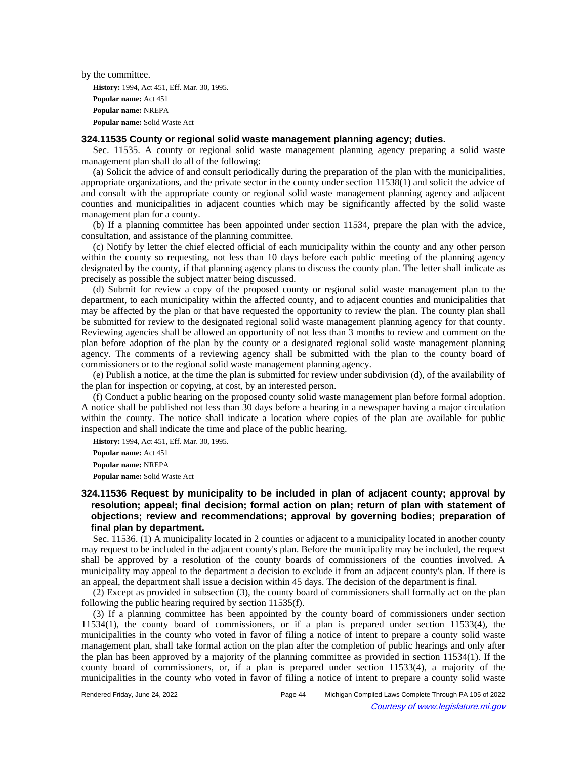by the committee.

**History:** 1994, Act 451, Eff. Mar. 30, 1995.

**Popular name:** Act 451

**Popular name:** NREPA

**Popular name:** Solid Waste Act

### 324.11535 County or regional solid waste management planning agency; duties.

Sec. 11535. A county or regional solid waste management planning agency preparing a solid waste management plan shall do all of the following:

(a) Solicit the advice of and consult periodically during the preparation of the plan with the municipalities, appropriate organizations, and the private sector in the county under section 11538(1) and solicit the advice of and consult with the appropriate county or regional solid waste management planning agency and adjacent counties and municipalities in adjacent counties which may be significantly affected by the solid waste management plan for a county.

(b) If a planning committee has been appointed under section 11534, prepare the plan with the advice, consultation, and assistance of the planning committee.

(c) Notify by letter the chief elected official of each municipality within the county and any other person within the county so requesting, not less than 10 days before each public meeting of the planning agency designated by the county, if that planning agency plans to discuss the county plan. The letter shall indicate as precisely as possible the subject matter being discussed.

(d) Submit for review a copy of the proposed county or regional solid waste management plan to the department, to each municipality within the affected county, and to adjacent counties and municipalities that may be affected by the plan or that have requested the opportunity to review the plan. The county plan shall be submitted for review to the designated regional solid waste management planning agency for that county. Reviewing agencies shall be allowed an opportunity of not less than 3 months to review and comment on the plan before adoption of the plan by the county or a designated regional solid waste management planning agency. The comments of a reviewing agency shall be submitted with the plan to the county board of commissioners or to the regional solid waste management planning agency.

(e) Publish a notice, at the time the plan is submitted for review under subdivision (d), of the availability of the plan for inspection or copying, at cost, by an interested person.

(f) Conduct a public hearing on the proposed county solid waste management plan before formal adoption. A notice shall be published not less than 30 days before a hearing in a newspaper having a major circulation within the county. The notice shall indicate a location where copies of the plan are available for public inspection and shall indicate the time and place of the public hearing.

**History:** 1994, Act 451, Eff. Mar. 30, 1995.

**Popular name:** Act 451

**Popular name:** NREPA

**Popular name:** Solid Waste Act

### 324.11536 Request by municipality to be included in plan of adjacent county; approval by resolution; appeal; final decision; formal action on plan; return of plan with statement of objections; review and recommendations; approval by governing bodies; preparation of final plan by department.

Sec. 11536. (1) A municipality located in 2 counties or adjacent to a municipality located in another county may request to be included in the adjacent county's plan. Before the municipality may be included, the request shall be approved by a resolution of the county boards of commissioners of the counties involved. A municipality may appeal to the department a decision to exclude it from an adjacent county's plan. If there is an appeal, the department shall issue a decision within 45 days. The decision of the department is final.

(2) Except as provided in subsection (3), the county board of commissioners shall formally act on the plan following the public hearing required by section 11535(f).

(3) If a planning committee has been appointed by the county board of commissioners under section 11534(1), the county board of commissioners, or if a plan is prepared under section 11533(4), the municipalities in the county who voted in favor of filing a notice of intent to prepare a county solid waste management plan, shall take formal action on the plan after the completion of public hearings and only after the plan has been approved by a majority of the planning committee as provided in section 11534(1). If the county board of commissioners, or, if a plan is prepared under section 11533(4), a majority of the municipalities in the county who voted in favor of filing a notice of intent to prepare a county solid waste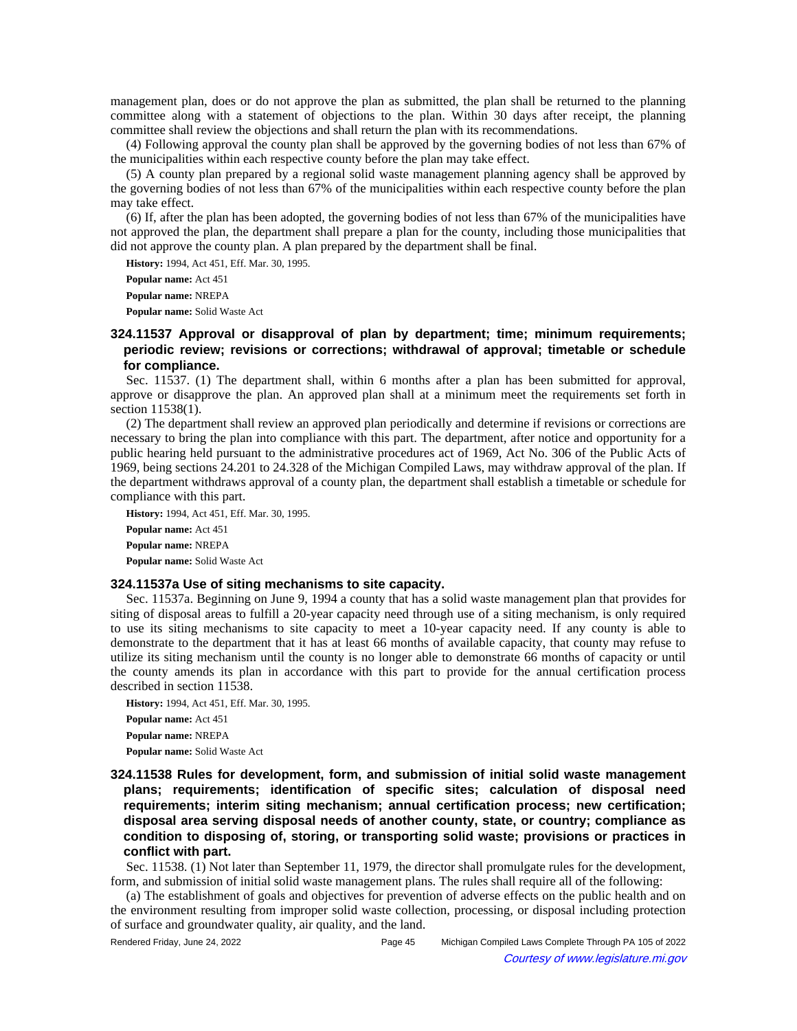management plan, does or do not approve the plan as submitted, the plan shall be returned to the planning committee along with a statement of objections to the plan. Within 30 days after receipt, the planning committee shall review the objections and shall return the plan with its recommendations.

(4) Following approval the county plan shall be approved by the governing bodies of not less than 67% of the municipalities within each respective county before the plan may take effect.

(5) A county plan prepared by a regional solid waste management planning agency shall be approved by the governing bodies of not less than 67% of the municipalities within each respective county before the plan may take effect.

(6) If, after the plan has been adopted, the governing bodies of not less than 67% of the municipalities have not approved the plan, the department shall prepare a plan for the county, including those municipalities that did not approve the county plan. A plan prepared by the department shall be final.

**History:** 1994, Act 451, Eff. Mar. 30, 1995.

**Popular name:** Act 451

**Popular name:** NREPA

**Popular name:** Solid Waste Act

### 324.11537 Approval or disapproval of plan by department; time; minimum requirements; periodic review; revisions or corrections; withdrawal of approval; timetable or schedule for compliance.

Sec. 11537. (1) The department shall, within 6 months after a plan has been submitted for approval, approve or disapprove the plan. An approved plan shall at a minimum meet the requirements set forth in section 11538(1).

(2) The department shall review an approved plan periodically and determine if revisions or corrections are necessary to bring the plan into compliance with this part. The department, after notice and opportunity for a public hearing held pursuant to the administrative procedures act of 1969, Act No. 306 of the Public Acts of 1969, being sections 24.201 to 24.328 of the Michigan Compiled Laws, may withdraw approval of the plan. If the department withdraws approval of a county plan, the department shall establish a timetable or schedule for compliance with this part.

**History:** 1994, Act 451, Eff. Mar. 30, 1995.

**Popular name:** Act 451

**Popular name:** NREPA

**Popular name:** Solid Waste Act

### 324.11537a Use of siting mechanisms to site capacity.

Sec. 11537a. Beginning on June 9, 1994 a county that has a solid waste management plan that provides for siting of disposal areas to fulfill a 20-year capacity need through use of a siting mechanism, is only required to use its siting mechanisms to site capacity to meet a 10-year capacity need. If any county is able to demonstrate to the department that it has at least 66 months of available capacity, that county may refuse to utilize its siting mechanism until the county is no longer able to demonstrate 66 months of capacity or until the county amends its plan in accordance with this part to provide for the annual certification process described in section 11538.

**History:** 1994, Act 451, Eff. Mar. 30, 1995.

**Popular name:** Act 451

**Popular name:** NREPA

**Popular name:** Solid Waste Act

### 324.11538 Rules for development, form, and submission of initial solid waste management plans; requirements; identification of specific sites; calculation of disposal need requirements; interim siting mechanism; annual certification process; new certification; disposal area serving disposal needs of another county, state, or country; compliance as condition to disposing of, storing, or transporting solid waste; provisions or practices in conflict with part.

Sec. 11538. (1) Not later than September 11, 1979, the director shall promulgate rules for the development, form, and submission of initial solid waste management plans. The rules shall require all of the following:

(a) The establishment of goals and objectives for prevention of adverse effects on the public health and on the environment resulting from improper solid waste collection, processing, or disposal including protection of surface and groundwater quality, air quality, and the land.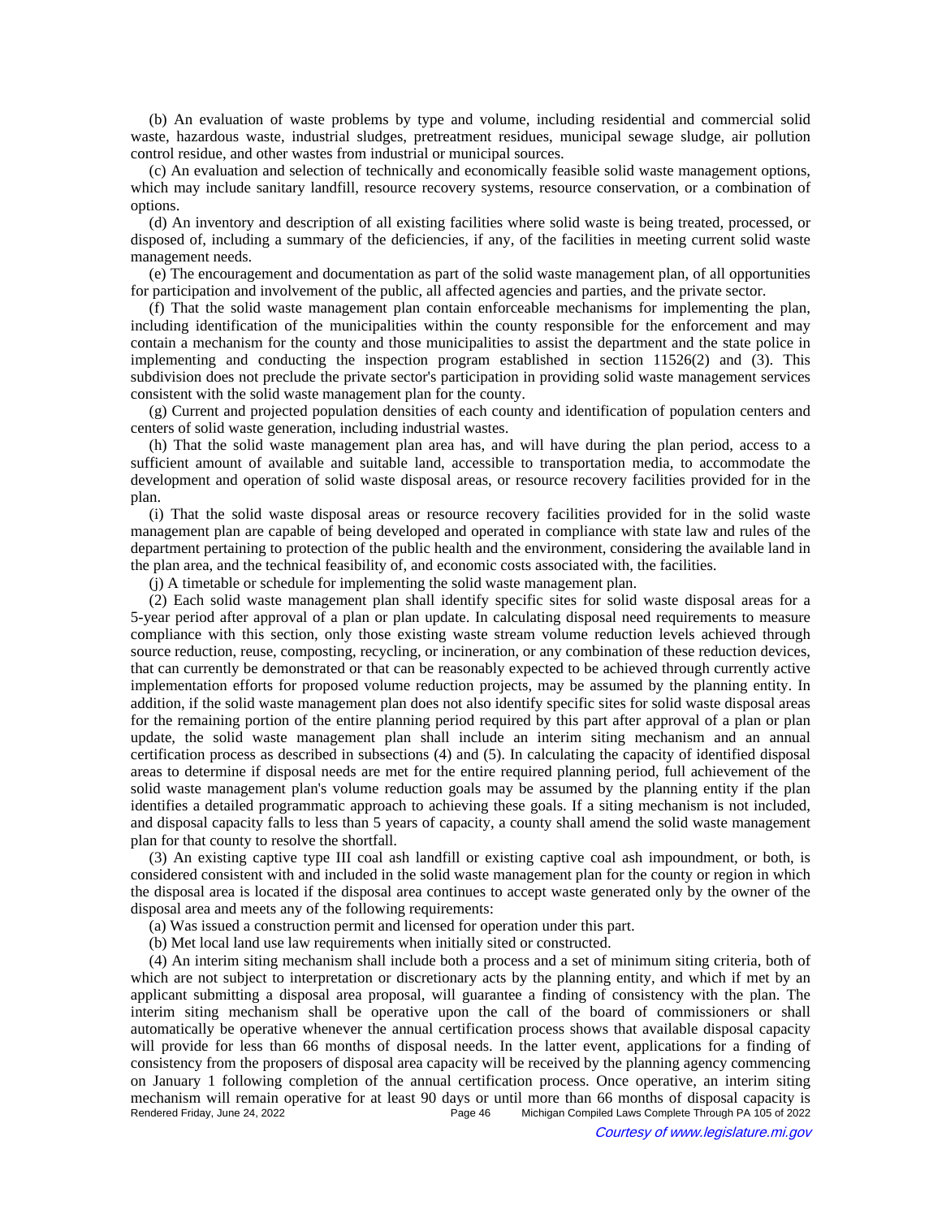(b) An evaluation of waste problems by type and volume, including residential and commercial solid waste, hazardous waste, industrial sludges, pretreatment residues, municipal sewage sludge, air pollution control residue, and other wastes from industrial or municipal sources.

(c) An evaluation and selection of technically and economically feasible solid waste management options, which may include sanitary landfill, resource recovery systems, resource conservation, or a combination of options.

(d) An inventory and description of all existing facilities where solid waste is being treated, processed, or disposed of, including a summary of the deficiencies, if any, of the facilities in meeting current solid waste management needs.

(e) The encouragement and documentation as part of the solid waste management plan, of all opportunities for participation and involvement of the public, all affected agencies and parties, and the private sector.

(f) That the solid waste management plan contain enforceable mechanisms for implementing the plan, including identification of the municipalities within the county responsible for the enforcement and may contain a mechanism for the county and those municipalities to assist the department and the state police in implementing and conducting the inspection program established in section 11526(2) and (3). This subdivision does not preclude the private sector's participation in providing solid waste management services consistent with the solid waste management plan for the county.

(g) Current and projected population densities of each county and identification of population centers and centers of solid waste generation, including industrial wastes.

(h) That the solid waste management plan area has, and will have during the plan period, access to a sufficient amount of available and suitable land, accessible to transportation media, to accommodate the development and operation of solid waste disposal areas, or resource recovery facilities provided for in the plan.

(i) That the solid waste disposal areas or resource recovery facilities provided for in the solid waste management plan are capable of being developed and operated in compliance with state law and rules of the department pertaining to protection of the public health and the environment, considering the available land in the plan area, and the technical feasibility of, and economic costs associated with, the facilities.

(j) A timetable or schedule for implementing the solid waste management plan.

(2) Each solid waste management plan shall identify specific sites for solid waste disposal areas for a 5-year period after approval of a plan or plan update. In calculating disposal need requirements to measure compliance with this section, only those existing waste stream volume reduction levels achieved through source reduction, reuse, composting, recycling, or incineration, or any combination of these reduction devices, that can currently be demonstrated or that can be reasonably expected to be achieved through currently active implementation efforts for proposed volume reduction projects, may be assumed by the planning entity. In addition, if the solid waste management plan does not also identify specific sites for solid waste disposal areas for the remaining portion of the entire planning period required by this part after approval of a plan or plan update, the solid waste management plan shall include an interim siting mechanism and an annual certification process as described in subsections (4) and (5). In calculating the capacity of identified disposal areas to determine if disposal needs are met for the entire required planning period, full achievement of the solid waste management plan's volume reduction goals may be assumed by the planning entity if the plan identifies a detailed programmatic approach to achieving these goals. If a siting mechanism is not included, and disposal capacity falls to less than 5 years of capacity, a county shall amend the solid waste management plan for that county to resolve the shortfall.

(3) An existing captive type III coal ash landfill or existing captive coal ash impoundment, or both, is considered consistent with and included in the solid waste management plan for the county or region in which the disposal area is located if the disposal area continues to accept waste generated only by the owner of the disposal area and meets any of the following requirements:

(a) Was issued a construction permit and licensed for operation under this part.

(b) Met local land use law requirements when initially sited or constructed.

(4) An interim siting mechanism shall include both a process and a set of minimum siting criteria, both of which are not subject to interpretation or discretionary acts by the planning entity, and which if met by an applicant submitting a disposal area proposal, will guarantee a finding of consistency with the plan. The interim siting mechanism shall be operative upon the call of the board of commissioners or shall automatically be operative whenever the annual certification process shows that available disposal capacity will provide for less than 66 months of disposal needs. In the latter event, applications for a finding of consistency from the proposers of disposal area capacity will be received by the planning agency commencing on January 1 following completion of the annual certification process. Once operative, an interim siting mechanism will remain operative for at least 90 days or until more than 66 months of disposal capacity is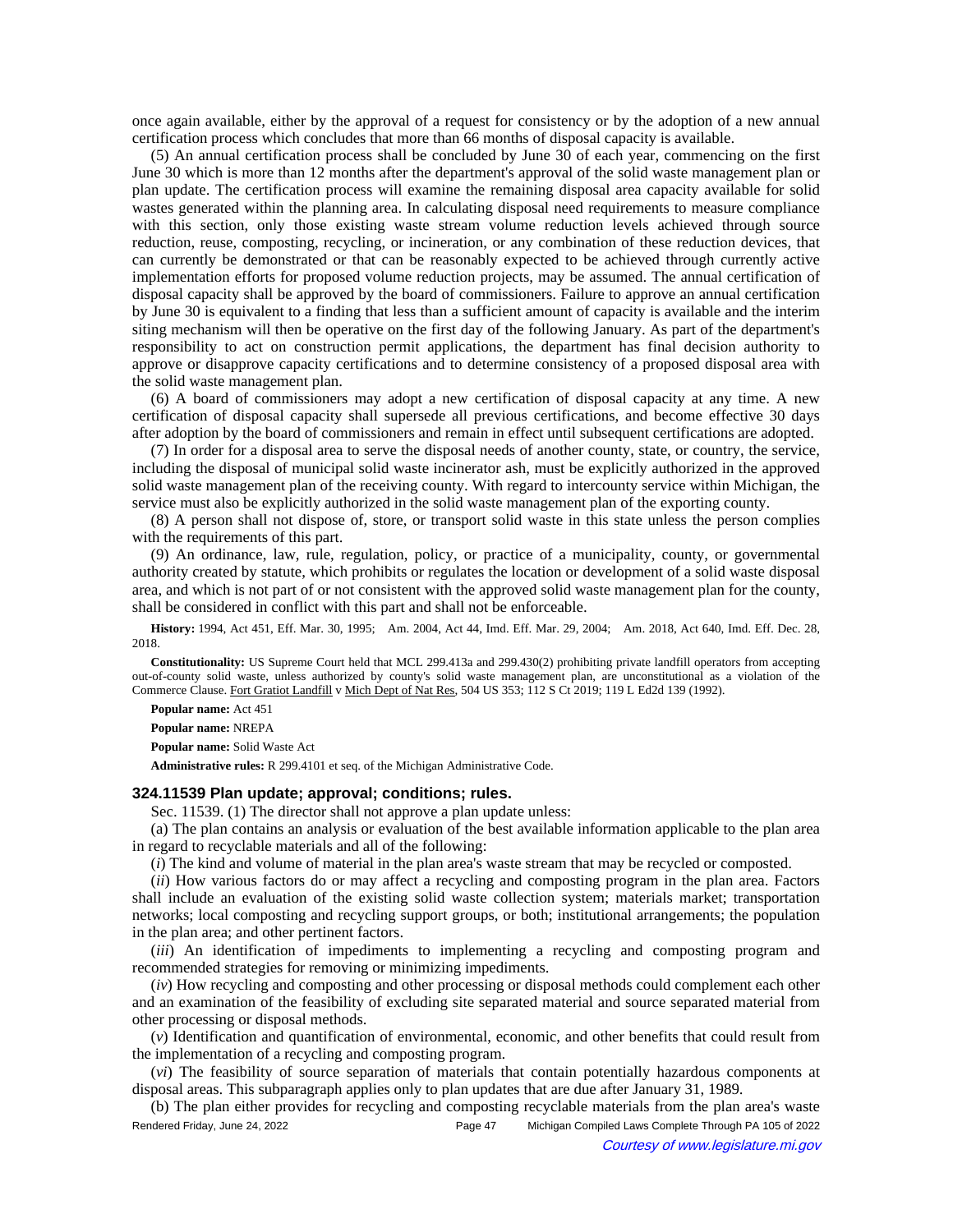once again available, either by the approval of a request for consistency or by the adoption of a new annual certification process which concludes that more than 66 months of disposal capacity is available.

(5) An annual certification process shall be concluded by June 30 of each year, commencing on the first June 30 which is more than 12 months after the department's approval of the solid waste management plan or plan update. The certification process will examine the remaining disposal area capacity available for solid wastes generated within the planning area. In calculating disposal need requirements to measure compliance with this section, only those existing waste stream volume reduction levels achieved through source reduction, reuse, composting, recycling, or incineration, or any combination of these reduction devices, that can currently be demonstrated or that can be reasonably expected to be achieved through currently active implementation efforts for proposed volume reduction projects, may be assumed. The annual certification of disposal capacity shall be approved by the board of commissioners. Failure to approve an annual certification by June 30 is equivalent to a finding that less than a sufficient amount of capacity is available and the interim siting mechanism will then be operative on the first day of the following January. As part of the department's responsibility to act on construction permit applications, the department has final decision authority to approve or disapprove capacity certifications and to determine consistency of a proposed disposal area with the solid waste management plan.

(6) A board of commissioners may adopt a new certification of disposal capacity at any time. A new certification of disposal capacity shall supersede all previous certifications, and become effective 30 days after adoption by the board of commissioners and remain in effect until subsequent certifications are adopted.

(7) In order for a disposal area to serve the disposal needs of another county, state, or country, the service, including the disposal of municipal solid waste incinerator ash, must be explicitly authorized in the approved solid waste management plan of the receiving county. With regard to intercounty service within Michigan, the service must also be explicitly authorized in the solid waste management plan of the exporting county.

(8) A person shall not dispose of, store, or transport solid waste in this state unless the person complies with the requirements of this part.

(9) An ordinance, law, rule, regulation, policy, or practice of a municipality, county, or governmental authority created by statute, which prohibits or regulates the location or development of a solid waste disposal area, and which is not part of or not consistent with the approved solid waste management plan for the county, shall be considered in conflict with this part and shall not be enforceable.

**History:** 1994, Act 451, Eff. Mar. 30, 1995;   Am. 2004, Act 44, Imd. Eff. Mar. 29, 2004;   Am. 2018, Act 640, Imd. Eff. Dec. 28, 2018.

**Constitutionality:** US Supreme Court held that MCL 299.413a and 299.430(2) prohibiting private landfill operators from accepting out-of-county solid waste, unless authorized by county's solid waste management plan, are unconstitutional as a violation of the Commerce Clause. Fort Gratiot Landfill v Mich Dept of Nat Res, 504 US 353; 112 S Ct 2019; 119 L Ed2d 139 (1992).

**Popular name:** Act 451

**Popular name:** NREPA

**Popular name:** Solid Waste Act

**Administrative rules:** R 299.4101 et seq. of the Michigan Administrative Code.

### 324.11539 Plan update; approval; conditions; rules.

Sec. 11539. (1) The director shall not approve a plan update unless:

(a) The plan contains an analysis or evaluation of the best available information applicable to the plan area in regard to recyclable materials and all of the following:

(*i*) The kind and volume of material in the plan area's waste stream that may be recycled or composted.

(*ii*) How various factors do or may affect a recycling and composting program in the plan area. Factors shall include an evaluation of the existing solid waste collection system; materials market; transportation networks; local composting and recycling support groups, or both; institutional arrangements; the population in the plan area; and other pertinent factors.

(*iii*) An identification of impediments to implementing a recycling and composting program and recommended strategies for removing or minimizing impediments.

(*iv*) How recycling and composting and other processing or disposal methods could complement each other and an examination of the feasibility of excluding site separated material and source separated material from other processing or disposal methods.

(*v*) Identification and quantification of environmental, economic, and other benefits that could result from the implementation of a recycling and composting program.

(*vi*) The feasibility of source separation of materials that contain potentially hazardous components at disposal areas. This subparagraph applies only to plan updates that are due after January 31, 1989.

(b) The plan either provides for recycling and composting recyclable materials from the plan area's waste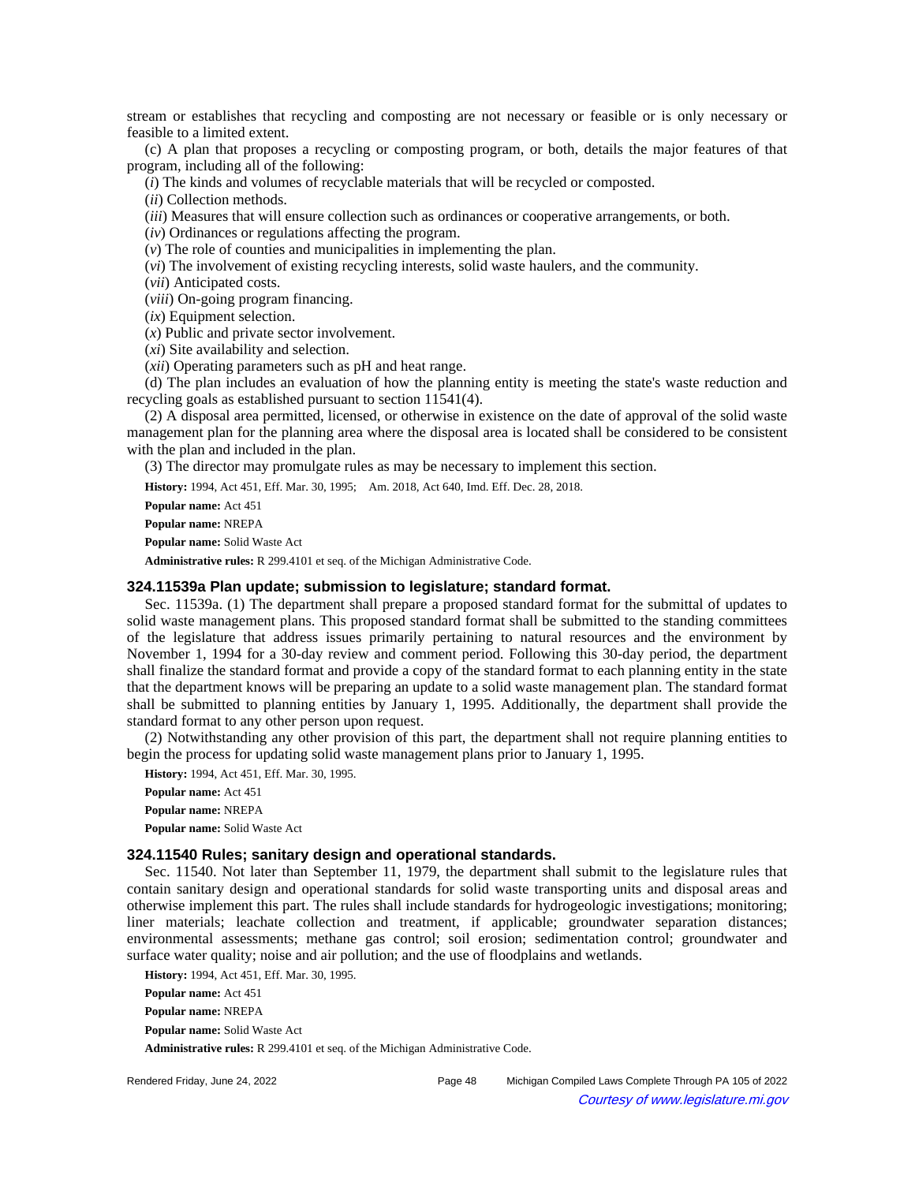stream or establishes that recycling and composting are not necessary or feasible or is only necessary or feasible to a limited extent.

(c) A plan that proposes a recycling or composting program, or both, details the major features of that program, including all of the following:

(*i*) The kinds and volumes of recyclable materials that will be recycled or composted.

(*ii*) Collection methods.

(*iii*) Measures that will ensure collection such as ordinances or cooperative arrangements, or both.

(*iv*) Ordinances or regulations affecting the program.

(*v*) The role of counties and municipalities in implementing the plan.

(*vi*) The involvement of existing recycling interests, solid waste haulers, and the community.

(*vii*) Anticipated costs.

(*viii*) On-going program financing.

(*ix*) Equipment selection.

(*x*) Public and private sector involvement.

(*xi*) Site availability and selection.

(*xii*) Operating parameters such as pH and heat range.

(d) The plan includes an evaluation of how the planning entity is meeting the state's waste reduction and recycling goals as established pursuant to section 11541(4).

(2) A disposal area permitted, licensed, or otherwise in existence on the date of approval of the solid waste management plan for the planning area where the disposal area is located shall be considered to be consistent with the plan and included in the plan.

(3) The director may promulgate rules as may be necessary to implement this section.

**History:** 1994, Act 451, Eff. Mar. 30, 1995; Am. 2018, Act 640, Imd. Eff. Dec. 28, 2018.

**Popular name:** Act 451

**Popular name:** NREPA

**Popular name:** Solid Waste Act

**Administrative rules:** R 299.4101 et seq. of the Michigan Administrative Code.

### 324.11539a Plan update; submission to legislature; standard format.

Sec. 11539a. (1) The department shall prepare a proposed standard format for the submittal of updates to solid waste management plans. This proposed standard format shall be submitted to the standing committees of the legislature that address issues primarily pertaining to natural resources and the environment by November 1, 1994 for a 30-day review and comment period. Following this 30-day period, the department shall finalize the standard format and provide a copy of the standard format to each planning entity in the state that the department knows will be preparing an update to a solid waste management plan. The standard format shall be submitted to planning entities by January 1, 1995. Additionally, the department shall provide the standard format to any other person upon request.

(2) Notwithstanding any other provision of this part, the department shall not require planning entities to begin the process for updating solid waste management plans prior to January 1, 1995.

**History:** 1994, Act 451, Eff. Mar. 30, 1995.

**Popular name:** Act 451

**Popular name:** NREPA

**Popular name:** Solid Waste Act

### 324.11540 Rules; sanitary design and operational standards.

Sec. 11540. Not later than September 11, 1979, the department shall submit to the legislature rules that contain sanitary design and operational standards for solid waste transporting units and disposal areas and otherwise implement this part. The rules shall include standards for hydrogeologic investigations; monitoring; liner materials; leachate collection and treatment, if applicable; groundwater separation distances; environmental assessments; methane gas control; soil erosion; sedimentation control; groundwater and surface water quality; noise and air pollution; and the use of floodplains and wetlands.

**History:** 1994, Act 451, Eff. Mar. 30, 1995.

**Popular name:** Act 451

**Popular name:** NREPA

**Popular name:** Solid Waste Act

**Administrative rules:** R 299.4101 et seq. of the Michigan Administrative Code.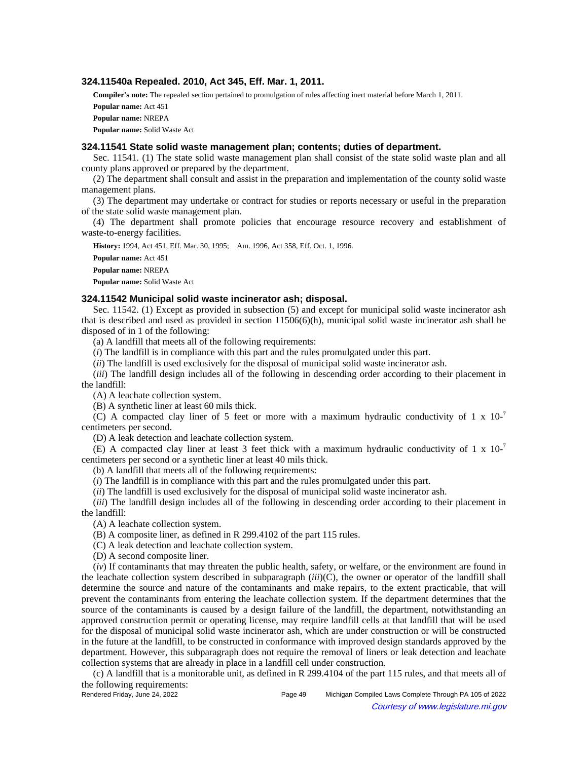### 324.11540a Repealed. 2010, Act 345, Eff. Mar. 1, 2011.

**Compiler's note:** The repealed section pertained to promulgation of rules affecting inert material before March 1, 2011.

**Popular name:** Act 451

**Popular name:** NREPA

**Popular name:** Solid Waste Act

### 324.11541 State solid waste management plan; contents; duties of department.

Sec. 11541. (1) The state solid waste management plan shall consist of the state solid waste plan and all county plans approved or prepared by the department.

(2) The department shall consult and assist in the preparation and implementation of the county solid waste management plans.

(3) The department may undertake or contract for studies or reports necessary or useful in the preparation of the state solid waste management plan.

(4) The department shall promote policies that encourage resource recovery and establishment of waste-to-energy facilities.

**History:** 1994, Act 451, Eff. Mar. 30, 1995; Am. 1996, Act 358, Eff. Oct. 1, 1996.

**Popular name:** Act 451

**Popular name:** NREPA

**Popular name:** Solid Waste Act

### 324.11542 Municipal solid waste incinerator ash; disposal.

Sec. 11542. (1) Except as provided in subsection (5) and except for municipal solid waste incinerator ash that is described and used as provided in section 11506(6)(h), municipal solid waste incinerator ash shall be disposed of in 1 of the following:

(a) A landfill that meets all of the following requirements:

(*i*) The landfill is in compliance with this part and the rules promulgated under this part.

(*ii*) The landfill is used exclusively for the disposal of municipal solid waste incinerator ash.

(*iii*) The landfill design includes all of the following in descending order according to their placement in the landfill:

(A) A leachate collection system.

(B) A synthetic liner at least 60 mils thick.

(C) A compacted clay liner of 5 feet or more with a maximum hydraulic conductivity of 1 x $10^{-7}$ centimeters per second.

(D) A leak detection and leachate collection system.

(E) A compacted clay liner at least 3 feet thick with a maximum hydraulic conductivity of 1 x $10^{-7}$ centimeters per second or a synthetic liner at least 40 mils thick.

(b) A landfill that meets all of the following requirements:

(*i*) The landfill is in compliance with this part and the rules promulgated under this part.

(*ii*) The landfill is used exclusively for the disposal of municipal solid waste incinerator ash.

(*iii*) The landfill design includes all of the following in descending order according to their placement in the landfill:

(A) A leachate collection system.

(B) A composite liner, as defined in R 299.4102 of the part 115 rules.

(C) A leak detection and leachate collection system.

(D) A second composite liner.

(*iv*) If contaminants that may threaten the public health, safety, or welfare, or the environment are found in the leachate collection system described in subparagraph (*iii*)(C), the owner or operator of the landfill shall determine the source and nature of the contaminants and make repairs, to the extent practicable, that will prevent the contaminants from entering the leachate collection system. If the department determines that the source of the contaminants is caused by a design failure of the landfill, the department, notwithstanding an approved construction permit or operating license, may require landfill cells at that landfill that will be used for the disposal of municipal solid waste incinerator ash, which are under construction or will be constructed in the future at the landfill, to be constructed in conformance with improved design standards approved by the department. However, this subparagraph does not require the removal of liners or leak detection and leachate collection systems that are already in place in a landfill cell under construction.

(c) A landfill that is a monitorable unit, as defined in R 299.4104 of the part 115 rules, and that meets all of the following requirements: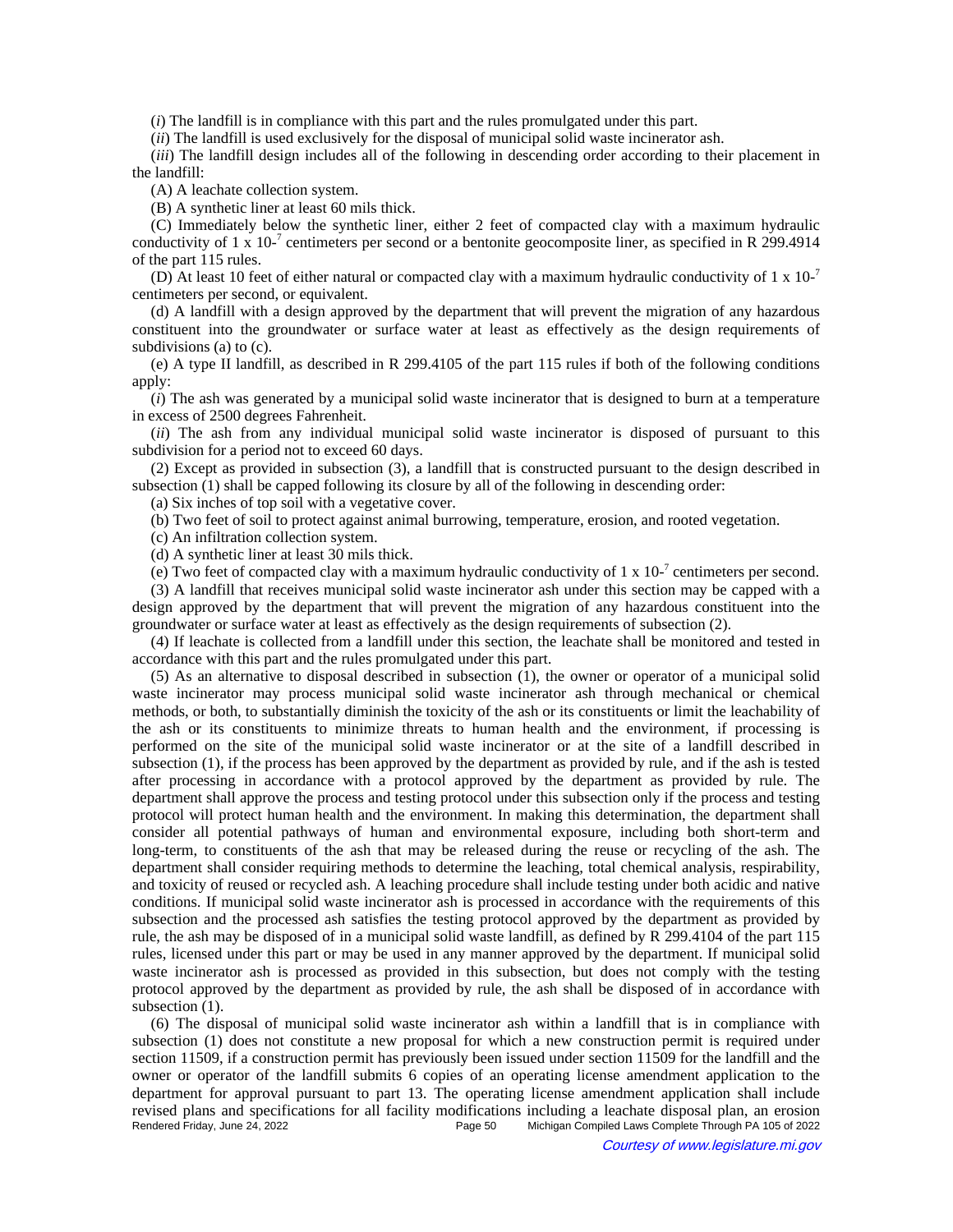(*i*) The landfill is in compliance with this part and the rules promulgated under this part.

(*ii*) The landfill is used exclusively for the disposal of municipal solid waste incinerator ash.

(*iii*) The landfill design includes all of the following in descending order according to their placement in the landfill:

(A) A leachate collection system.

(B) A synthetic liner at least 60 mils thick.

(C) Immediately below the synthetic liner, either 2 feet of compacted clay with a maximum hydraulic conductivity of $1 \times 10^{-7}$ centimeters per second or a bentonite geocomposite liner, as specified in R 299.4914 of the part 115 rules.

(D) At least 10 feet of either natural or compacted clay with a maximum hydraulic conductivity of $1 \times 10^{-7}$ centimeters per second, or equivalent.

(d) A landfill with a design approved by the department that will prevent the migration of any hazardous constituent into the groundwater or surface water at least as effectively as the design requirements of subdivisions (a) to (c).

(e) A type II landfill, as described in R 299.4105 of the part 115 rules if both of the following conditions apply:

(*i*) The ash was generated by a municipal solid waste incinerator that is designed to burn at a temperature in excess of 2500 degrees Fahrenheit.

(*ii*) The ash from any individual municipal solid waste incinerator is disposed of pursuant to this subdivision for a period not to exceed 60 days.

(2) Except as provided in subsection (3), a landfill that is constructed pursuant to the design described in subsection (1) shall be capped following its closure by all of the following in descending order:

(a) Six inches of top soil with a vegetative cover.

(b) Two feet of soil to protect against animal burrowing, temperature, erosion, and rooted vegetation.

(c) An infiltration collection system.

(d) A synthetic liner at least 30 mils thick.

(e) Two feet of compacted clay with a maximum hydraulic conductivity of $1 \times 10^{-7}$ centimeters per second.

(3) A landfill that receives municipal solid waste incinerator ash under this section may be capped with a design approved by the department that will prevent the migration of any hazardous constituent into the groundwater or surface water at least as effectively as the design requirements of subsection (2).

(4) If leachate is collected from a landfill under this section, the leachate shall be monitored and tested in accordance with this part and the rules promulgated under this part.

(5) As an alternative to disposal described in subsection (1), the owner or operator of a municipal solid waste incinerator may process municipal solid waste incinerator ash through mechanical or chemical methods, or both, to substantially diminish the toxicity of the ash or its constituents or limit the leachability of the ash or its constituents to minimize threats to human health and the environment, if processing is performed on the site of the municipal solid waste incinerator or at the site of a landfill described in subsection (1), if the process has been approved by the department as provided by rule, and if the ash is tested after processing in accordance with a protocol approved by the department as provided by rule. The department shall approve the process and testing protocol under this subsection only if the process and testing protocol will protect human health and the environment. In making this determination, the department shall consider all potential pathways of human and environmental exposure, including both short-term and long-term, to constituents of the ash that may be released during the reuse or recycling of the ash. The department shall consider requiring methods to determine the leaching, total chemical analysis, respirability, and toxicity of reused or recycled ash. A leaching procedure shall include testing under both acidic and native conditions. If municipal solid waste incinerator ash is processed in accordance with the requirements of this subsection and the processed ash satisfies the testing protocol approved by the department as provided by rule, the ash may be disposed of in a municipal solid waste landfill, as defined by R 299.4104 of the part 115 rules, licensed under this part or may be used in any manner approved by the department. If municipal solid waste incinerator ash is processed as provided in this subsection, but does not comply with the testing protocol approved by the department as provided by rule, the ash shall be disposed of in accordance with subsection (1).

(6) The disposal of municipal solid waste incinerator ash within a landfill that is in compliance with subsection (1) does not constitute a new proposal for which a new construction permit is required under section 11509, if a construction permit has previously been issued under section 11509 for the landfill and the owner or operator of the landfill submits 6 copies of an operating license amendment application to the department for approval pursuant to part 13. The operating license amendment application shall include revised plans and specifications for all facility modifications including a leachate disposal plan, an erosion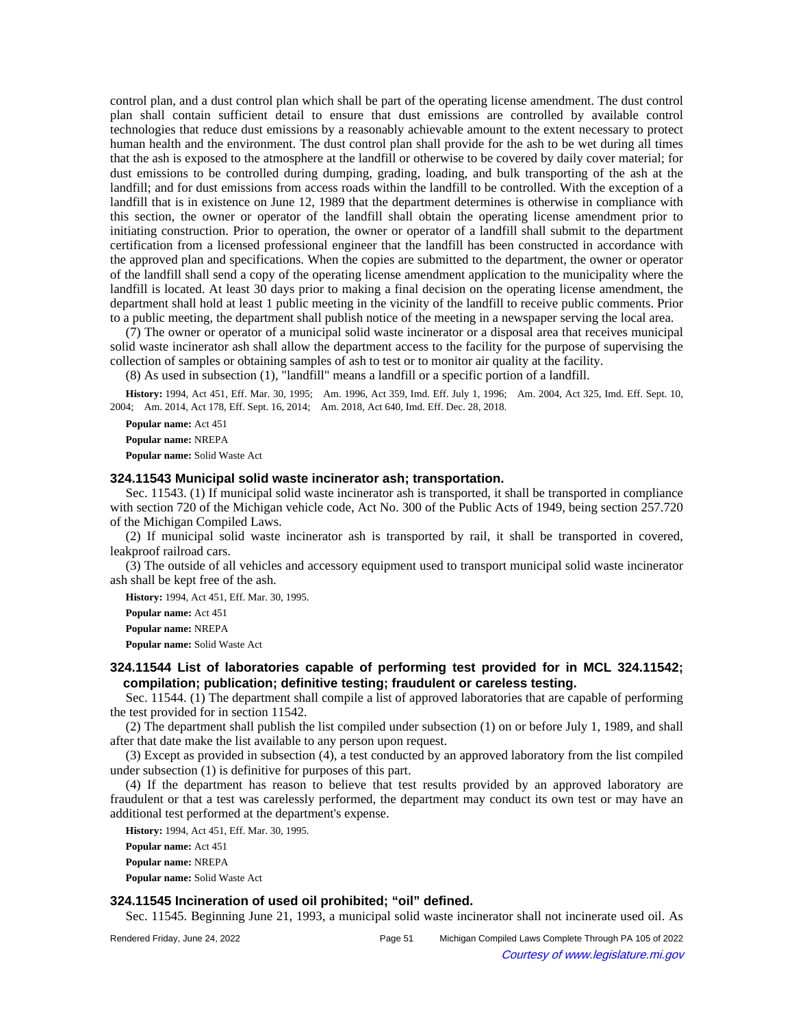control plan, and a dust control plan which shall be part of the operating license amendment. The dust control plan shall contain sufficient detail to ensure that dust emissions are controlled by available control technologies that reduce dust emissions by a reasonably achievable amount to the extent necessary to protect human health and the environment. The dust control plan shall provide for the ash to be wet during all times that the ash is exposed to the atmosphere at the landfill or otherwise to be covered by daily cover material; for dust emissions to be controlled during dumping, grading, loading, and bulk transporting of the ash at the landfill; and for dust emissions from access roads within the landfill to be controlled. With the exception of a landfill that is in existence on June 12, 1989 that the department determines is otherwise in compliance with this section, the owner or operator of the landfill shall obtain the operating license amendment prior to initiating construction. Prior to operation, the owner or operator of a landfill shall submit to the department certification from a licensed professional engineer that the landfill has been constructed in accordance with the approved plan and specifications. When the copies are submitted to the department, the owner or operator of the landfill shall send a copy of the operating license amendment application to the municipality where the landfill is located. At least 30 days prior to making a final decision on the operating license amendment, the department shall hold at least 1 public meeting in the vicinity of the landfill to receive public comments. Prior to a public meeting, the department shall publish notice of the meeting in a newspaper serving the local area.

(7) The owner or operator of a municipal solid waste incinerator or a disposal area that receives municipal solid waste incinerator ash shall allow the department access to the facility for the purpose of supervising the collection of samples or obtaining samples of ash to test or to monitor air quality at the facility.

(8) As used in subsection (1), "landfill" means a landfill or a specific portion of a landfill.

**History:** 1994, Act 451, Eff. Mar. 30, 1995; Am. 1996, Act 359, Imd. Eff. July 1, 1996; Am. 2004, Act 325, Imd. Eff. Sept. 10, 2004; Am. 2014, Act 178, Eff. Sept. 16, 2014; Am. 2018, Act 640, Imd. Eff. Dec. 28, 2018.

**Popular name:** Act 451

**Popular name:** NREPA

**Popular name:** Solid Waste Act

### 324.11543 Municipal solid waste incinerator ash; transportation.

Sec. 11543. (1) If municipal solid waste incinerator ash is transported, it shall be transported in compliance with section 720 of the Michigan vehicle code, Act No. 300 of the Public Acts of 1949, being section 257.720 of the Michigan Compiled Laws.

(2) If municipal solid waste incinerator ash is transported by rail, it shall be transported in covered, leakproof railroad cars.

(3) The outside of all vehicles and accessory equipment used to transport municipal solid waste incinerator ash shall be kept free of the ash.

**History:** 1994, Act 451, Eff. Mar. 30, 1995.

**Popular name:** Act 451

**Popular name:** NREPA

**Popular name:** Solid Waste Act

### 324.11544 List of laboratories capable of performing test provided for in MCL 324.11542; compilation; publication; definitive testing; fraudulent or careless testing.

Sec. 11544. (1) The department shall compile a list of approved laboratories that are capable of performing the test provided for in section 11542.

(2) The department shall publish the list compiled under subsection (1) on or before July 1, 1989, and shall after that date make the list available to any person upon request.

(3) Except as provided in subsection (4), a test conducted by an approved laboratory from the list compiled under subsection (1) is definitive for purposes of this part.

(4) If the department has reason to believe that test results provided by an approved laboratory are fraudulent or that a test was carelessly performed, the department may conduct its own test or may have an additional test performed at the department's expense.

**History:** 1994, Act 451, Eff. Mar. 30, 1995.

**Popular name:** Act 451

**Popular name:** NREPA

**Popular name:** Solid Waste Act

### 324.11545 Incineration of used oil prohibited; "oil" defined.

Sec. 11545. Beginning June 21, 1993, a municipal solid waste incinerator shall not incinerate used oil. As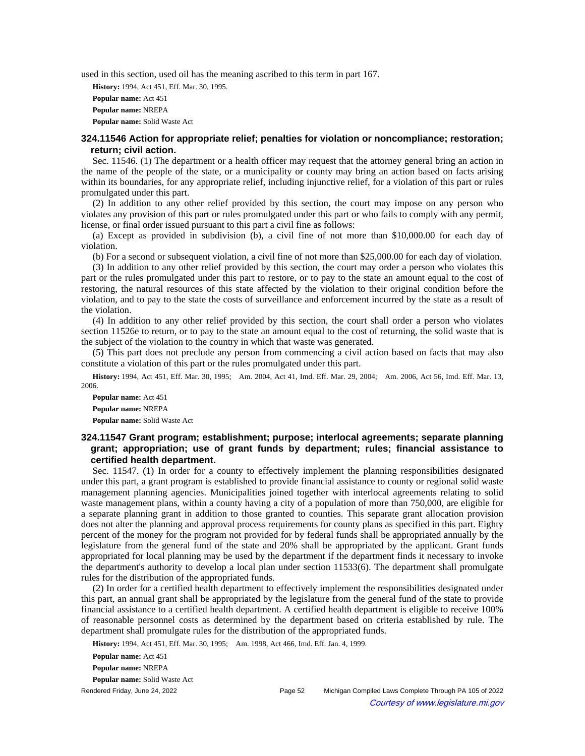used in this section, used oil has the meaning ascribed to this term in part 167.

**History:** 1994, Act 451, Eff. Mar. 30, 1995.

**Popular name:** Act 451

**Popular name:** NREPA

**Popular name:** Solid Waste Act

### 324.11546 Action for appropriate relief; penalties for violation or noncompliance; restoration; return; civil action.

Sec. 11546. (1) The department or a health officer may request that the attorney general bring an action in the name of the people of the state, or a municipality or county may bring an action based on facts arising within its boundaries, for any appropriate relief, including injunctive relief, for a violation of this part or rules promulgated under this part.

(2) In addition to any other relief provided by this section, the court may impose on any person who violates any provision of this part or rules promulgated under this part or who fails to comply with any permit, license, or final order issued pursuant to this part a civil fine as follows:

(a) Except as provided in subdivision (b), a civil fine of not more than $10,000.00 for each day of violation.

(b) For a second or subsequent violation, a civil fine of not more than $25,000.00 for each day of violation.

(3) In addition to any other relief provided by this section, the court may order a person who violates this part or the rules promulgated under this part to restore, or to pay to the state an amount equal to the cost of restoring, the natural resources of this state affected by the violation to their original condition before the violation, and to pay to the state the costs of surveillance and enforcement incurred by the state as a result of the violation.

(4) In addition to any other relief provided by this section, the court shall order a person who violates section 11526e to return, or to pay to the state an amount equal to the cost of returning, the solid waste that is the subject of the violation to the country in which that waste was generated.

(5) This part does not preclude any person from commencing a civil action based on facts that may also constitute a violation of this part or the rules promulgated under this part.

**History:** 1994, Act 451, Eff. Mar. 30, 1995; Am. 2004, Act 41, Imd. Eff. Mar. 29, 2004; Am. 2006, Act 56, Imd. Eff. Mar. 13, 2006.

**Popular name:** Act 451

**Popular name:** NREPA

**Popular name:** Solid Waste Act

### 324.11547 Grant program; establishment; purpose; interlocal agreements; separate planning grant; appropriation; use of grant funds by department; rules; financial assistance to certified health department.

Sec. 11547. (1) In order for a county to effectively implement the planning responsibilities designated under this part, a grant program is established to provide financial assistance to county or regional solid waste management planning agencies. Municipalities joined together with interlocal agreements relating to solid waste management plans, within a county having a city of a population of more than 750,000, are eligible for a separate planning grant in addition to those granted to counties. This separate grant allocation provision does not alter the planning and approval process requirements for county plans as specified in this part. Eighty percent of the money for the program not provided for by federal funds shall be appropriated annually by the legislature from the general fund of the state and 20% shall be appropriated by the applicant. Grant funds appropriated for local planning may be used by the department if the department finds it necessary to invoke the department's authority to develop a local plan under section 11533(6). The department shall promulgate rules for the distribution of the appropriated funds.

(2) In order for a certified health department to effectively implement the responsibilities designated under this part, an annual grant shall be appropriated by the legislature from the general fund of the state to provide financial assistance to a certified health department. A certified health department is eligible to receive 100% of reasonable personnel costs as determined by the department based on criteria established by rule. The department shall promulgate rules for the distribution of the appropriated funds.

**History:** 1994, Act 451, Eff. Mar. 30, 1995; Am. 1998, Act 466, Imd. Eff. Jan. 4, 1999.

**Popular name:** Act 451

**Popular name:** NREPA

**Popular name:** Solid Waste Act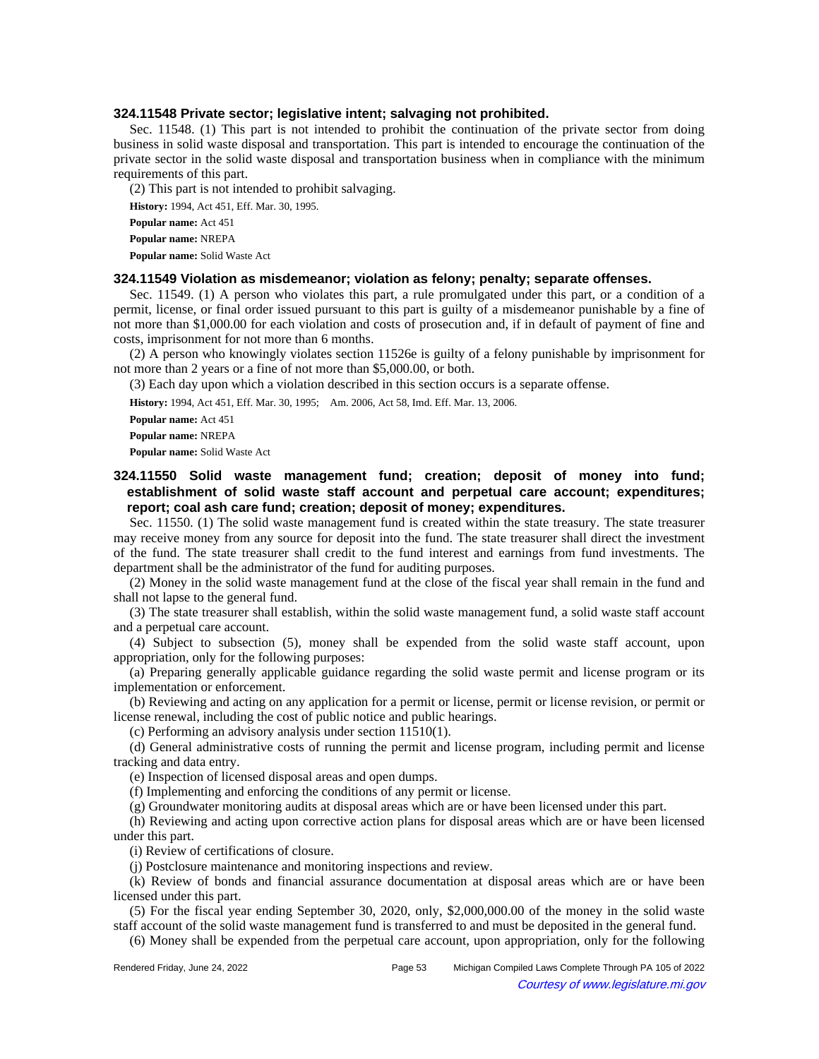### 324.11548 Private sector; legislative intent; salvaging not prohibited.

Sec. 11548. (1) This part is not intended to prohibit the continuation of the private sector from doing business in solid waste disposal and transportation. This part is intended to encourage the continuation of the private sector in the solid waste disposal and transportation business when in compliance with the minimum requirements of this part.

(2) This part is not intended to prohibit salvaging.

**History:** 1994, Act 451, Eff. Mar. 30, 1995.

**Popular name:** Act 451

**Popular name:** NREPA

**Popular name:** Solid Waste Act

### 324.11549 Violation as misdemeanor; violation as felony; penalty; separate offenses.

Sec. 11549. (1) A person who violates this part, a rule promulgated under this part, or a condition of a permit, license, or final order issued pursuant to this part is guilty of a misdemeanor punishable by a fine of not more than $1,000.00 for each violation and costs of prosecution and, if in default of payment of fine and costs, imprisonment for not more than 6 months.

(2) A person who knowingly violates section 11526e is guilty of a felony punishable by imprisonment for not more than 2 years or a fine of not more than $5,000.00, or both.

(3) Each day upon which a violation described in this section occurs is a separate offense.

**History:** 1994, Act 451, Eff. Mar. 30, 1995; Am. 2006, Act 58, Imd. Eff. Mar. 13, 2006.

**Popular name:** Act 451

**Popular name:** NREPA

**Popular name:** Solid Waste Act

### 324.11550 Solid waste management fund; creation; deposit of money into fund; establishment of solid waste staff account and perpetual care account; expenditures; report; coal ash care fund; creation; deposit of money; expenditures.

Sec. 11550. (1) The solid waste management fund is created within the state treasury. The state treasurer may receive money from any source for deposit into the fund. The state treasurer shall direct the investment of the fund. The state treasurer shall credit to the fund interest and earnings from fund investments. The department shall be the administrator of the fund for auditing purposes.

(2) Money in the solid waste management fund at the close of the fiscal year shall remain in the fund and shall not lapse to the general fund.

(3) The state treasurer shall establish, within the solid waste management fund, a solid waste staff account and a perpetual care account.

(4) Subject to subsection (5), money shall be expended from the solid waste staff account, upon appropriation, only for the following purposes:

(a) Preparing generally applicable guidance regarding the solid waste permit and license program or its implementation or enforcement.

(b) Reviewing and acting on any application for a permit or license, permit or license revision, or permit or license renewal, including the cost of public notice and public hearings.

(c) Performing an advisory analysis under section 11510(1).

(d) General administrative costs of running the permit and license program, including permit and license tracking and data entry.

(e) Inspection of licensed disposal areas and open dumps.

(f) Implementing and enforcing the conditions of any permit or license.

(g) Groundwater monitoring audits at disposal areas which are or have been licensed under this part.

(h) Reviewing and acting upon corrective action plans for disposal areas which are or have been licensed under this part.

(i) Review of certifications of closure.

(j) Postclosure maintenance and monitoring inspections and review.

(k) Review of bonds and financial assurance documentation at disposal areas which are or have been licensed under this part.

(5) For the fiscal year ending September 30, 2020, only, $2,000,000.00 of the money in the solid waste staff account of the solid waste management fund is transferred to and must be deposited in the general fund.

(6) Money shall be expended from the perpetual care account, upon appropriation, only for the following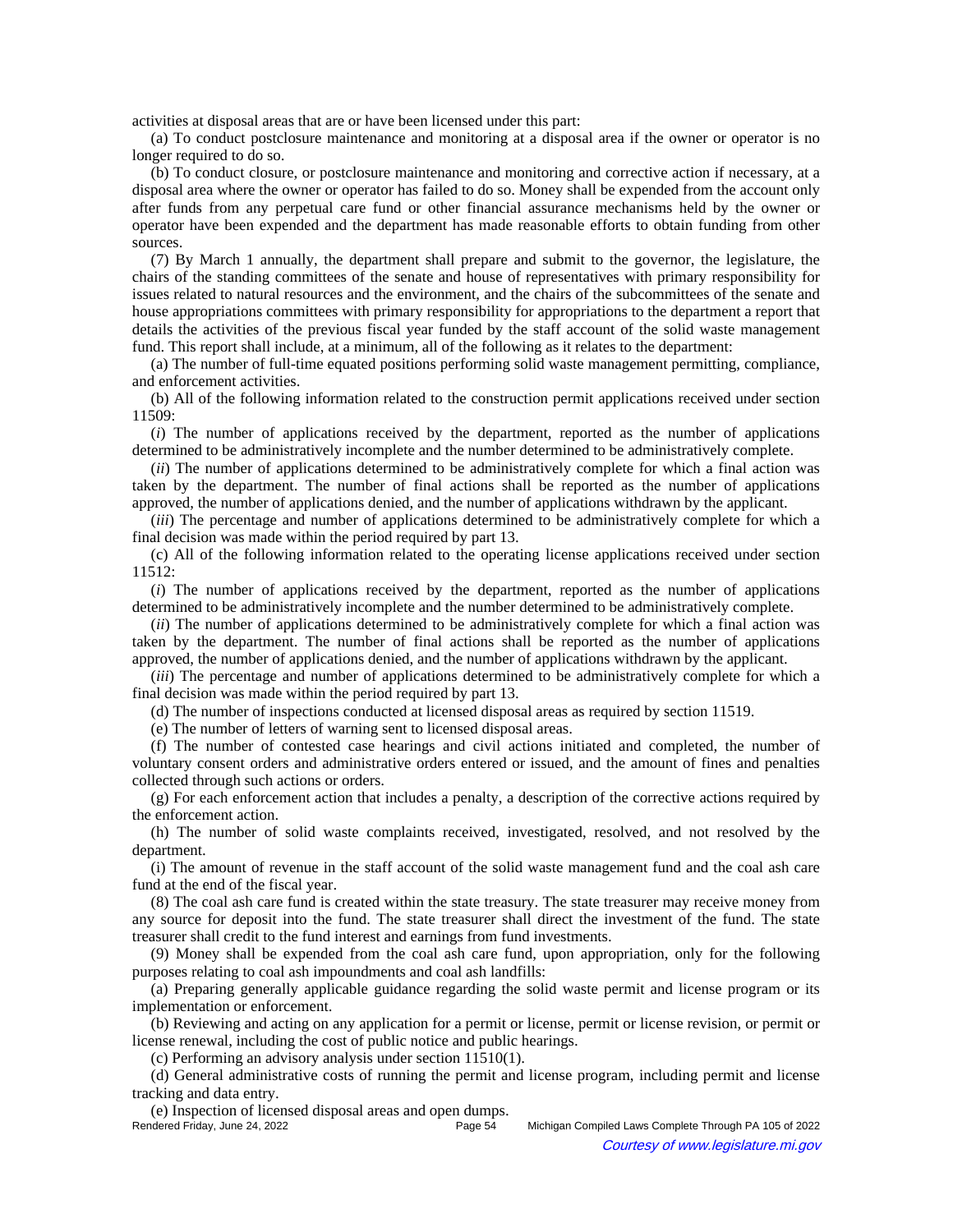activities at disposal areas that are or have been licensed under this part:

(a) To conduct postclosure maintenance and monitoring at a disposal area if the owner or operator is no longer required to do so.

(b) To conduct closure, or postclosure maintenance and monitoring and corrective action if necessary, at a disposal area where the owner or operator has failed to do so. Money shall be expended from the account only after funds from any perpetual care fund or other financial assurance mechanisms held by the owner or operator have been expended and the department has made reasonable efforts to obtain funding from other sources.

(7) By March 1 annually, the department shall prepare and submit to the governor, the legislature, the chairs of the standing committees of the senate and house of representatives with primary responsibility for issues related to natural resources and the environment, and the chairs of the subcommittees of the senate and house appropriations committees with primary responsibility for appropriations to the department a report that details the activities of the previous fiscal year funded by the staff account of the solid waste management fund. This report shall include, at a minimum, all of the following as it relates to the department:

(a) The number of full-time equated positions performing solid waste management permitting, compliance, and enforcement activities.

(b) All of the following information related to the construction permit applications received under section 11509:

(*i*) The number of applications received by the department, reported as the number of applications determined to be administratively incomplete and the number determined to be administratively complete.

(*ii*) The number of applications determined to be administratively complete for which a final action was taken by the department. The number of final actions shall be reported as the number of applications approved, the number of applications denied, and the number of applications withdrawn by the applicant.

(*iii*) The percentage and number of applications determined to be administratively complete for which a final decision was made within the period required by part 13.

(c) All of the following information related to the operating license applications received under section 11512:

(*i*) The number of applications received by the department, reported as the number of applications determined to be administratively incomplete and the number determined to be administratively complete.

(*ii*) The number of applications determined to be administratively complete for which a final action was taken by the department. The number of final actions shall be reported as the number of applications approved, the number of applications denied, and the number of applications withdrawn by the applicant.

(*iii*) The percentage and number of applications determined to be administratively complete for which a final decision was made within the period required by part 13.

(d) The number of inspections conducted at licensed disposal areas as required by section 11519.

(e) The number of letters of warning sent to licensed disposal areas.

(f) The number of contested case hearings and civil actions initiated and completed, the number of voluntary consent orders and administrative orders entered or issued, and the amount of fines and penalties collected through such actions or orders.

(g) For each enforcement action that includes a penalty, a description of the corrective actions required by the enforcement action.

(h) The number of solid waste complaints received, investigated, resolved, and not resolved by the department.

(i) The amount of revenue in the staff account of the solid waste management fund and the coal ash care fund at the end of the fiscal year.

(8) The coal ash care fund is created within the state treasury. The state treasurer may receive money from any source for deposit into the fund. The state treasurer shall direct the investment of the fund. The state treasurer shall credit to the fund interest and earnings from fund investments.

(9) Money shall be expended from the coal ash care fund, upon appropriation, only for the following purposes relating to coal ash impoundments and coal ash landfills:

(a) Preparing generally applicable guidance regarding the solid waste permit and license program or its implementation or enforcement.

(b) Reviewing and acting on any application for a permit or license, permit or license revision, or permit or license renewal, including the cost of public notice and public hearings.

(c) Performing an advisory analysis under section 11510(1).

(d) General administrative costs of running the permit and license program, including permit and license tracking and data entry.

(e) Inspection of licensed disposal areas and open dumps.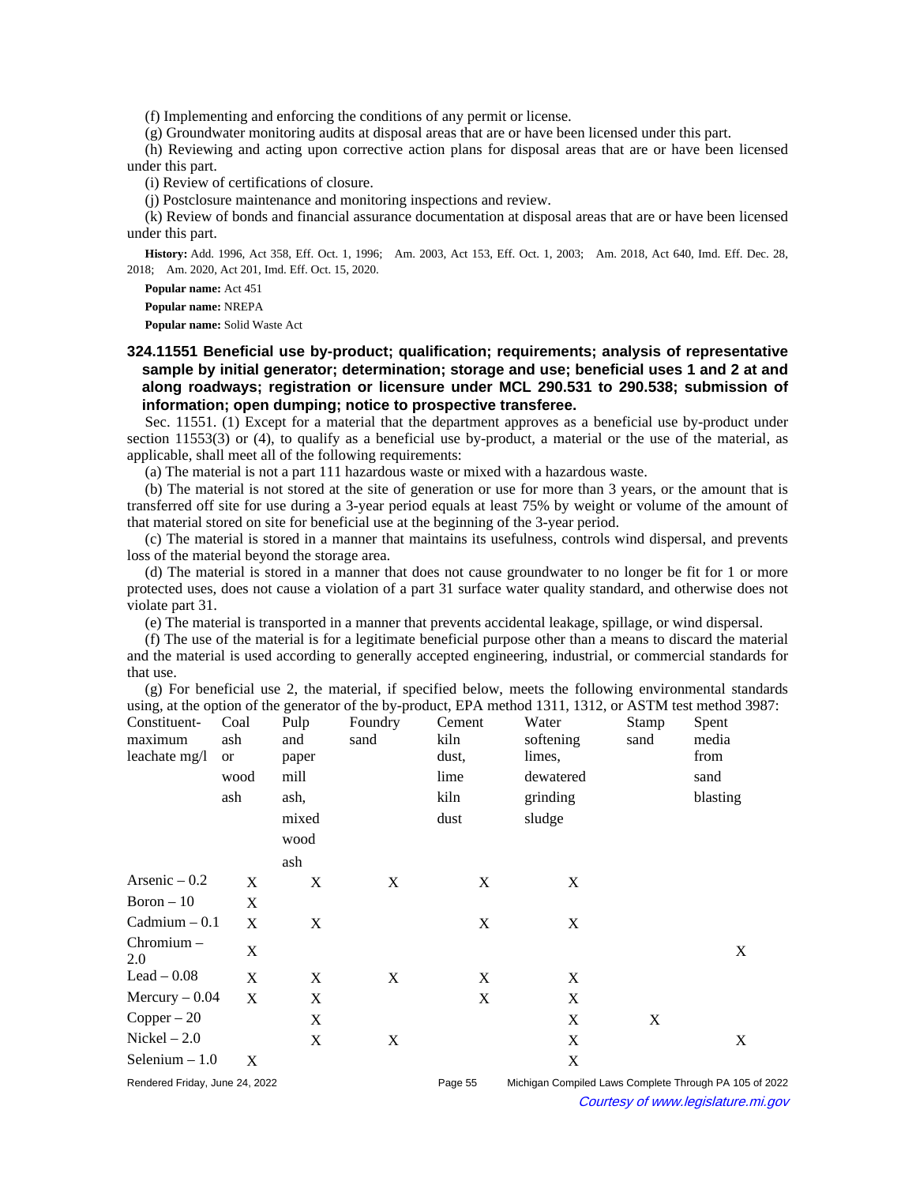(f) Implementing and enforcing the conditions of any permit or license.

(g) Groundwater monitoring audits at disposal areas that are or have been licensed under this part.

(h) Reviewing and acting upon corrective action plans for disposal areas that are or have been licensed under this part.

(i) Review of certifications of closure.

(j) Postclosure maintenance and monitoring inspections and review.

(k) Review of bonds and financial assurance documentation at disposal areas that are or have been licensed under this part.

**History:** Add. 1996, Act 358, Eff. Oct. 1, 1996; Am. 2003, Act 153, Eff. Oct. 1, 2003; Am. 2018, Act 640, Imd. Eff. Dec. 28, 2018; Am. 2020, Act 201, Imd. Eff. Oct. 15, 2020.

**Popular name:** Act 451

**Popular name:** NREPA

**Popular name:** Solid Waste Act

### 324.11551 Beneficial use by-product; qualification; requirements; analysis of representative sample by initial generator; determination; storage and use; beneficial uses 1 and 2 at and along roadways; registration or licensure under MCL 290.531 to 290.538; submission of information; open dumping; notice to prospective transferee.

Sec. 11551. (1) Except for a material that the department approves as a beneficial use by-product under section 11553(3) or (4), to qualify as a beneficial use by-product, a material or the use of the material, as applicable, shall meet all of the following requirements:

(a) The material is not a part 111 hazardous waste or mixed with a hazardous waste.

(b) The material is not stored at the site of generation or use for more than 3 years, or the amount that is transferred off site for use during a 3-year period equals at least 75% by weight or volume of the amount of that material stored on site for beneficial use at the beginning of the 3-year period.

(c) The material is stored in a manner that maintains its usefulness, controls wind dispersal, and prevents loss of the material beyond the storage area.

(d) The material is stored in a manner that does not cause groundwater to no longer be fit for 1 or more protected uses, does not cause a violation of a part 31 surface water quality standard, and otherwise does not violate part 31.

(e) The material is transported in a manner that prevents accidental leakage, spillage, or wind dispersal.

(f) The use of the material is for a legitimate beneficial purpose other than a means to discard the material and the material is used according to generally accepted engineering, industrial, or commercial standards for that use.

(g) For beneficial use 2, the material, if specified below, meets the following environmental standards using, at the option of the generator of the by-product, EPA method 1311, 1312, or ASTM test method 3987:

| Constituent-maximum leachate mg/l | Coal ash or wood ash | Pulp and paper mill ash, mixed wood ash | Foundry sand | Cement kiln dust, lime kiln dust | Water softening limes, dewatered grinding sludge | Stamp sand | Spent media from sand blasting |
|---|---|---|---|---|---|---|---|
| Arsenic – 0.2 | X | X | X | X | X | | |
| Boron – 10 | X | | | | | | |
| Cadmium – 0.1 | X | X | | X | X | | |
| Chromium – 2.0 | X | | | | | | X |
| Lead – 0.08 | X | X | X | X | X | | |
| Mercury – 0.04 | X | X | | X | X | | |
| Copper – 20 | | X | | | X | X | |
| Nickel – 2.0 | | X | X | | X | | X |
| Selenium – 1.0 | X | | | | X | | |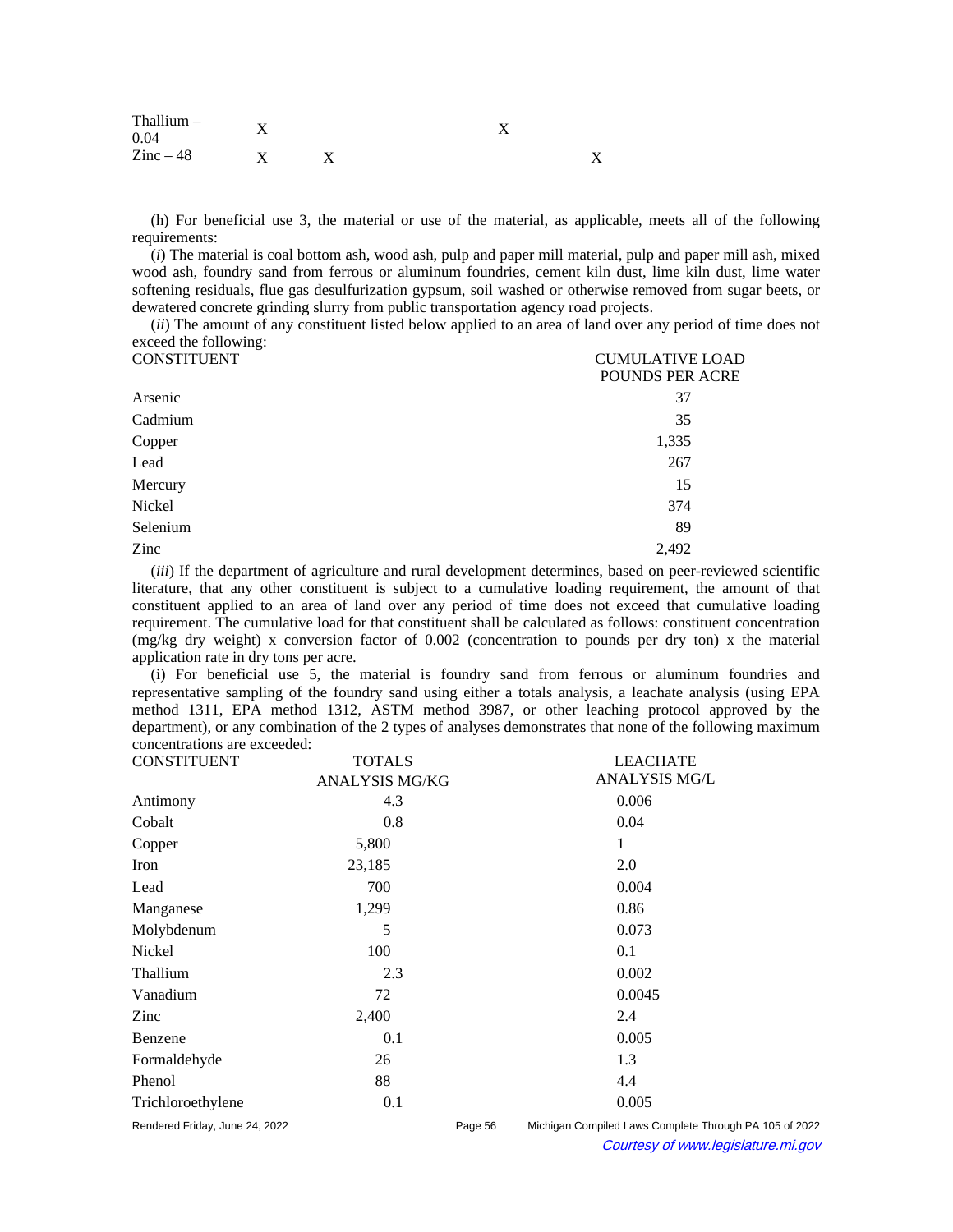| | | | | | |
|---|---|---|---|---|---|
| Thallium – 0.04 | X | | | X | |
| Zinc – 48 | X | X | | | X |

(h) For beneficial use 3, the material or use of the material, as applicable, meets all of the following requirements:

(*i*) The material is coal bottom ash, wood ash, pulp and paper mill material, pulp and paper mill ash, mixed wood ash, foundry sand from ferrous or aluminum foundries, cement kiln dust, lime kiln dust, lime water softening residuals, flue gas desulfurization gypsum, soil washed or otherwise removed from sugar beets, or dewatered concrete grinding slurry from public transportation agency road projects.

(*ii*) The amount of any constituent listed below applied to an area of land over any period of time does not exceed the following:

| CONSTITUENT | CUMULATIVE LOAD POUNDS PER ACRE |
|---|---|
| Arsenic | 37 |
| Cadmium | 35 |
| Copper | 1,335 |
| Lead | 267 |
| Mercury | 15 |
| Nickel | 374 |
| Selenium | 89 |
| Zinc | 2,492 |

(*iii*) If the department of agriculture and rural development determines, based on peer-reviewed scientific literature, that any other constituent is subject to a cumulative loading requirement, the amount of that constituent applied to an area of land over any period of time does not exceed that cumulative loading requirement. The cumulative load for that constituent shall be calculated as follows: constituent concentration (mg/kg dry weight) x conversion factor of 0.002 (concentration to pounds per dry ton) x the material application rate in dry tons per acre.

(i) For beneficial use 5, the material is foundry sand from ferrous or aluminum foundries and representative sampling of the foundry sand using either a totals analysis, a leachate analysis (using EPA method 1311, EPA method 1312, ASTM method 3987, or other leaching protocol approved by the department), or any combination of the 2 types of analyses demonstrates that none of the following maximum concentrations are exceeded:

| CONSTITUENT | TOTALS ANALYSIS MG/KG | LEACHATE ANALYSIS MG/L |
|---|---|---|
| Antimony | 4.3 | 0.006 |
| Cobalt | 0.8 | 0.04 |
| Copper | 5,800 | 1 |
| Iron | 23,185 | 2.0 |
| Lead | 700 | 0.004 |
| Manganese | 1,299 | 0.86 |
| Molybdenum | 5 | 0.073 |
| Nickel | 100 | 0.1 |
| Thallium | 2.3 | 0.002 |
| Vanadium | 72 | 0.0045 |
| Zinc | 2,400 | 2.4 |
| Benzene | 0.1 | 0.005 |
| Formaldehyde | 26 | 1.3 |
| Phenol | 88 | 4.4 |
| Trichloroethylene | 0.1 | 0.005 |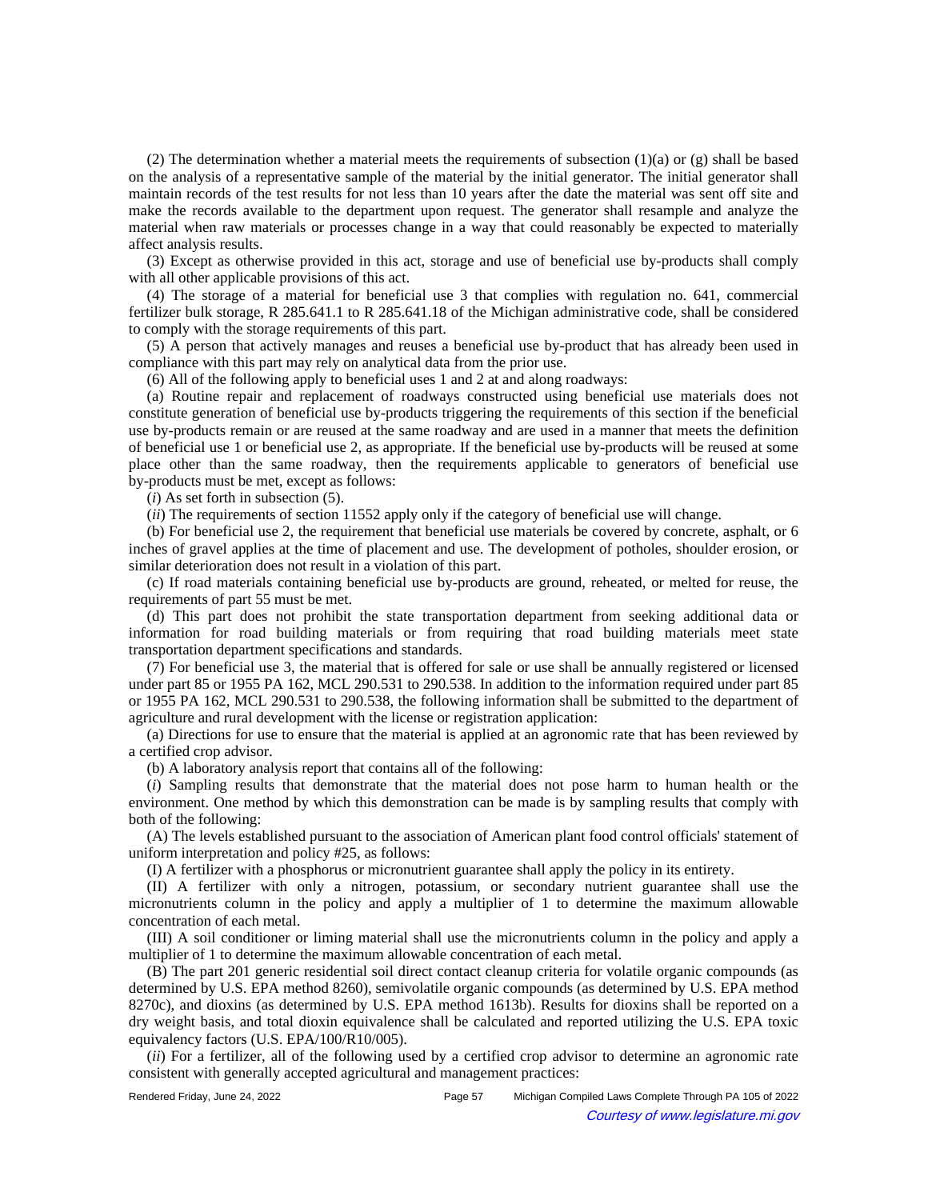(2) The determination whether a material meets the requirements of subsection (1)(a) or (g) shall be based on the analysis of a representative sample of the material by the initial generator. The initial generator shall maintain records of the test results for not less than 10 years after the date the material was sent off site and make the records available to the department upon request. The generator shall resample and analyze the material when raw materials or processes change in a way that could reasonably be expected to materially affect analysis results.

(3) Except as otherwise provided in this act, storage and use of beneficial use by-products shall comply with all other applicable provisions of this act.

(4) The storage of a material for beneficial use 3 that complies with regulation no. 641, commercial fertilizer bulk storage, R 285.641.1 to R 285.641.18 of the Michigan administrative code, shall be considered to comply with the storage requirements of this part.

(5) A person that actively manages and reuses a beneficial use by-product that has already been used in compliance with this part may rely on analytical data from the prior use.

(6) All of the following apply to beneficial uses 1 and 2 at and along roadways:

(a) Routine repair and replacement of roadways constructed using beneficial use materials does not constitute generation of beneficial use by-products triggering the requirements of this section if the beneficial use by-products remain or are reused at the same roadway and are used in a manner that meets the definition of beneficial use 1 or beneficial use 2, as appropriate. If the beneficial use by-products will be reused at some place other than the same roadway, then the requirements applicable to generators of beneficial use by-products must be met, except as follows:

(*i*) As set forth in subsection (5).

(*ii*) The requirements of section 11552 apply only if the category of beneficial use will change.

(b) For beneficial use 2, the requirement that beneficial use materials be covered by concrete, asphalt, or 6 inches of gravel applies at the time of placement and use. The development of potholes, shoulder erosion, or similar deterioration does not result in a violation of this part.

(c) If road materials containing beneficial use by-products are ground, reheated, or melted for reuse, the requirements of part 55 must be met.

(d) This part does not prohibit the state transportation department from seeking additional data or information for road building materials or from requiring that road building materials meet state transportation department specifications and standards.

(7) For beneficial use 3, the material that is offered for sale or use shall be annually registered or licensed under part 85 or 1955 PA 162, MCL 290.531 to 290.538. In addition to the information required under part 85 or 1955 PA 162, MCL 290.531 to 290.538, the following information shall be submitted to the department of agriculture and rural development with the license or registration application:

(a) Directions for use to ensure that the material is applied at an agronomic rate that has been reviewed by a certified crop advisor.

(b) A laboratory analysis report that contains all of the following:

(*i*) Sampling results that demonstrate that the material does not pose harm to human health or the environment. One method by which this demonstration can be made is by sampling results that comply with both of the following:

(A) The levels established pursuant to the association of American plant food control officials' statement of uniform interpretation and policy #25, as follows:

(I) A fertilizer with a phosphorus or micronutrient guarantee shall apply the policy in its entirety.

(II) A fertilizer with only a nitrogen, potassium, or secondary nutrient guarantee shall use the micronutrients column in the policy and apply a multiplier of 1 to determine the maximum allowable concentration of each metal.

(III) A soil conditioner or liming material shall use the micronutrients column in the policy and apply a multiplier of 1 to determine the maximum allowable concentration of each metal.

(B) The part 201 generic residential soil direct contact cleanup criteria for volatile organic compounds (as determined by U.S. EPA method 8260), semivolatile organic compounds (as determined by U.S. EPA method 8270c), and dioxins (as determined by U.S. EPA method 1613b). Results for dioxins shall be reported on a dry weight basis, and total dioxin equivalence shall be calculated and reported utilizing the U.S. EPA toxic equivalency factors (U.S. EPA/100/R10/005).

(*ii*) For a fertilizer, all of the following used by a certified crop advisor to determine an agronomic rate consistent with generally accepted agricultural and management practices: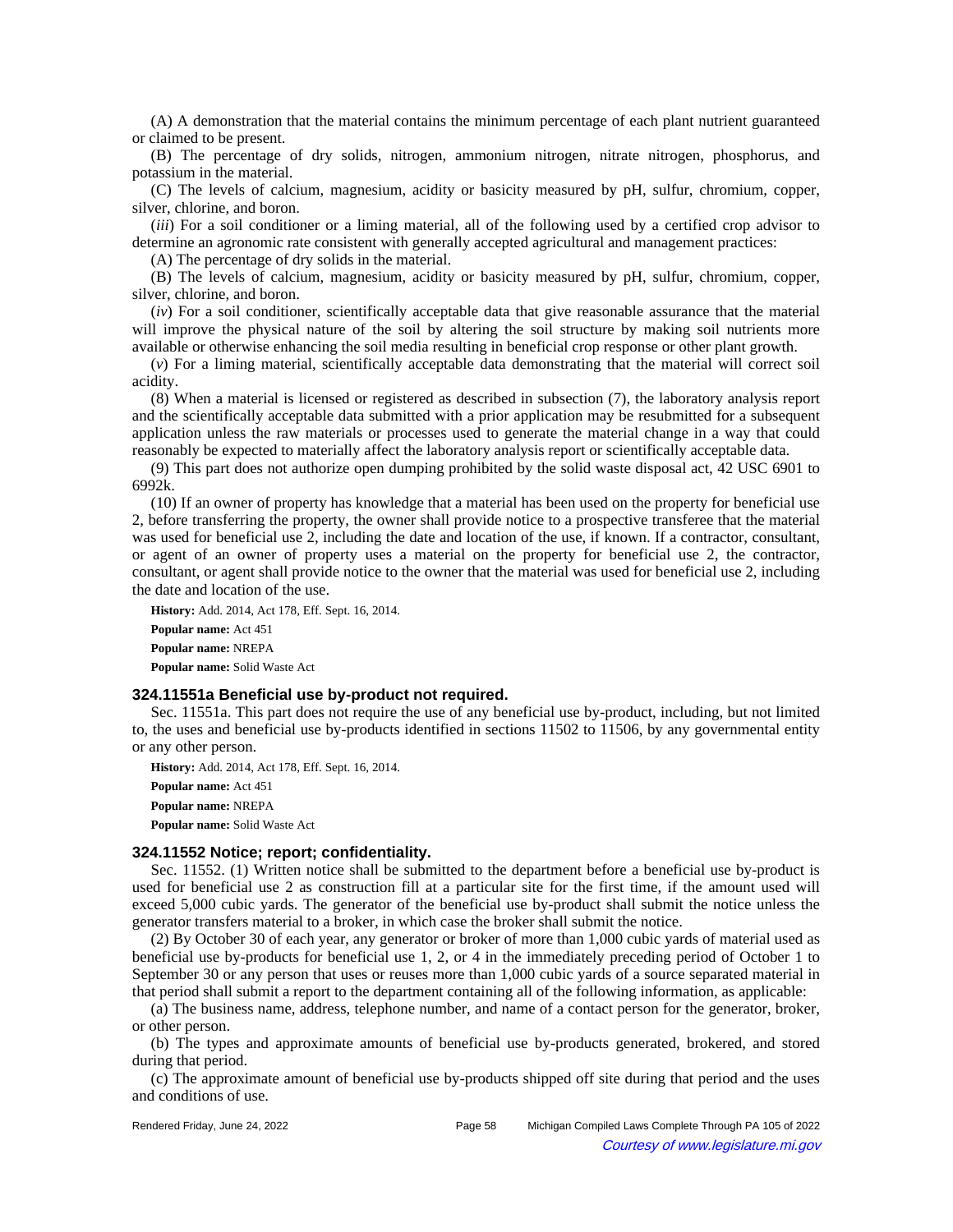(A) A demonstration that the material contains the minimum percentage of each plant nutrient guaranteed or claimed to be present.

(B) The percentage of dry solids, nitrogen, ammonium nitrogen, nitrate nitrogen, phosphorus, and potassium in the material.

(C) The levels of calcium, magnesium, acidity or basicity measured by pH, sulfur, chromium, copper, silver, chlorine, and boron.

(*iii*) For a soil conditioner or a liming material, all of the following used by a certified crop advisor to determine an agronomic rate consistent with generally accepted agricultural and management practices:

(A) The percentage of dry solids in the material.

(B) The levels of calcium, magnesium, acidity or basicity measured by pH, sulfur, chromium, copper, silver, chlorine, and boron.

(*iv*) For a soil conditioner, scientifically acceptable data that give reasonable assurance that the material will improve the physical nature of the soil by altering the soil structure by making soil nutrients more available or otherwise enhancing the soil media resulting in beneficial crop response or other plant growth.

(*v*) For a liming material, scientifically acceptable data demonstrating that the material will correct soil acidity.

(8) When a material is licensed or registered as described in subsection (7), the laboratory analysis report and the scientifically acceptable data submitted with a prior application may be resubmitted for a subsequent application unless the raw materials or processes used to generate the material change in a way that could reasonably be expected to materially affect the laboratory analysis report or scientifically acceptable data.

(9) This part does not authorize open dumping prohibited by the solid waste disposal act, 42 USC 6901 to 6992k.

(10) If an owner of property has knowledge that a material has been used on the property for beneficial use 2, before transferring the property, the owner shall provide notice to a prospective transferee that the material was used for beneficial use 2, including the date and location of the use, if known. If a contractor, consultant, or agent of an owner of property uses a material on the property for beneficial use 2, the contractor, consultant, or agent shall provide notice to the owner that the material was used for beneficial use 2, including the date and location of the use.

**History:** Add. 2014, Act 178, Eff. Sept. 16, 2014.

**Popular name:** Act 451

**Popular name:** NREPA

**Popular name:** Solid Waste Act

### 324.11551a Beneficial use by-product not required.

Sec. 11551a. This part does not require the use of any beneficial use by-product, including, but not limited to, the uses and beneficial use by-products identified in sections 11502 to 11506, by any governmental entity or any other person.

**History:** Add. 2014, Act 178, Eff. Sept. 16, 2014.

**Popular name:** Act 451

**Popular name:** NREPA

**Popular name:** Solid Waste Act

### 324.11552 Notice; report; confidentiality.

Sec. 11552. (1) Written notice shall be submitted to the department before a beneficial use by-product is used for beneficial use 2 as construction fill at a particular site for the first time, if the amount used will exceed 5,000 cubic yards. The generator of the beneficial use by-product shall submit the notice unless the generator transfers material to a broker, in which case the broker shall submit the notice.

(2) By October 30 of each year, any generator or broker of more than 1,000 cubic yards of material used as beneficial use by-products for beneficial use 1, 2, or 4 in the immediately preceding period of October 1 to September 30 or any person that uses or reuses more than 1,000 cubic yards of a source separated material in that period shall submit a report to the department containing all of the following information, as applicable:

(a) The business name, address, telephone number, and name of a contact person for the generator, broker, or other person.

(b) The types and approximate amounts of beneficial use by-products generated, brokered, and stored during that period.

(c) The approximate amount of beneficial use by-products shipped off site during that period and the uses and conditions of use.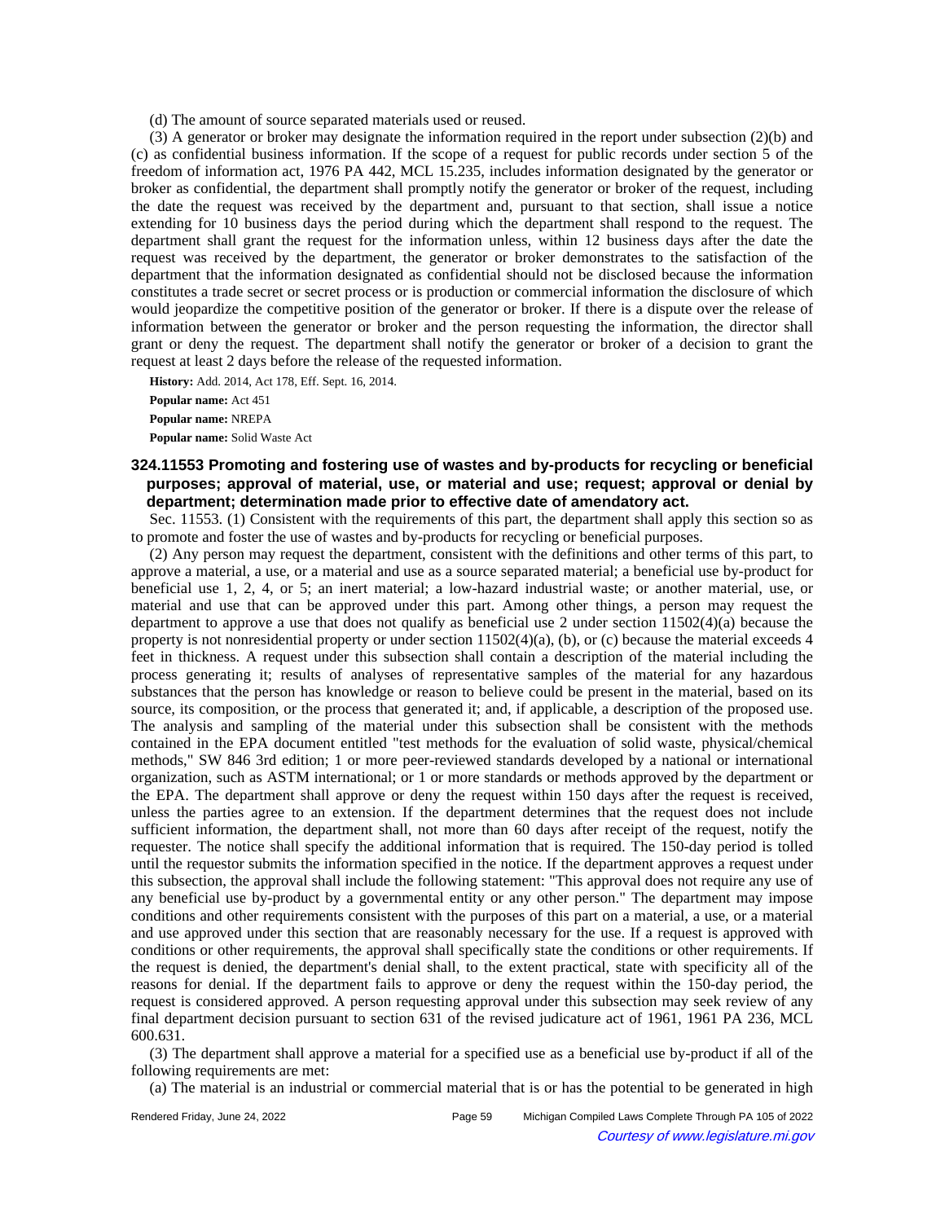(d) The amount of source separated materials used or reused.

(3) A generator or broker may designate the information required in the report under subsection (2)(b) and (c) as confidential business information. If the scope of a request for public records under section 5 of the freedom of information act, 1976 PA 442, MCL 15.235, includes information designated by the generator or broker as confidential, the department shall promptly notify the generator or broker of the request, including the date the request was received by the department and, pursuant to that section, shall issue a notice extending for 10 business days the period during which the department shall respond to the request. The department shall grant the request for the information unless, within 12 business days after the date the request was received by the department, the generator or broker demonstrates to the satisfaction of the department that the information designated as confidential should not be disclosed because the information constitutes a trade secret or secret process or is production or commercial information the disclosure of which would jeopardize the competitive position of the generator or broker. If there is a dispute over the release of information between the generator or broker and the person requesting the information, the director shall grant or deny the request. The department shall notify the generator or broker of a decision to grant the request at least 2 days before the release of the requested information.

**History:** Add. 2014, Act 178, Eff. Sept. 16, 2014.

**Popular name:** Act 451

**Popular name:** NREPA

**Popular name:** Solid Waste Act

### 324.11553 Promoting and fostering use of wastes and by-products for recycling or beneficial purposes; approval of material, use, or material and use; request; approval or denial by department; determination made prior to effective date of amendatory act.

Sec. 11553. (1) Consistent with the requirements of this part, the department shall apply this section so as to promote and foster the use of wastes and by-products for recycling or beneficial purposes.

(2) Any person may request the department, consistent with the definitions and other terms of this part, to approve a material, a use, or a material and use as a source separated material; a beneficial use by-product for beneficial use 1, 2, 4, or 5; an inert material; a low-hazard industrial waste; or another material, use, or material and use that can be approved under this part. Among other things, a person may request the department to approve a use that does not qualify as beneficial use 2 under section 11502(4)(a) because the property is not nonresidential property or under section 11502(4)(a), (b), or (c) because the material exceeds 4 feet in thickness. A request under this subsection shall contain a description of the material including the process generating it; results of analyses of representative samples of the material for any hazardous substances that the person has knowledge or reason to believe could be present in the material, based on its source, its composition, or the process that generated it; and, if applicable, a description of the proposed use. The analysis and sampling of the material under this subsection shall be consistent with the methods contained in the EPA document entitled "test methods for the evaluation of solid waste, physical/chemical methods," SW 846 3rd edition; 1 or more peer-reviewed standards developed by a national or international organization, such as ASTM international; or 1 or more standards or methods approved by the department or the EPA. The department shall approve or deny the request within 150 days after the request is received, unless the parties agree to an extension. If the department determines that the request does not include sufficient information, the department shall, not more than 60 days after receipt of the request, notify the requester. The notice shall specify the additional information that is required. The 150-day period is tolled until the requestor submits the information specified in the notice. If the department approves a request under this subsection, the approval shall include the following statement: "This approval does not require any use of any beneficial use by-product by a governmental entity or any other person." The department may impose conditions and other requirements consistent with the purposes of this part on a material, a use, or a material and use approved under this section that are reasonably necessary for the use. If a request is approved with conditions or other requirements, the approval shall specifically state the conditions or other requirements. If the request is denied, the department's denial shall, to the extent practical, state with specificity all of the reasons for denial. If the department fails to approve or deny the request within the 150-day period, the request is considered approved. A person requesting approval under this subsection may seek review of any final department decision pursuant to section 631 of the revised judicature act of 1961, 1961 PA 236, MCL 600.631.

(3) The department shall approve a material for a specified use as a beneficial use by-product if all of the following requirements are met:

(a) The material is an industrial or commercial material that is or has the potential to be generated in high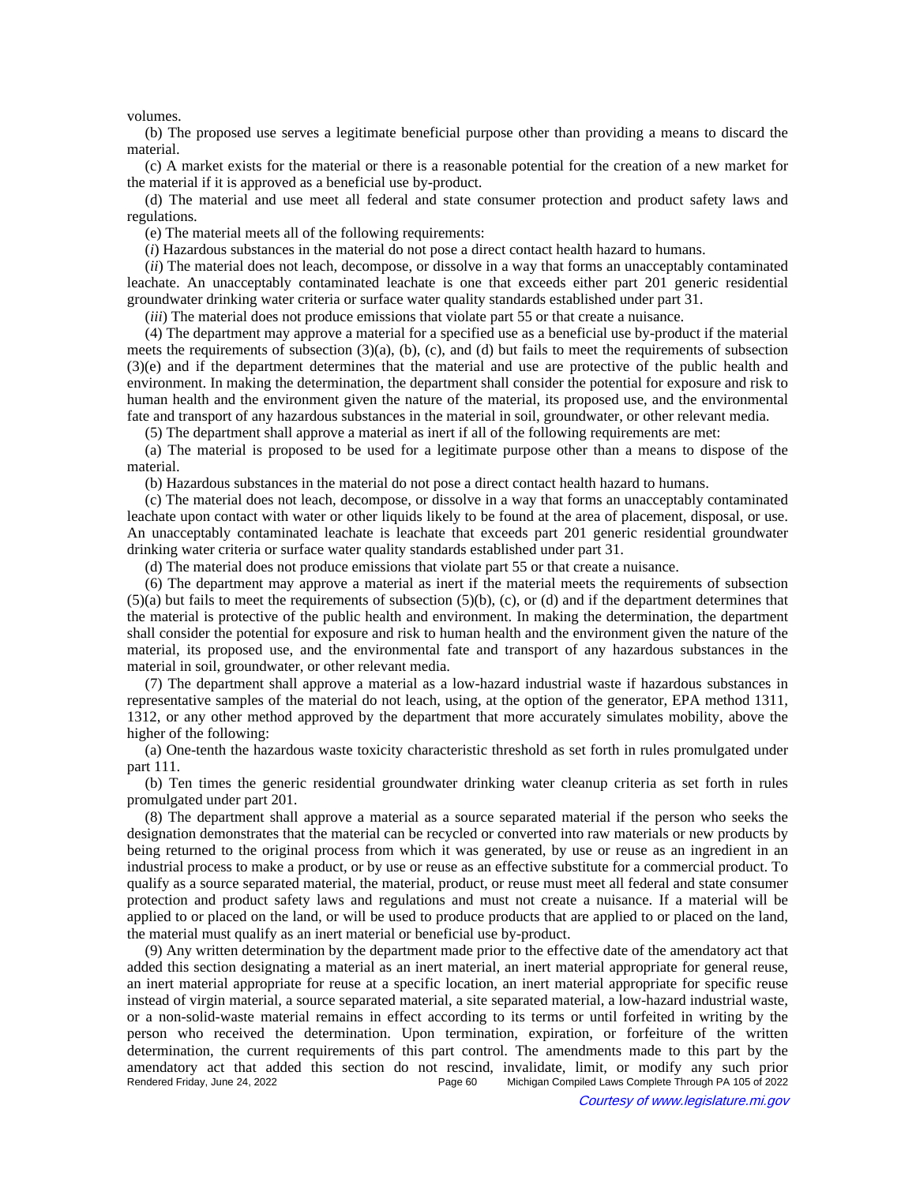volumes.

(b) The proposed use serves a legitimate beneficial purpose other than providing a means to discard the material.

(c) A market exists for the material or there is a reasonable potential for the creation of a new market for the material if it is approved as a beneficial use by-product.

(d) The material and use meet all federal and state consumer protection and product safety laws and regulations.

(e) The material meets all of the following requirements:

(*i*) Hazardous substances in the material do not pose a direct contact health hazard to humans.

(*ii*) The material does not leach, decompose, or dissolve in a way that forms an unacceptably contaminated leachate. An unacceptably contaminated leachate is one that exceeds either part 201 generic residential groundwater drinking water criteria or surface water quality standards established under part 31.

(*iii*) The material does not produce emissions that violate part 55 or that create a nuisance.

(4) The department may approve a material for a specified use as a beneficial use by-product if the material meets the requirements of subsection (3)(a), (b), (c), and (d) but fails to meet the requirements of subsection (3)(e) and if the department determines that the material and use are protective of the public health and environment. In making the determination, the department shall consider the potential for exposure and risk to human health and the environment given the nature of the material, its proposed use, and the environmental fate and transport of any hazardous substances in the material in soil, groundwater, or other relevant media.

(5) The department shall approve a material as inert if all of the following requirements are met:

(a) The material is proposed to be used for a legitimate purpose other than a means to dispose of the material.

(b) Hazardous substances in the material do not pose a direct contact health hazard to humans.

(c) The material does not leach, decompose, or dissolve in a way that forms an unacceptably contaminated leachate upon contact with water or other liquids likely to be found at the area of placement, disposal, or use. An unacceptably contaminated leachate is leachate that exceeds part 201 generic residential groundwater drinking water criteria or surface water quality standards established under part 31.

(d) The material does not produce emissions that violate part 55 or that create a nuisance.

(6) The department may approve a material as inert if the material meets the requirements of subsection (5)(a) but fails to meet the requirements of subsection (5)(b), (c), or (d) and if the department determines that the material is protective of the public health and environment. In making the determination, the department shall consider the potential for exposure and risk to human health and the environment given the nature of the material, its proposed use, and the environmental fate and transport of any hazardous substances in the material in soil, groundwater, or other relevant media.

(7) The department shall approve a material as a low-hazard industrial waste if hazardous substances in representative samples of the material do not leach, using, at the option of the generator, EPA method 1311, 1312, or any other method approved by the department that more accurately simulates mobility, above the higher of the following:

(a) One-tenth the hazardous waste toxicity characteristic threshold as set forth in rules promulgated under part 111.

(b) Ten times the generic residential groundwater drinking water cleanup criteria as set forth in rules promulgated under part 201.

(8) The department shall approve a material as a source separated material if the person who seeks the designation demonstrates that the material can be recycled or converted into raw materials or new products by being returned to the original process from which it was generated, by use or reuse as an ingredient in an industrial process to make a product, or by use or reuse as an effective substitute for a commercial product. To qualify as a source separated material, the material, product, or reuse must meet all federal and state consumer protection and product safety laws and regulations and must not create a nuisance. If a material will be applied to or placed on the land, or will be used to produce products that are applied to or placed on the land, the material must qualify as an inert material or beneficial use by-product.

(9) Any written determination by the department made prior to the effective date of the amendatory act that added this section designating a material as an inert material, an inert material appropriate for general reuse, an inert material appropriate for reuse at a specific location, an inert material appropriate for specific reuse instead of virgin material, a source separated material, a site separated material, a low-hazard industrial waste, or a non-solid-waste material remains in effect according to its terms or until forfeited in writing by the person who received the determination. Upon termination, expiration, or forfeiture of the written determination, the current requirements of this part control. The amendments made to this part by the amendatory act that added this section do not rescind, invalidate, limit, or modify any such prior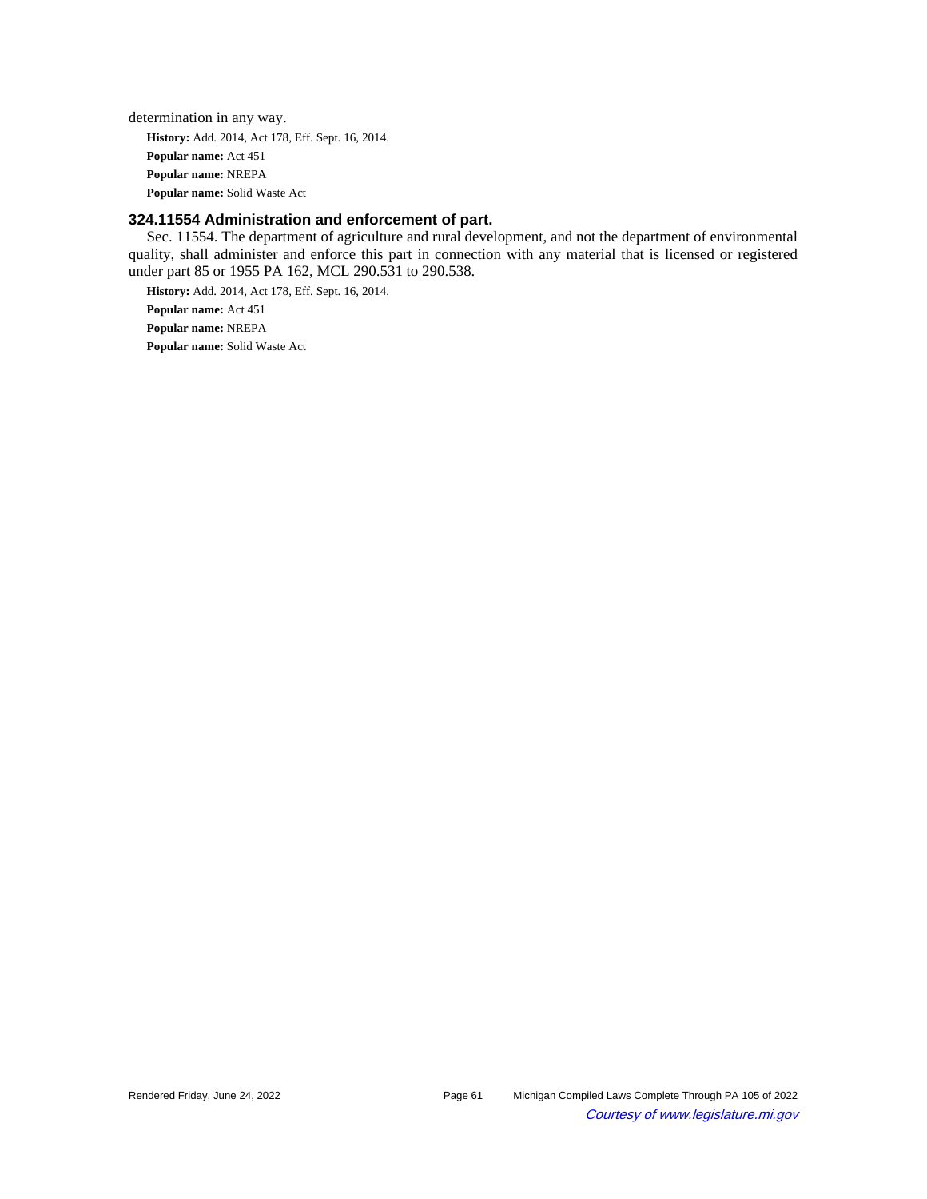determination in any way.

**History:** Add. 2014, Act 178, Eff. Sept. 16, 2014.

**Popular name:** Act 451

**Popular name:** NREPA

**Popular name:** Solid Waste Act

### 324.11554 Administration and enforcement of part.

Sec. 11554. The department of agriculture and rural development, and not the department of environmental quality, shall administer and enforce this part in connection with any material that is licensed or registered under part 85 or 1955 PA 162, MCL 290.531 to 290.538.

**History:** Add. 2014, Act 178, Eff. Sept. 16, 2014.

**Popular name:** Act 451

**Popular name:** NREPA

**Popular name:** Solid Waste Act